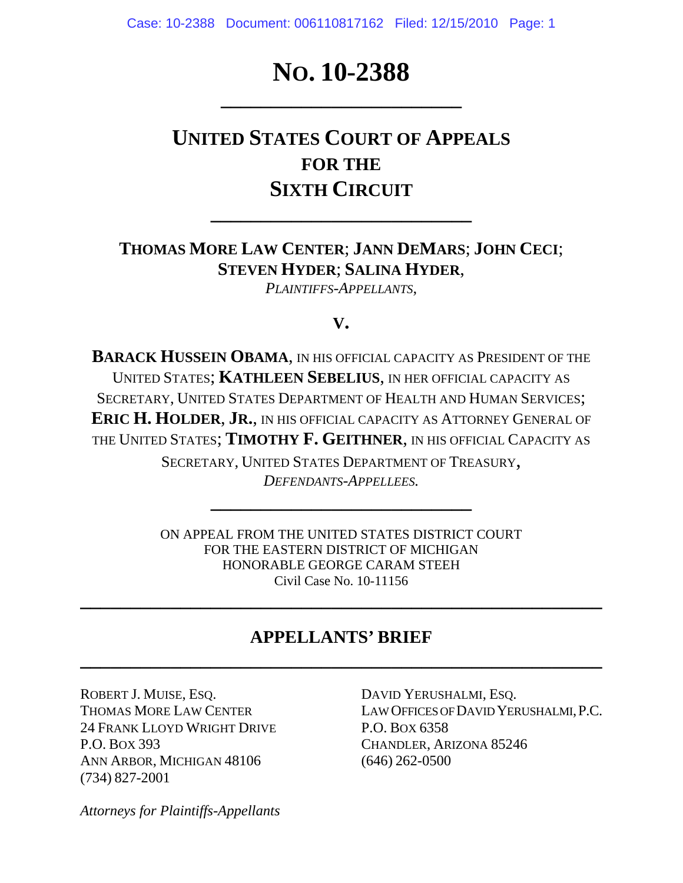# NO. 10-2388

---

## UNITED STATES COURT OF APPEALS
## FOR THE
## SIXTH CIRCUIT

---

**THOMAS MORE LAW CENTER**; **JANN DEMARS**; **JOHN CECI**; **STEVEN HYDER**; **SALINA HYDER**,

*PLAINTIFFS-APPELLANTS*,

**V.**

**BARACK HUSSEIN OBAMA**, IN HIS OFFICIAL CAPACITY AS PRESIDENT OF THE UNITED STATES; **KATHLEEN SEBELIUS**, IN HER OFFICIAL CAPACITY AS SECRETARY, UNITED STATES DEPARTMENT OF HEALTH AND HUMAN SERVICES; **ERIC H. HOLDER**, **JR.**, IN HIS OFFICIAL CAPACITY AS ATTORNEY GENERAL OF THE UNITED STATES; **TIMOTHY F. GEITHNER**, IN HIS OFFICIAL CAPACITY AS SECRETARY, UNITED STATES DEPARTMENT OF TREASURY,

*DEFENDANTS-APPELLEES.*

---

ON APPEAL FROM THE UNITED STATES DISTRICT COURT
FOR THE EASTERN DISTRICT OF MICHIGAN
HONORABLE GEORGE CARAM STEEH
Civil Case No. 10-11156

---

## APPELLANTS' BRIEF

---

ROBERT J. MUISE, ESQ.
THOMAS MORE LAW CENTER
24 FRANK LLOYD WRIGHT DRIVE
P.O. BOX 393
ANN ARBOR, MICHIGAN 48106
(734) 827-2001

DAVID YERUSHALMI, ESQ.
LAW OFFICES OF DAVID YERUSHALMI, P.C.
P.O. BOX 6358
CHANDLER, ARIZONA 85246
(646) 262-0500

*Attorneys for Plaintiffs-Appellants*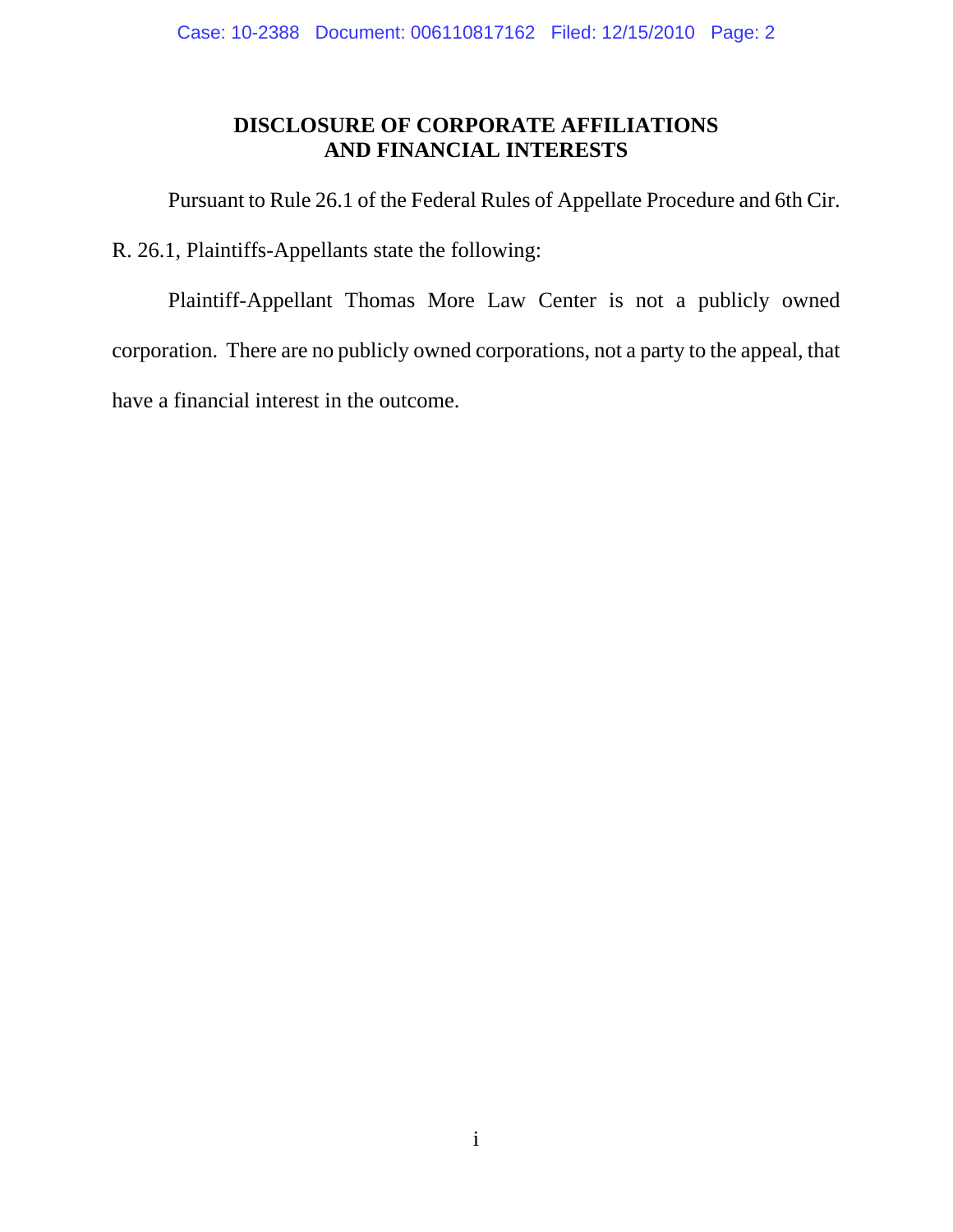## DISCLOSURE OF CORPORATE AFFILIATIONS AND FINANCIAL INTERESTS

Pursuant to Rule 26.1 of the Federal Rules of Appellate Procedure and 6th Cir. R. 26.1, Plaintiffs-Appellants state the following:

Plaintiff-Appellant Thomas More Law Center is not a publicly owned corporation. There are no publicly owned corporations, not a party to the appeal, that have a financial interest in the outcome.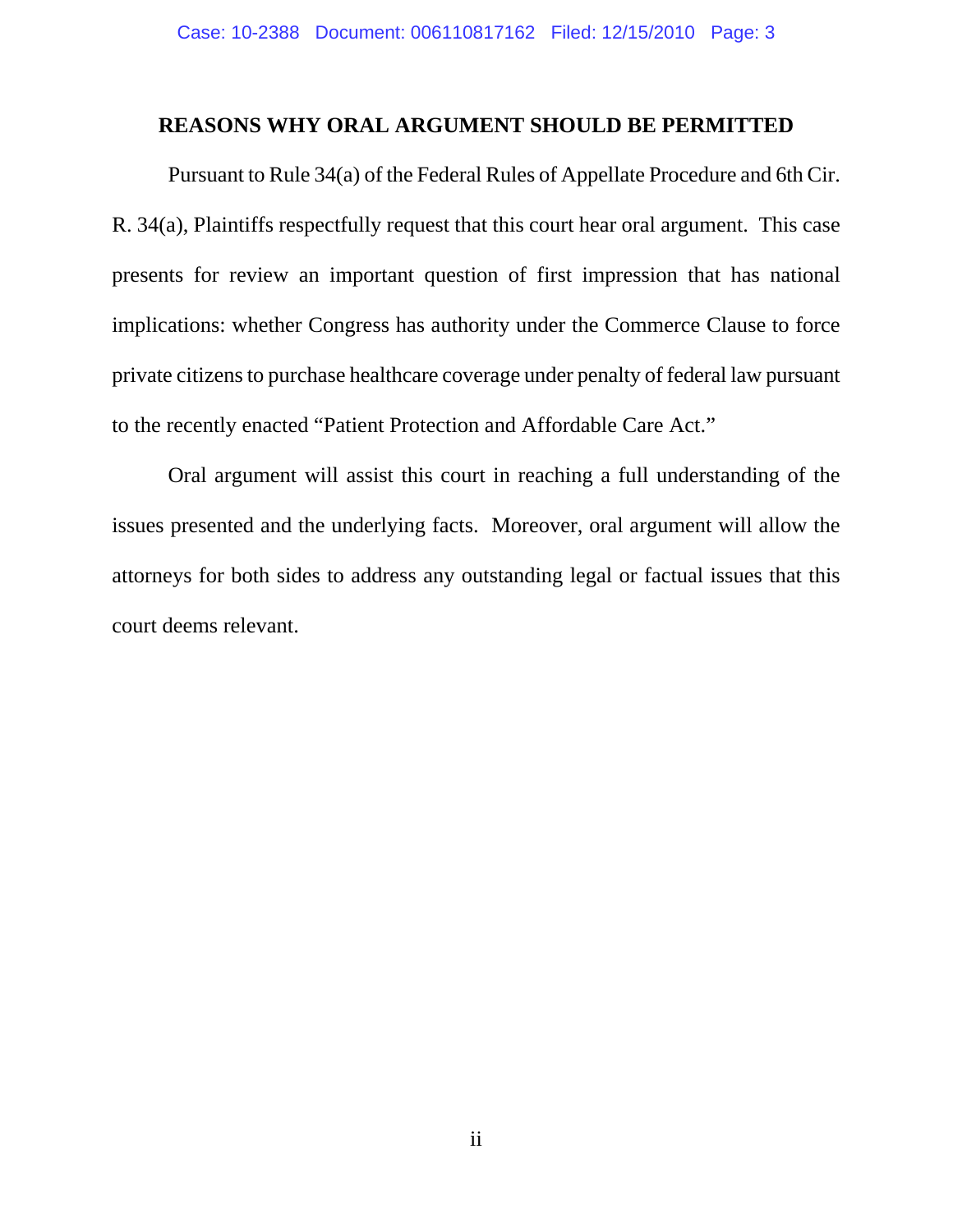## REASONS WHY ORAL ARGUMENT SHOULD BE PERMITTED

Pursuant to Rule 34(a) of the Federal Rules of Appellate Procedure and 6th Cir. R. 34(a), Plaintiffs respectfully request that this court hear oral argument. This case presents for review an important question of first impression that has national implications: whether Congress has authority under the Commerce Clause to force private citizens to purchase healthcare coverage under penalty of federal law pursuant to the recently enacted "Patient Protection and Affordable Care Act."

Oral argument will assist this court in reaching a full understanding of the issues presented and the underlying facts. Moreover, oral argument will allow the attorneys for both sides to address any outstanding legal or factual issues that this court deems relevant.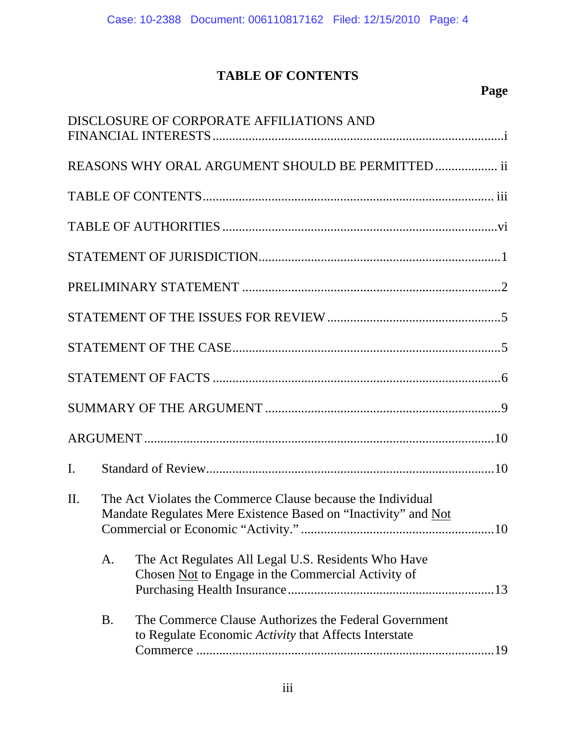# TABLE OF CONTENTS

**Page**

DISCLOSURE OF CORPORATE AFFILIATIONS AND FINANCIAL INTERESTS .......... i

REASONS WHY ORAL ARGUMENT SHOULD BE PERMITTED .......... ii

TABLE OF CONTENTS .......... iii

TABLE OF AUTHORITIES .......... vi

STATEMENT OF JURISDICTION .......... 1

PRELIMINARY STATEMENT .......... 2

STATEMENT OF THE ISSUES FOR REVIEW .......... 5

STATEMENT OF THE CASE .......... 5

STATEMENT OF FACTS .......... 6

SUMMARY OF THE ARGUMENT .......... 9

ARGUMENT .......... 10

I. Standard of Review .......... 10

II. The Act Violates the Commerce Clause because the Individual Mandate Regulates Mere Existence Based on "Inactivity" and <u>Not</u> Commercial or Economic "Activity." .......... 10

  A. The Act Regulates All Legal U.S. Residents Who Have Chosen <u>Not</u> to Engage in the Commercial Activity of Purchasing Health Insurance .......... 13

  B. The Commerce Clause Authorizes the Federal Government to Regulate Economic *Activity* that Affects Interstate Commerce .......... 19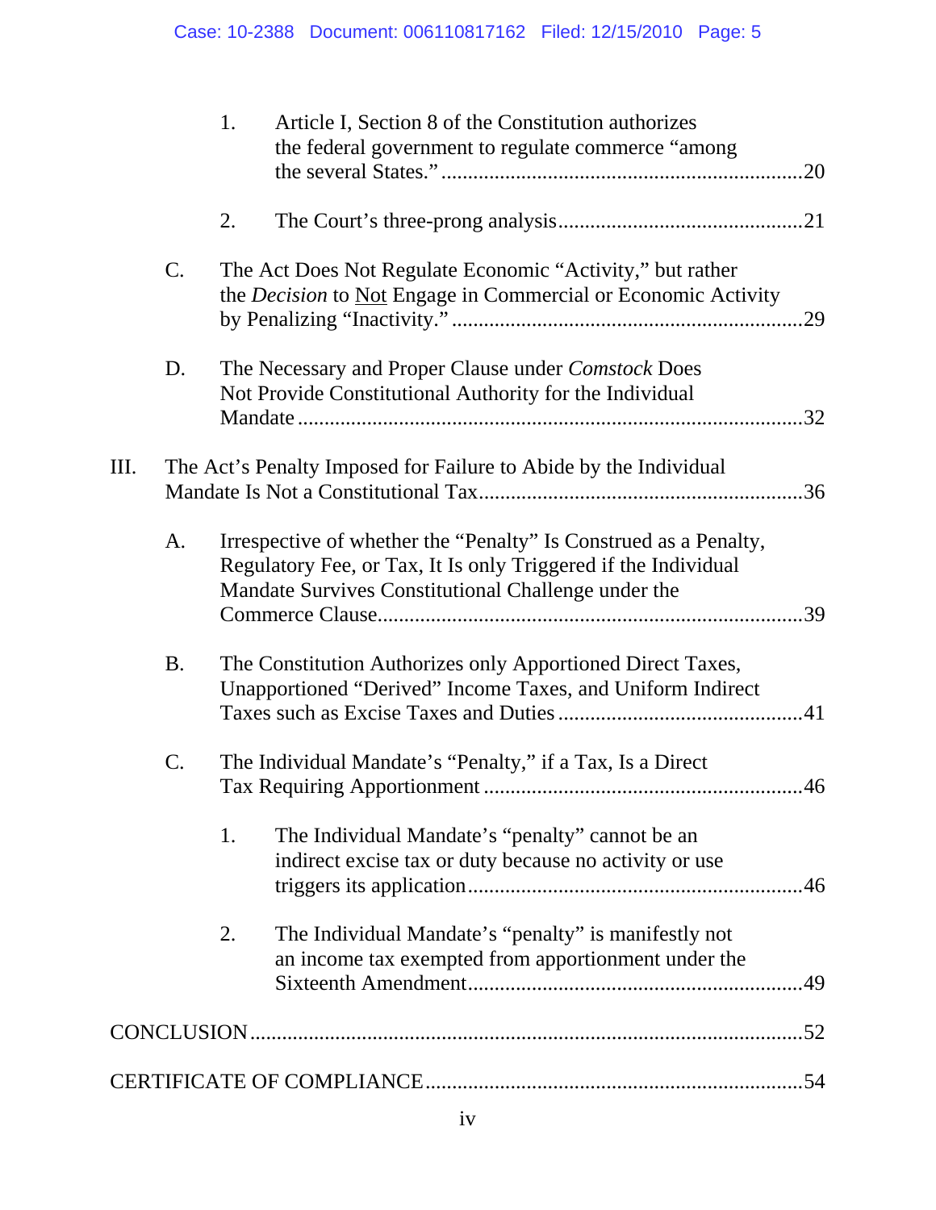1. Article I, Section 8 of the Constitution authorizes the federal government to regulate commerce "among the several States." ....................................................................20

2. The Court's three-prong analysis..............................................21

C. The Act Does Not Regulate Economic "Activity," but rather the *Decision* to <u>Not</u> Engage in Commercial or Economic Activity by Penalizing "Inactivity." ..................................................................29

D. The Necessary and Proper Clause under *Comstock* Does Not Provide Constitutional Authority for the Individual Mandate ...............................................................................32

III. The Act's Penalty Imposed for Failure to Abide by the Individual Mandate Is Not a Constitutional Tax.............................................................36

A. Irrespective of whether the "Penalty" Is Construed as a Penalty, Regulatory Fee, or Tax, It Is only Triggered if the Individual Mandate Survives Constitutional Challenge under the Commerce Clause...............................................................................39

B. The Constitution Authorizes only Apportioned Direct Taxes, Unapportioned "Derived" Income Taxes, and Uniform Indirect Taxes such as Excise Taxes and Duties .............................................41

C. The Individual Mandate's "Penalty," if a Tax, Is a Direct Tax Requiring Apportionment ...........................................................46

1. The Individual Mandate's "penalty" cannot be an indirect excise tax or duty because no activity or use triggers its application..............................................................46

2. The Individual Mandate's "penalty" is manifestly not an income tax exempted from apportionment under the Sixteenth Amendment..............................................................49

CONCLUSION.......................................................................................................52

CERTIFICATE OF COMPLIANCE......................................................................54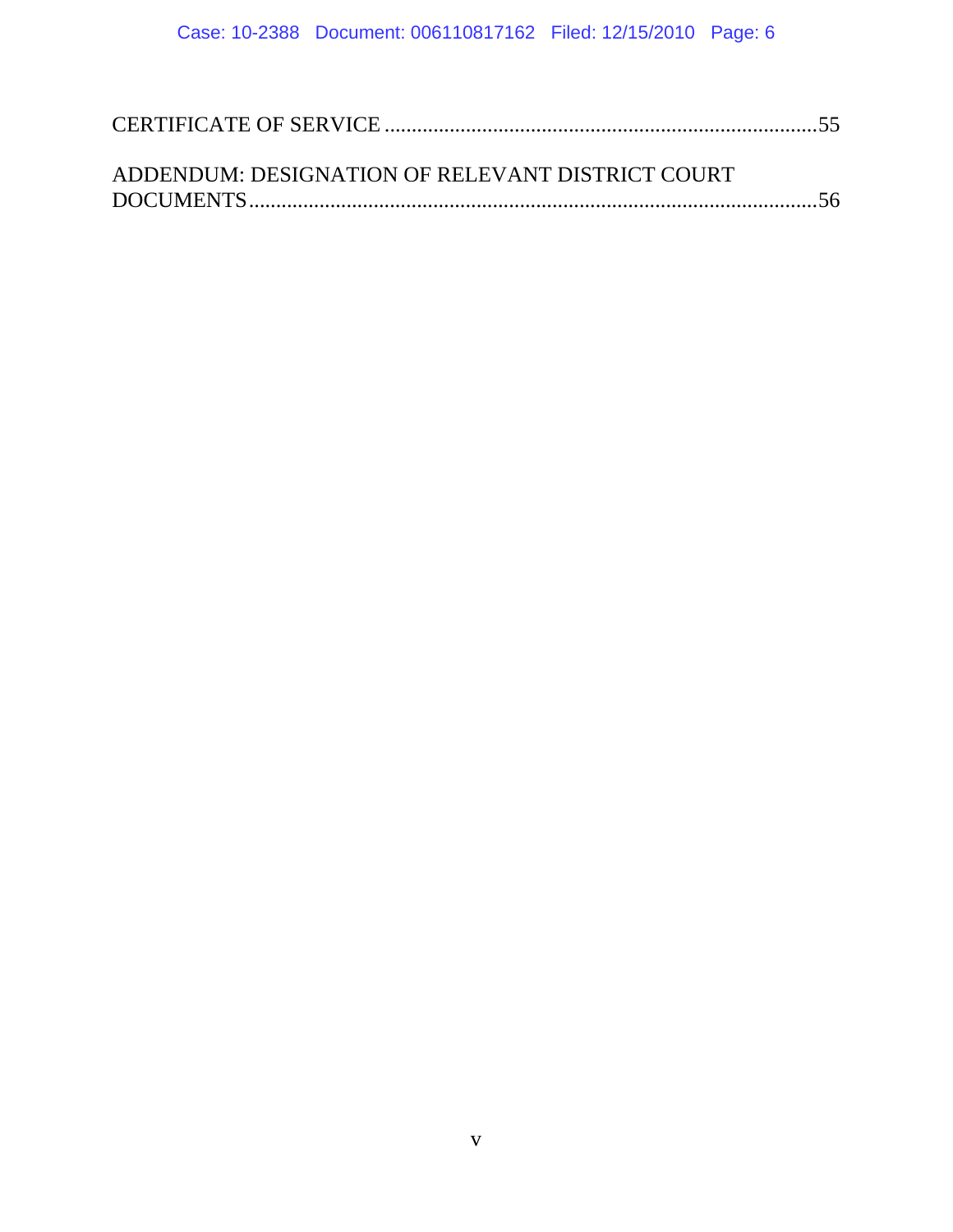CERTIFICATE OF SERVICE ..............................................................................55

ADDENDUM: DESIGNATION OF RELEVANT DISTRICT COURT DOCUMENTS.........................................................................................................56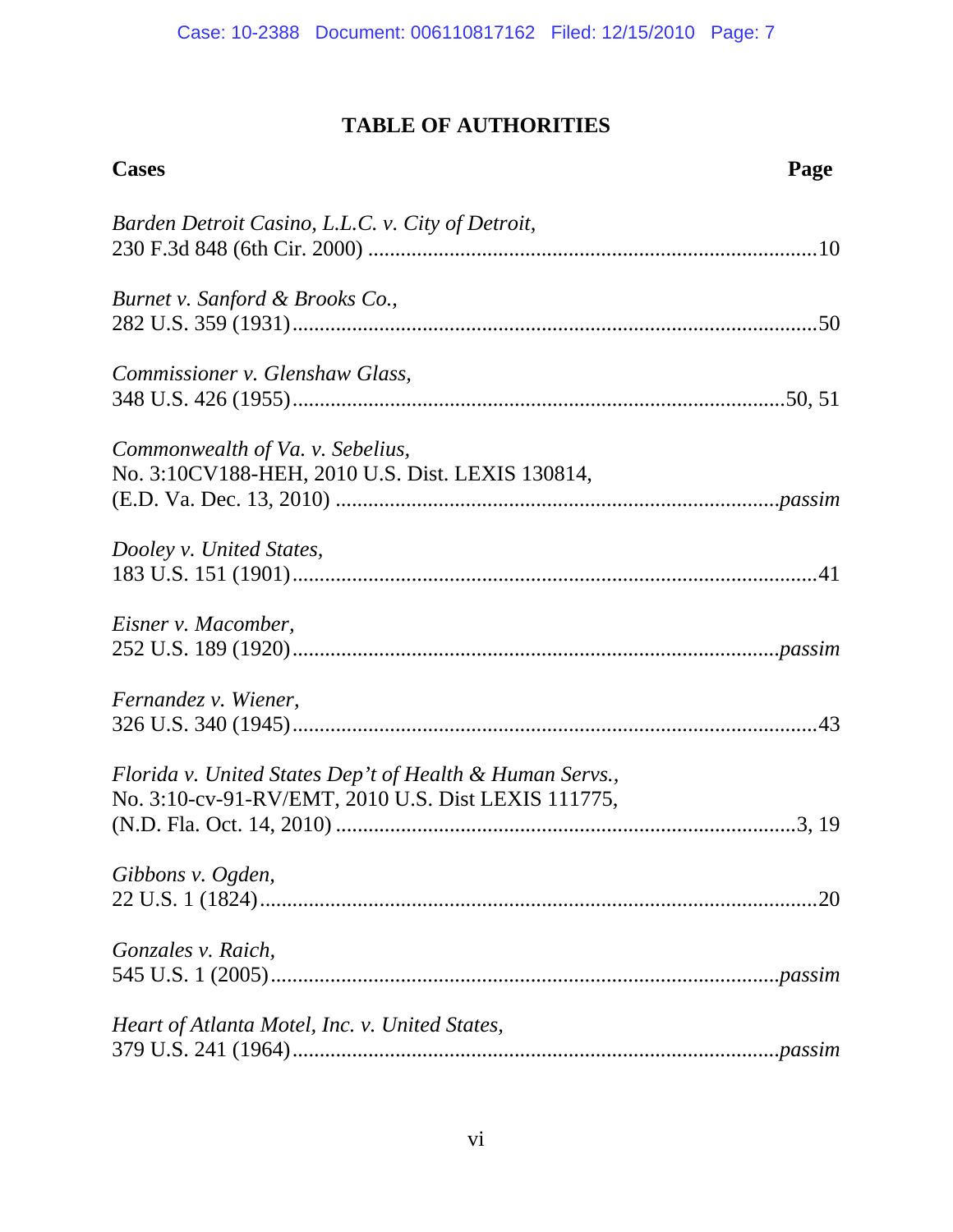# TABLE OF AUTHORITIES

| Cases | Page |
|---|---|
| *Barden Detroit Casino, L.L.C. v. City of Detroit,* 230 F.3d 848 (6th Cir. 2000) | 10 |
| *Burnet v. Sanford & Brooks Co.,* 282 U.S. 359 (1931) | 50 |
| *Commissioner v. Glenshaw Glass,* 348 U.S. 426 (1955) | 50, 51 |
| *Commonwealth of Va. v. Sebelius,* No. 3:10CV188-HEH, 2010 U.S. Dist. LEXIS 130814, (E.D. Va. Dec. 13, 2010) | *passim* |
| *Dooley v. United States,* 183 U.S. 151 (1901) | 41 |
| *Eisner v. Macomber,* 252 U.S. 189 (1920) | *passim* |
| *Fernandez v. Wiener,* 326 U.S. 340 (1945) | 43 |
| *Florida v. United States Dep't of Health & Human Servs.,* No. 3:10-cv-91-RV/EMT, 2010 U.S. Dist LEXIS 111775, (N.D. Fla. Oct. 14, 2010) | 3, 19 |
| *Gibbons v. Ogden,* 22 U.S. 1 (1824) | 20 |
| *Gonzales v. Raich,* 545 U.S. 1 (2005) | *passim* |
| *Heart of Atlanta Motel, Inc. v. United States,* 379 U.S. 241 (1964) | *passim* |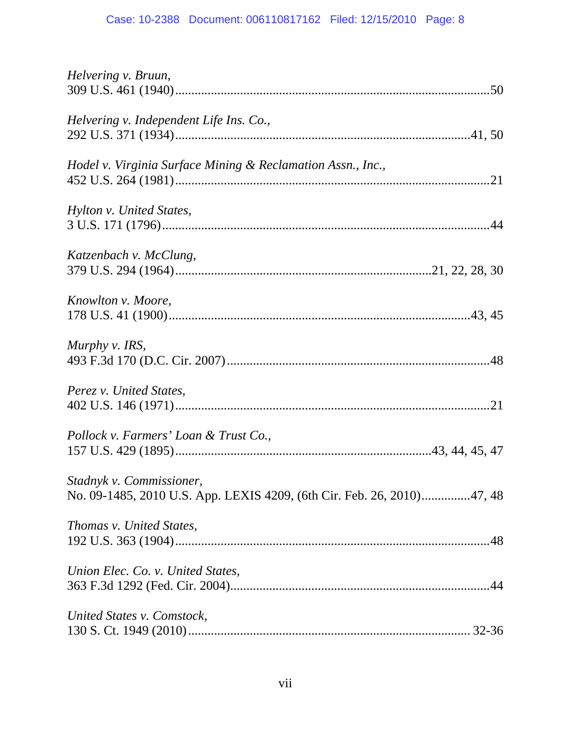*Helvering v. Bruun*,
309 U.S. 461 (1940) ................................................................................................50

*Helvering v. Independent Life Ins. Co.*,
292 U.S. 371 (1934) ..........................................................................................41, 50

*Hodel v. Virginia Surface Mining & Reclamation Assn., Inc.*,
452 U.S. 264 (1981) ................................................................................................21

*Hylton v. United States*,
3 U.S. 171 (1796) ....................................................................................................44

*Katzenbach v. McClung*,
379 U.S. 294 (1964) ..............................................................................21, 22, 28, 30

*Knowlton v. Moore*,
178 U.S. 41 (1900) ...........................................................................................43, 45

*Murphy v. IRS*,
493 F.3d 170 (D.C. Cir. 2007) ................................................................................48

*Perez v. United States*,
402 U.S. 146 (1971) ................................................................................................21

*Pollock v. Farmers' Loan & Trust Co.*,
157 U.S. 429 (1895) ..............................................................................43, 44, 45, 47

*Stadnyk v. Commissioner*,
No. 09-1485, 2010 U.S. App. LEXIS 4209, (6th Cir. Feb. 26, 2010)...............47, 48

*Thomas v. United States*,
192 U.S. 363 (1904) ................................................................................................48

*Union Elec. Co. v. United States*,
363 F.3d 1292 (Fed. Cir. 2004)...............................................................................44

*United States v. Comstock*,
130 S. Ct. 1949 (2010) ...................................................................................... 32-36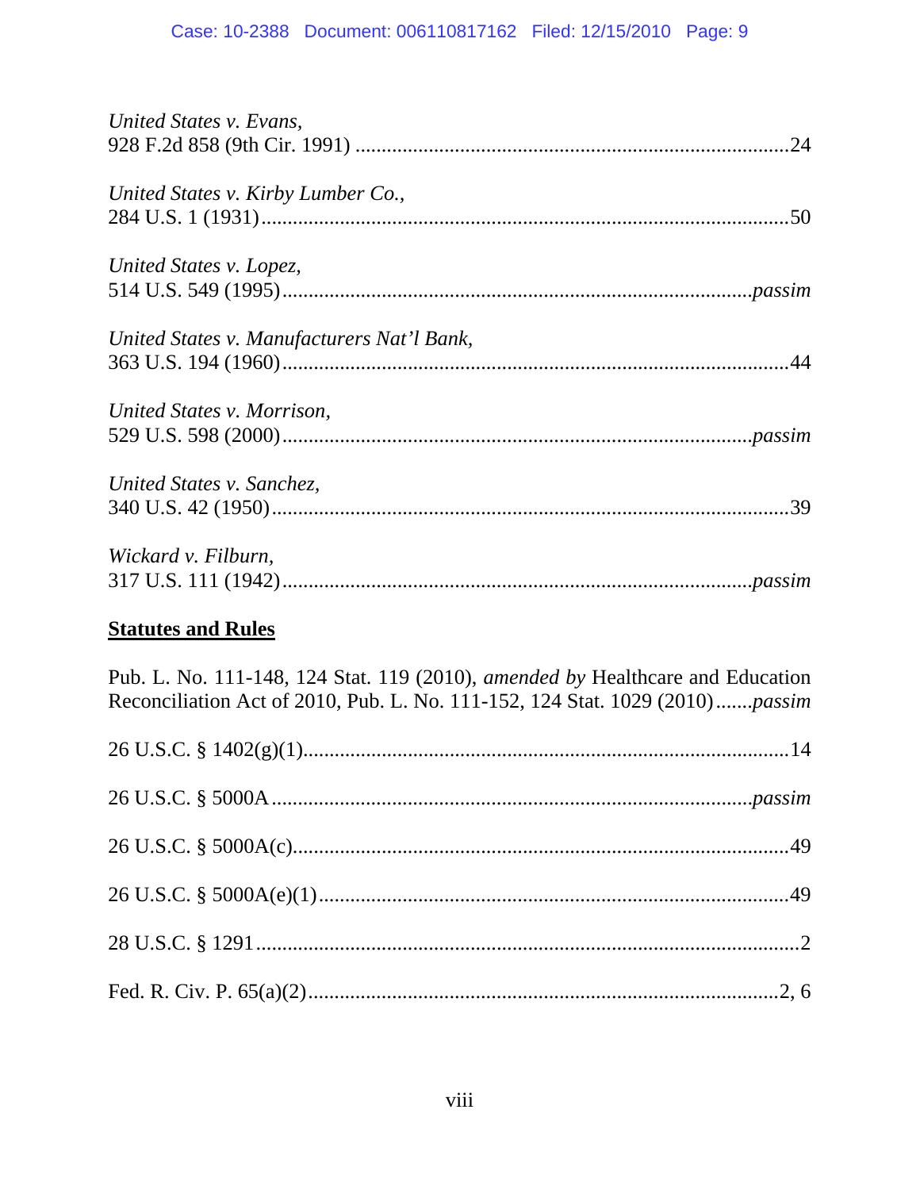*United States v. Evans*,
928 F.2d 858 (9th Cir. 1991) ..................................................................................24

*United States v. Kirby Lumber Co.*,
284 U.S. 1 (1931)......................................................................................................50

*United States v. Lopez*,
514 U.S. 549 (1995)..........................................................................................*passim*

*United States v. Manufacturers Nat'l Bank*,
363 U.S. 194 (1960)..................................................................................................44

*United States v. Morrison*,
529 U.S. 598 (2000)..........................................................................................*passim*

*United States v. Sanchez*,
340 U.S. 42 (1950)....................................................................................................39

*Wickard v. Filburn*,
317 U.S. 111 (1942)..........................................................................................*passim*

**Statutes and Rules**

Pub. L. No. 111-148, 124 Stat. 119 (2010), *amended by* Healthcare and Education Reconciliation Act of 2010, Pub. L. No. 111-152, 124 Stat. 1029 (2010).......*passim*

26 U.S.C. § 1402(g)(1)..............................................................................................14

26 U.S.C. § 5000A .............................................................................................*passim*

26 U.S.C. § 5000A(c)................................................................................................49

26 U.S.C. § 5000A(e)(1)...........................................................................................49

28 U.S.C. § 1291 .........................................................................................................2

Fed. R. Civ. P. 65(a)(2)...........................................................................................2, 6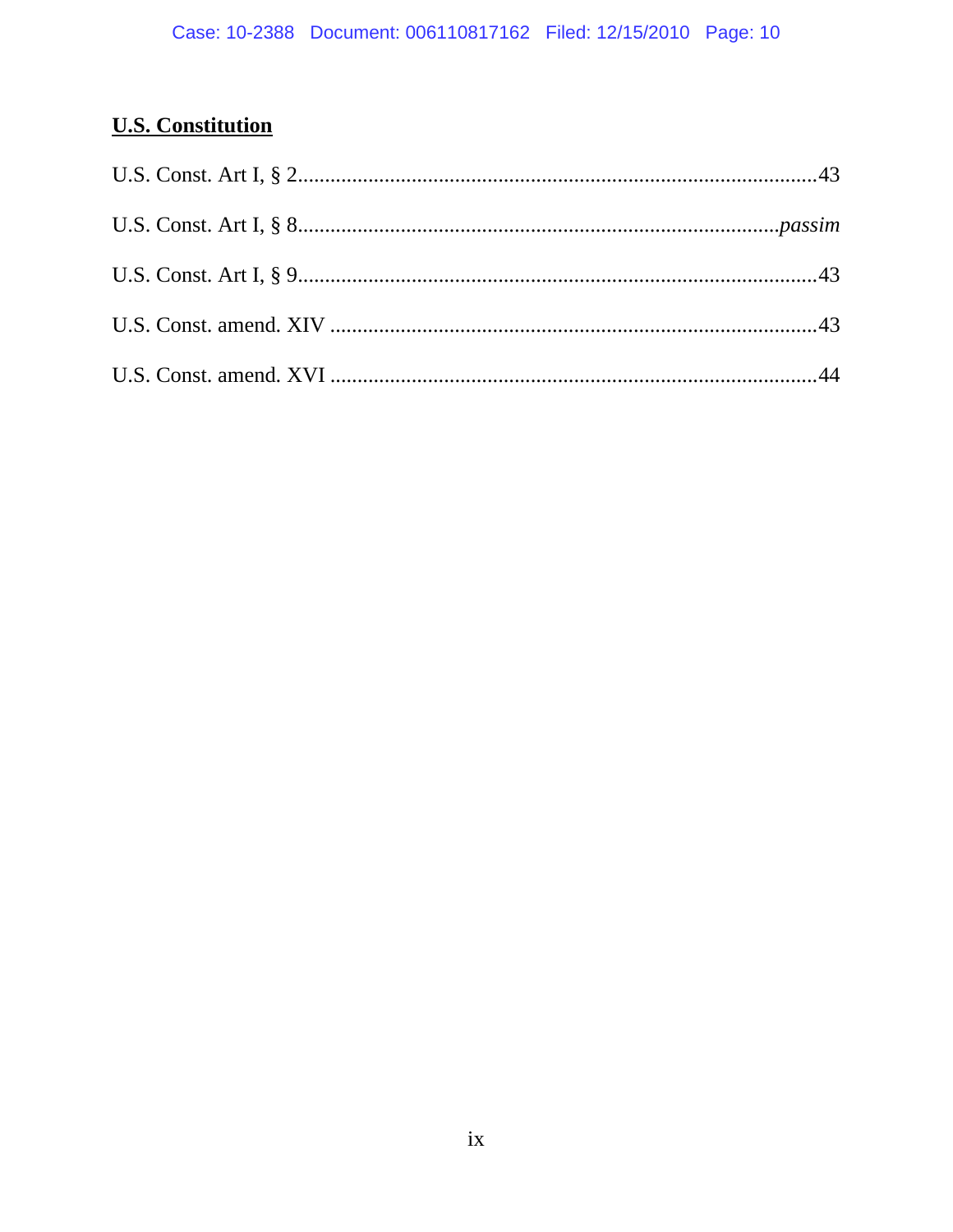**<u>U.S. Constitution</u>**

U.S. Const. Art I, § 2..................................................................................................43

U.S. Const. Art I, § 8..................................................................................................*passim*

U.S. Const. Art I, § 9..................................................................................................43

U.S. Const. amend. XIV ..........................................................................................43

U.S. Const. amend. XVI ..........................................................................................44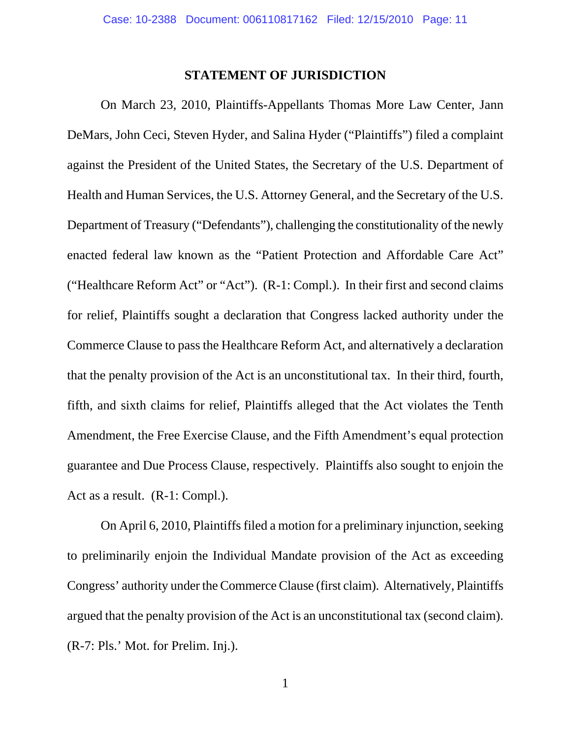## STATEMENT OF JURISDICTION

On March 23, 2010, Plaintiffs-Appellants Thomas More Law Center, Jann DeMars, John Ceci, Steven Hyder, and Salina Hyder ("Plaintiffs") filed a complaint against the President of the United States, the Secretary of the U.S. Department of Health and Human Services, the U.S. Attorney General, and the Secretary of the U.S. Department of Treasury ("Defendants"), challenging the constitutionality of the newly enacted federal law known as the "Patient Protection and Affordable Care Act" ("Healthcare Reform Act" or "Act"). (R-1: Compl.). In their first and second claims for relief, Plaintiffs sought a declaration that Congress lacked authority under the Commerce Clause to pass the Healthcare Reform Act, and alternatively a declaration that the penalty provision of the Act is an unconstitutional tax. In their third, fourth, fifth, and sixth claims for relief, Plaintiffs alleged that the Act violates the Tenth Amendment, the Free Exercise Clause, and the Fifth Amendment's equal protection guarantee and Due Process Clause, respectively. Plaintiffs also sought to enjoin the Act as a result. (R-1: Compl.).

On April 6, 2010, Plaintiffs filed a motion for a preliminary injunction, seeking to preliminarily enjoin the Individual Mandate provision of the Act as exceeding Congress' authority under the Commerce Clause (first claim). Alternatively, Plaintiffs argued that the penalty provision of the Act is an unconstitutional tax (second claim). (R-7: Pls.' Mot. for Prelim. Inj.).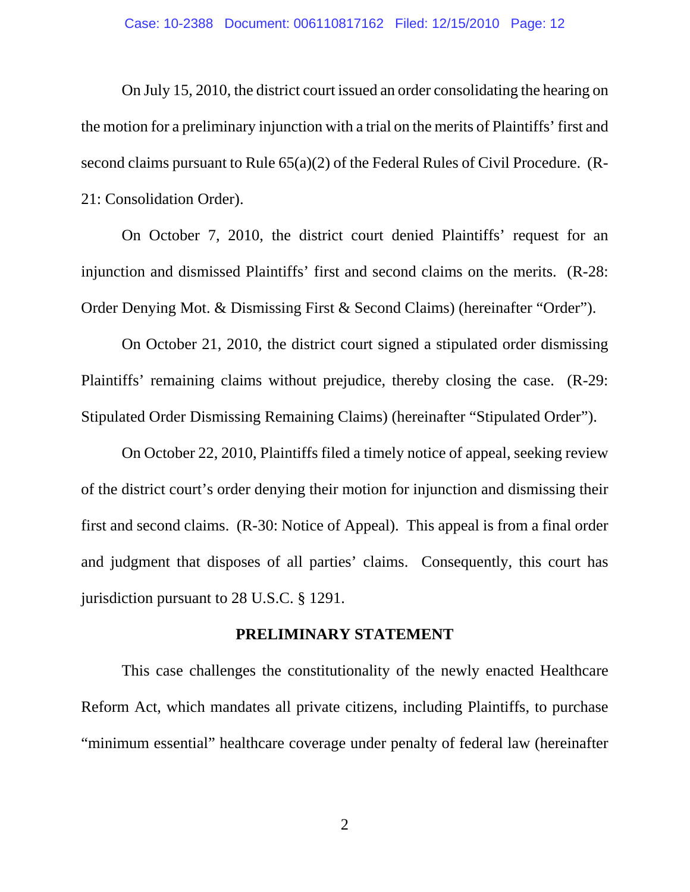On July 15, 2010, the district court issued an order consolidating the hearing on the motion for a preliminary injunction with a trial on the merits of Plaintiffs' first and second claims pursuant to Rule 65(a)(2) of the Federal Rules of Civil Procedure. (R-21: Consolidation Order).

On October 7, 2010, the district court denied Plaintiffs' request for an injunction and dismissed Plaintiffs' first and second claims on the merits. (R-28: Order Denying Mot. & Dismissing First & Second Claims) (hereinafter "Order").

On October 21, 2010, the district court signed a stipulated order dismissing Plaintiffs' remaining claims without prejudice, thereby closing the case. (R-29: Stipulated Order Dismissing Remaining Claims) (hereinafter "Stipulated Order").

On October 22, 2010, Plaintiffs filed a timely notice of appeal, seeking review of the district court's order denying their motion for injunction and dismissing their first and second claims. (R-30: Notice of Appeal). This appeal is from a final order and judgment that disposes of all parties' claims. Consequently, this court has jurisdiction pursuant to 28 U.S.C. § 1291.

## PRELIMINARY STATEMENT

This case challenges the constitutionality of the newly enacted Healthcare Reform Act, which mandates all private citizens, including Plaintiffs, to purchase "minimum essential" healthcare coverage under penalty of federal law (hereinafter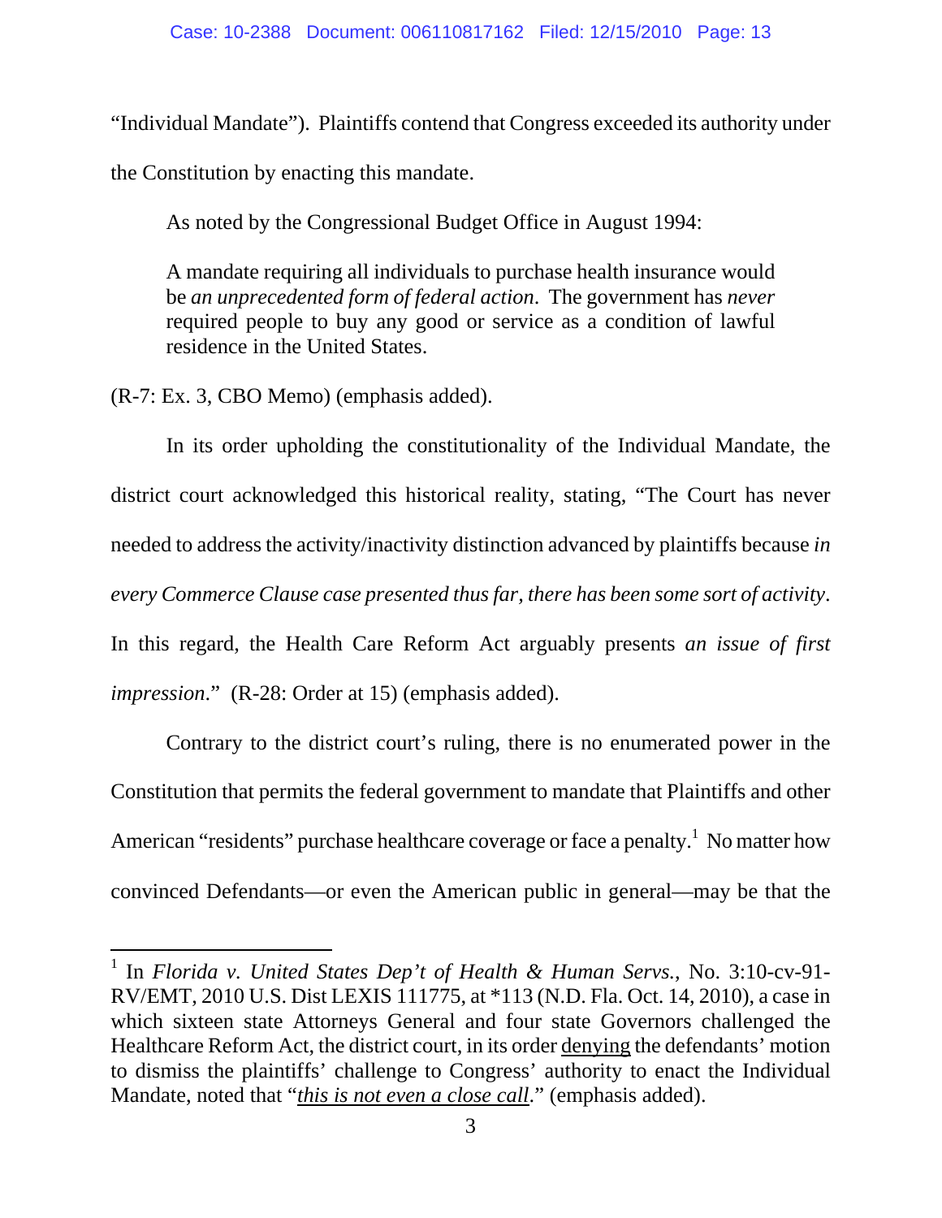"Individual Mandate"). Plaintiffs contend that Congress exceeded its authority under the Constitution by enacting this mandate.

As noted by the Congressional Budget Office in August 1994:

> A mandate requiring all individuals to purchase health insurance would be *an unprecedented form of federal action*. The government has *never* required people to buy any good or service as a condition of lawful residence in the United States.

(R-7: Ex. 3, CBO Memo) (emphasis added).

In its order upholding the constitutionality of the Individual Mandate, the district court acknowledged this historical reality, stating, "The Court has never needed to address the activity/inactivity distinction advanced by plaintiffs because *in every Commerce Clause case presented thus far, there has been some sort of activity*. In this regard, the Health Care Reform Act arguably presents *an issue of first impression*." (R-28: Order at 15) (emphasis added).

Contrary to the district court's ruling, there is no enumerated power in the Constitution that permits the federal government to mandate that Plaintiffs and other American "residents" purchase healthcare coverage or face a penalty.[1] No matter how convinced Defendants—or even the American public in general—may be that the

---

[1] In *Florida v. United States Dep't of Health & Human Servs.*, No. 3:10-cv-91-RV/EMT, 2010 U.S. Dist LEXIS 111775, at *113 (N.D. Fla. Oct. 14, 2010), a case in which sixteen state Attorneys General and four state Governors challenged the Healthcare Reform Act, the district court, in its order <u>denying</u> the defendants' motion to dismiss the plaintiffs' challenge to Congress' authority to enact the Individual Mandate, noted that "*<u>this is not even a close call</u>*." (emphasis added).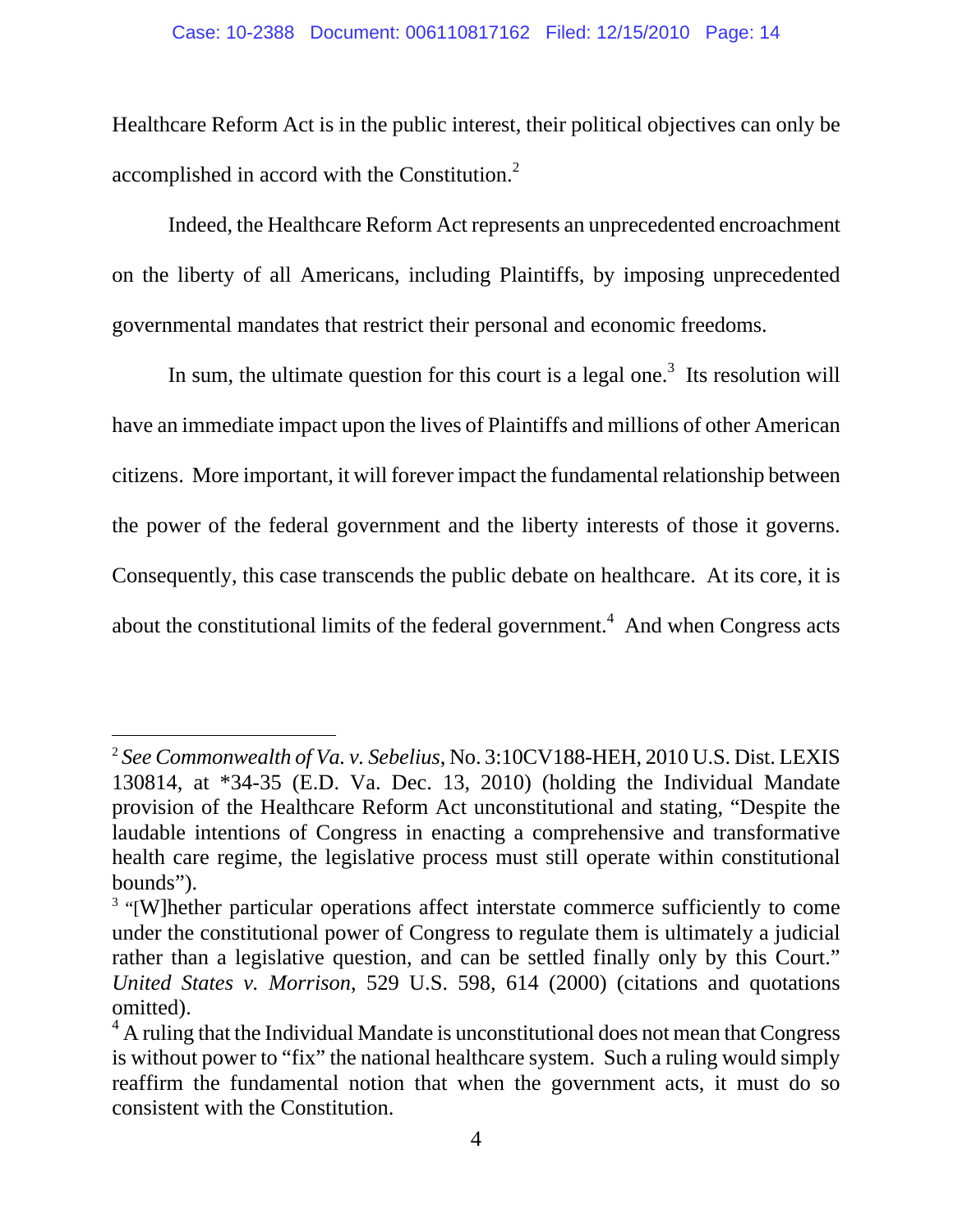Healthcare Reform Act is in the public interest, their political objectives can only be accomplished in accord with the Constitution.[2]

Indeed, the Healthcare Reform Act represents an unprecedented encroachment on the liberty of all Americans, including Plaintiffs, by imposing unprecedented governmental mandates that restrict their personal and economic freedoms.

In sum, the ultimate question for this court is a legal one.[3] Its resolution will have an immediate impact upon the lives of Plaintiffs and millions of other American citizens. More important, it will forever impact the fundamental relationship between the power of the federal government and the liberty interests of those it governs. Consequently, this case transcends the public debate on healthcare. At its core, it is about the constitutional limits of the federal government.[4] And when Congress acts

---

[2] *See Commonwealth of Va. v. Sebelius*, No. 3:10CV188-HEH, 2010 U.S. Dist. LEXIS 130814, at *34-35 (E.D. Va. Dec. 13, 2010) (holding the Individual Mandate provision of the Healthcare Reform Act unconstitutional and stating, "Despite the laudable intentions of Congress in enacting a comprehensive and transformative health care regime, the legislative process must still operate within constitutional bounds").

[3] "[W]hether particular operations affect interstate commerce sufficiently to come under the constitutional power of Congress to regulate them is ultimately a judicial rather than a legislative question, and can be settled finally only by this Court." *United States v. Morrison*, 529 U.S. 598, 614 (2000) (citations and quotations omitted).

[4] A ruling that the Individual Mandate is unconstitutional does not mean that Congress is without power to "fix" the national healthcare system. Such a ruling would simply reaffirm the fundamental notion that when the government acts, it must do so consistent with the Constitution.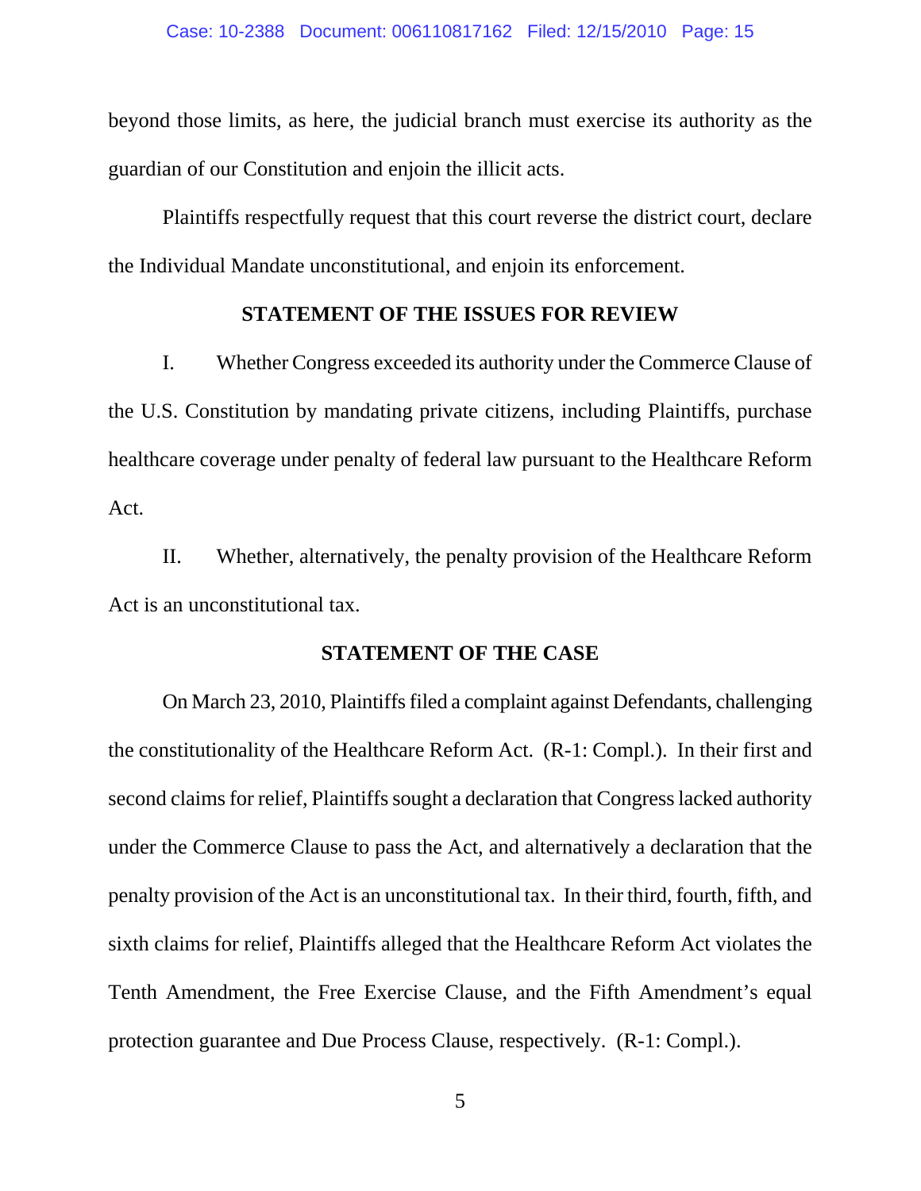beyond those limits, as here, the judicial branch must exercise its authority as the guardian of our Constitution and enjoin the illicit acts.

Plaintiffs respectfully request that this court reverse the district court, declare the Individual Mandate unconstitutional, and enjoin its enforcement.

## STATEMENT OF THE ISSUES FOR REVIEW

I. Whether Congress exceeded its authority under the Commerce Clause of the U.S. Constitution by mandating private citizens, including Plaintiffs, purchase healthcare coverage under penalty of federal law pursuant to the Healthcare Reform Act.

II. Whether, alternatively, the penalty provision of the Healthcare Reform Act is an unconstitutional tax.

## STATEMENT OF THE CASE

On March 23, 2010, Plaintiffs filed a complaint against Defendants, challenging the constitutionality of the Healthcare Reform Act. (R-1: Compl.). In their first and second claims for relief, Plaintiffs sought a declaration that Congress lacked authority under the Commerce Clause to pass the Act, and alternatively a declaration that the penalty provision of the Act is an unconstitutional tax. In their third, fourth, fifth, and sixth claims for relief, Plaintiffs alleged that the Healthcare Reform Act violates the Tenth Amendment, the Free Exercise Clause, and the Fifth Amendment's equal protection guarantee and Due Process Clause, respectively. (R-1: Compl.).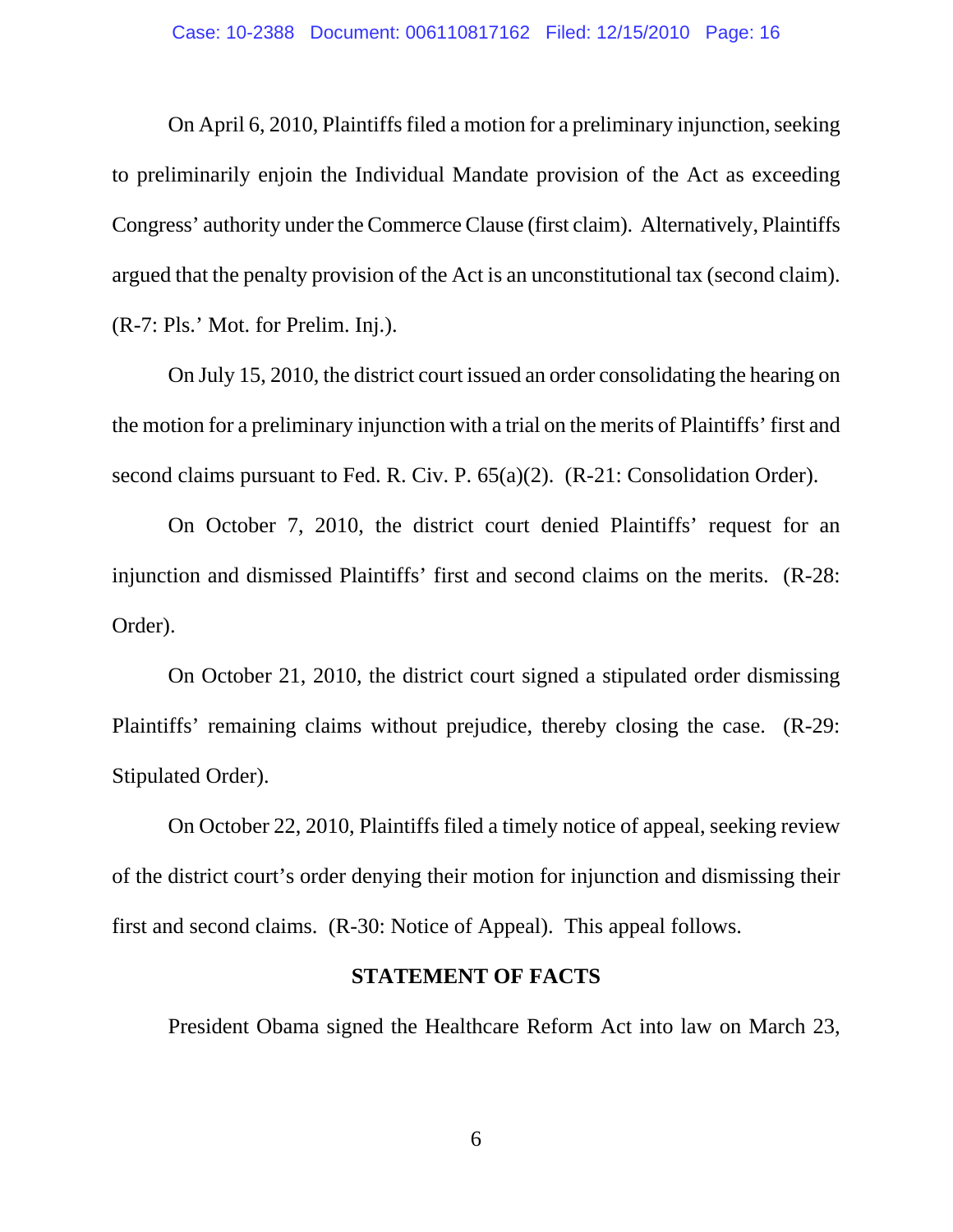On April 6, 2010, Plaintiffs filed a motion for a preliminary injunction, seeking to preliminarily enjoin the Individual Mandate provision of the Act as exceeding Congress' authority under the Commerce Clause (first claim). Alternatively, Plaintiffs argued that the penalty provision of the Act is an unconstitutional tax (second claim). (R-7: Pls.' Mot. for Prelim. Inj.).

On July 15, 2010, the district court issued an order consolidating the hearing on the motion for a preliminary injunction with a trial on the merits of Plaintiffs' first and second claims pursuant to Fed. R. Civ. P. 65(a)(2). (R-21: Consolidation Order).

On October 7, 2010, the district court denied Plaintiffs' request for an injunction and dismissed Plaintiffs' first and second claims on the merits. (R-28: Order).

On October 21, 2010, the district court signed a stipulated order dismissing Plaintiffs' remaining claims without prejudice, thereby closing the case. (R-29: Stipulated Order).

On October 22, 2010, Plaintiffs filed a timely notice of appeal, seeking review of the district court's order denying their motion for injunction and dismissing their first and second claims. (R-30: Notice of Appeal). This appeal follows.

## STATEMENT OF FACTS

President Obama signed the Healthcare Reform Act into law on March 23,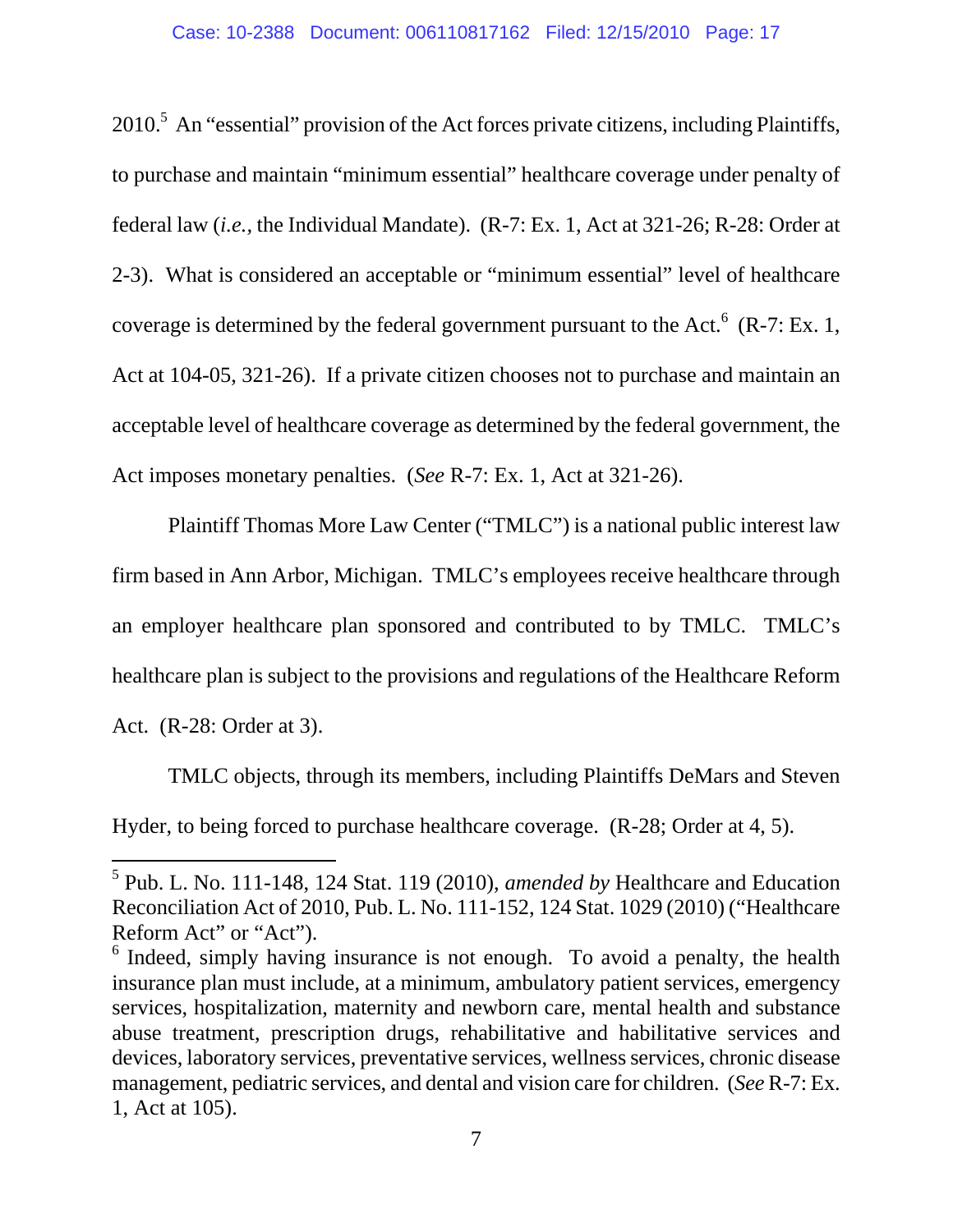2010.[5] An "essential" provision of the Act forces private citizens, including Plaintiffs, to purchase and maintain "minimum essential" healthcare coverage under penalty of federal law (*i.e.*, the Individual Mandate). (R-7: Ex. 1, Act at 321-26; R-28: Order at 2-3). What is considered an acceptable or "minimum essential" level of healthcare coverage is determined by the federal government pursuant to the Act.[6] (R-7: Ex. 1, Act at 104-05, 321-26). If a private citizen chooses not to purchase and maintain an acceptable level of healthcare coverage as determined by the federal government, the Act imposes monetary penalties. (*See* R-7: Ex. 1, Act at 321-26).

Plaintiff Thomas More Law Center ("TMLC") is a national public interest law firm based in Ann Arbor, Michigan. TMLC's employees receive healthcare through an employer healthcare plan sponsored and contributed to by TMLC. TMLC's healthcare plan is subject to the provisions and regulations of the Healthcare Reform Act. (R-28: Order at 3).

TMLC objects, through its members, including Plaintiffs DeMars and Steven Hyder, to being forced to purchase healthcare coverage. (R-28; Order at 4, 5).

---

[5] Pub. L. No. 111-148, 124 Stat. 119 (2010), *amended by* Healthcare and Education Reconciliation Act of 2010, Pub. L. No. 111-152, 124 Stat. 1029 (2010) ("Healthcare Reform Act" or "Act").

[6] Indeed, simply having insurance is not enough. To avoid a penalty, the health insurance plan must include, at a minimum, ambulatory patient services, emergency services, hospitalization, maternity and newborn care, mental health and substance abuse treatment, prescription drugs, rehabilitative and habilitative services and devices, laboratory services, preventative services, wellness services, chronic disease management, pediatric services, and dental and vision care for children. (*See* R-7: Ex. 1, Act at 105).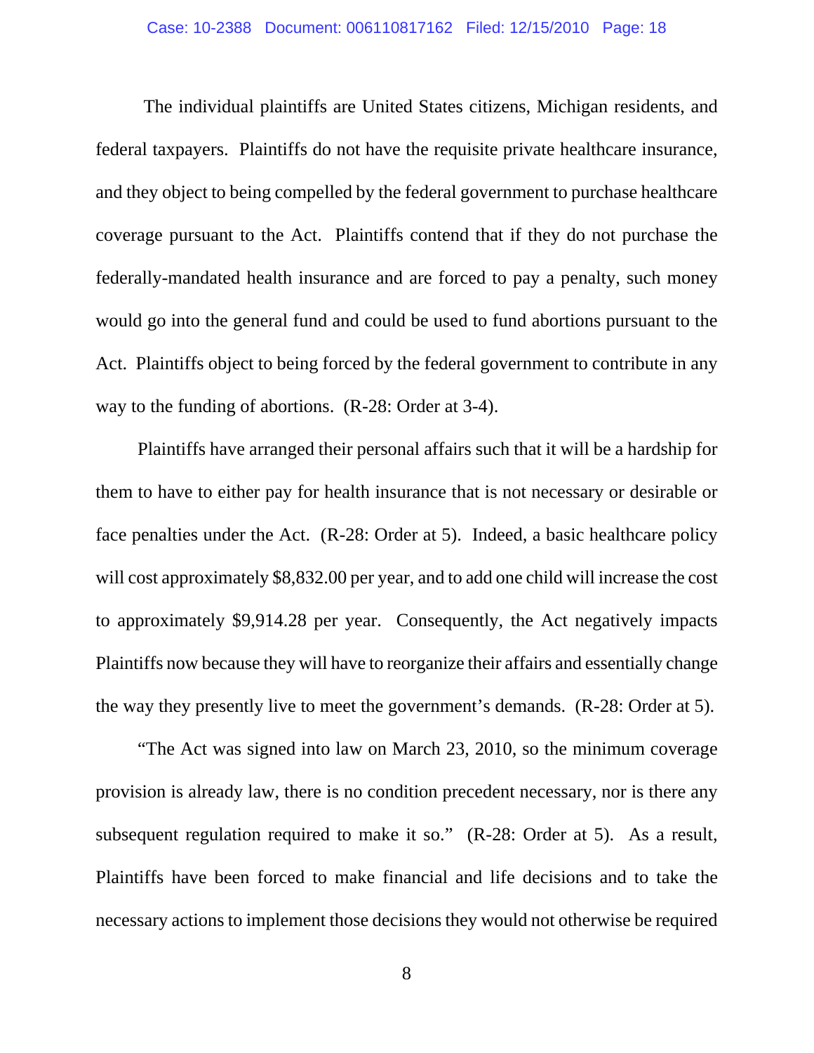The individual plaintiffs are United States citizens, Michigan residents, and federal taxpayers. Plaintiffs do not have the requisite private healthcare insurance, and they object to being compelled by the federal government to purchase healthcare coverage pursuant to the Act. Plaintiffs contend that if they do not purchase the federally-mandated health insurance and are forced to pay a penalty, such money would go into the general fund and could be used to fund abortions pursuant to the Act. Plaintiffs object to being forced by the federal government to contribute in any way to the funding of abortions. (R-28: Order at 3-4).

Plaintiffs have arranged their personal affairs such that it will be a hardship for them to have to either pay for health insurance that is not necessary or desirable or face penalties under the Act. (R-28: Order at 5). Indeed, a basic healthcare policy will cost approximately $8,832.00 per year, and to add one child will increase the cost to approximately $9,914.28 per year. Consequently, the Act negatively impacts Plaintiffs now because they will have to reorganize their affairs and essentially change the way they presently live to meet the government's demands. (R-28: Order at 5).

"The Act was signed into law on March 23, 2010, so the minimum coverage provision is already law, there is no condition precedent necessary, nor is there any subsequent regulation required to make it so." (R-28: Order at 5). As a result, Plaintiffs have been forced to make financial and life decisions and to take the necessary actions to implement those decisions they would not otherwise be required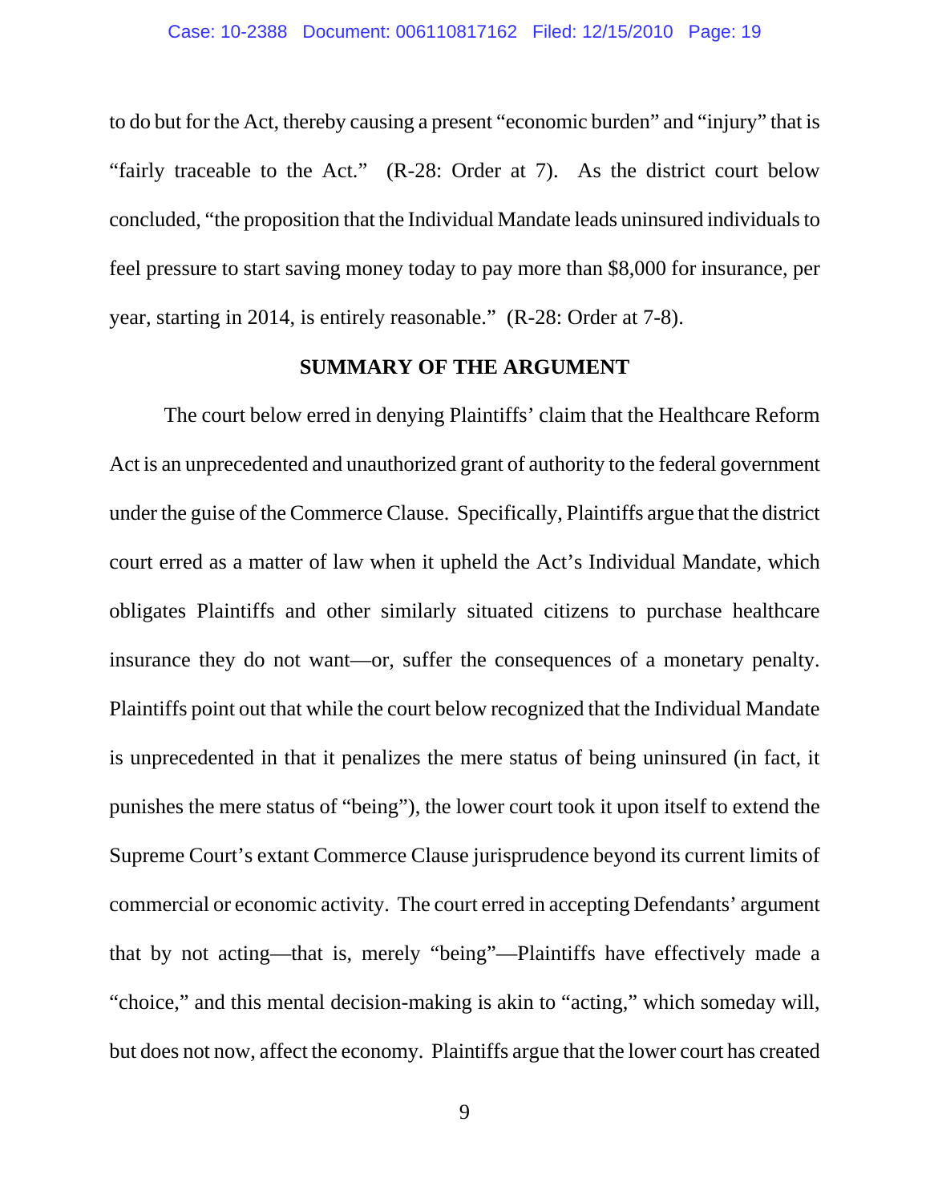to do but for the Act, thereby causing a present "economic burden" and "injury" that is "fairly traceable to the Act." (R-28: Order at 7). As the district court below concluded, "the proposition that the Individual Mandate leads uninsured individuals to feel pressure to start saving money today to pay more than $8,000 for insurance, per year, starting in 2014, is entirely reasonable." (R-28: Order at 7-8).

## SUMMARY OF THE ARGUMENT

The court below erred in denying Plaintiffs' claim that the Healthcare Reform Act is an unprecedented and unauthorized grant of authority to the federal government under the guise of the Commerce Clause. Specifically, Plaintiffs argue that the district court erred as a matter of law when it upheld the Act's Individual Mandate, which obligates Plaintiffs and other similarly situated citizens to purchase healthcare insurance they do not want—or, suffer the consequences of a monetary penalty. Plaintiffs point out that while the court below recognized that the Individual Mandate is unprecedented in that it penalizes the mere status of being uninsured (in fact, it punishes the mere status of "being"), the lower court took it upon itself to extend the Supreme Court's extant Commerce Clause jurisprudence beyond its current limits of commercial or economic activity. The court erred in accepting Defendants' argument that by not acting—that is, merely "being"—Plaintiffs have effectively made a "choice," and this mental decision-making is akin to "acting," which someday will, but does not now, affect the economy. Plaintiffs argue that the lower court has created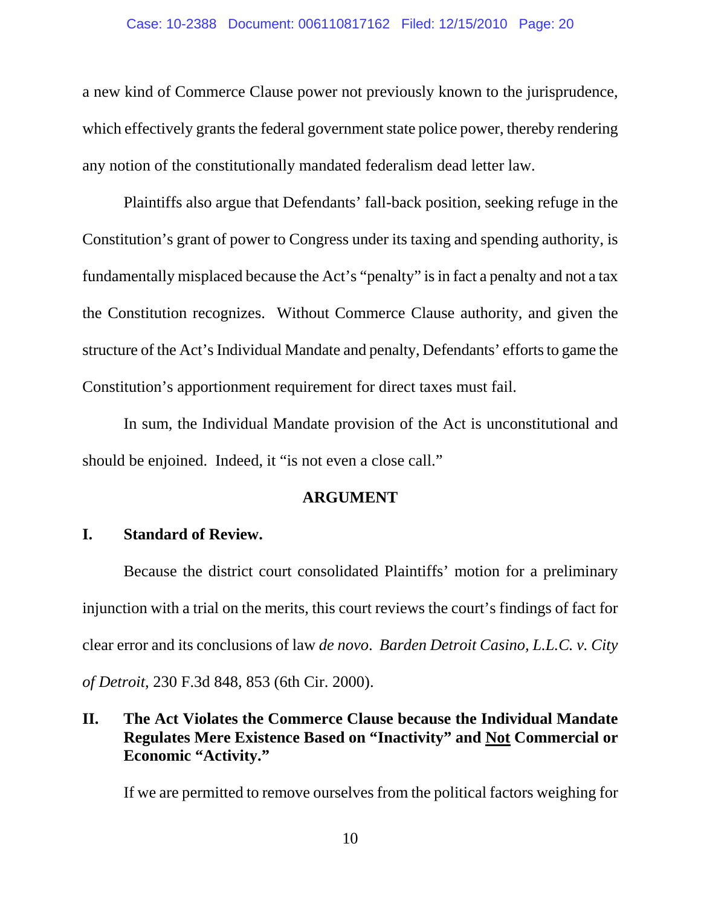a new kind of Commerce Clause power not previously known to the jurisprudence, which effectively grants the federal government state police power, thereby rendering any notion of the constitutionally mandated federalism dead letter law.

Plaintiffs also argue that Defendants' fall-back position, seeking refuge in the Constitution's grant of power to Congress under its taxing and spending authority, is fundamentally misplaced because the Act's "penalty" is in fact a penalty and not a tax the Constitution recognizes. Without Commerce Clause authority, and given the structure of the Act's Individual Mandate and penalty, Defendants' efforts to game the Constitution's apportionment requirement for direct taxes must fail.

In sum, the Individual Mandate provision of the Act is unconstitutional and should be enjoined. Indeed, it "is not even a close call."

## ARGUMENT

### I. Standard of Review.

Because the district court consolidated Plaintiffs' motion for a preliminary injunction with a trial on the merits, this court reviews the court's findings of fact for clear error and its conclusions of law *de novo*. *Barden Detroit Casino, L.L.C. v. City of Detroit*, 230 F.3d 848, 853 (6th Cir. 2000).

### II. The Act Violates the Commerce Clause because the Individual Mandate Regulates Mere Existence Based on "Inactivity" and <u>Not</u> Commercial or Economic "Activity."

If we are permitted to remove ourselves from the political factors weighing for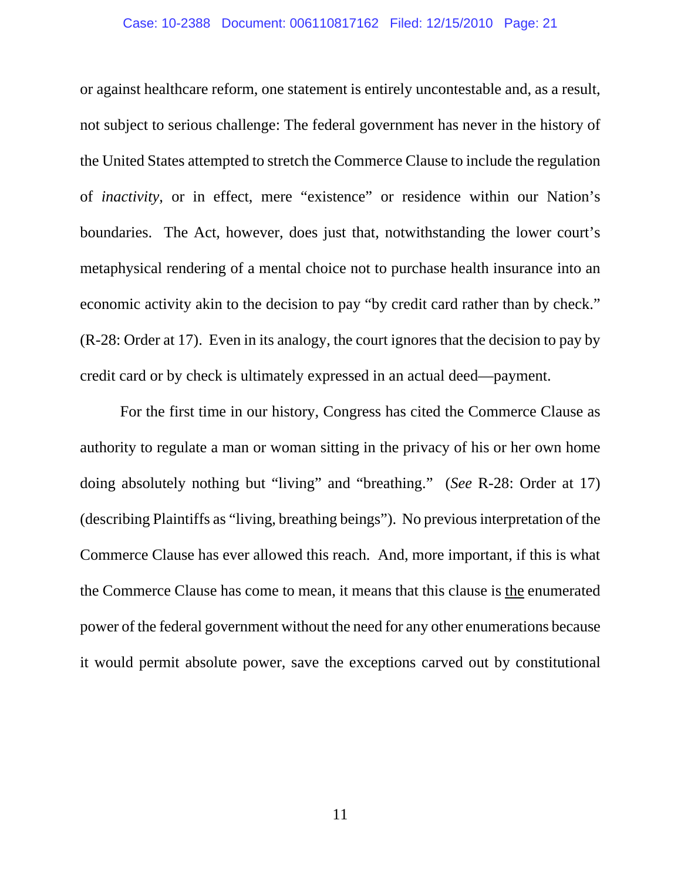or against healthcare reform, one statement is entirely uncontestable and, as a result, not subject to serious challenge: The federal government has never in the history of the United States attempted to stretch the Commerce Clause to include the regulation of *inactivity*, or in effect, mere "existence" or residence within our Nation's boundaries. The Act, however, does just that, notwithstanding the lower court's metaphysical rendering of a mental choice not to purchase health insurance into an economic activity akin to the decision to pay "by credit card rather than by check." (R-28: Order at 17). Even in its analogy, the court ignores that the decision to pay by credit card or by check is ultimately expressed in an actual deed—payment.

For the first time in our history, Congress has cited the Commerce Clause as authority to regulate a man or woman sitting in the privacy of his or her own home doing absolutely nothing but "living" and "breathing." (*See* R-28: Order at 17) (describing Plaintiffs as "living, breathing beings"). No previous interpretation of the Commerce Clause has ever allowed this reach. And, more important, if this is what the Commerce Clause has come to mean, it means that this clause is <u>the</u> enumerated power of the federal government without the need for any other enumerations because it would permit absolute power, save the exceptions carved out by constitutional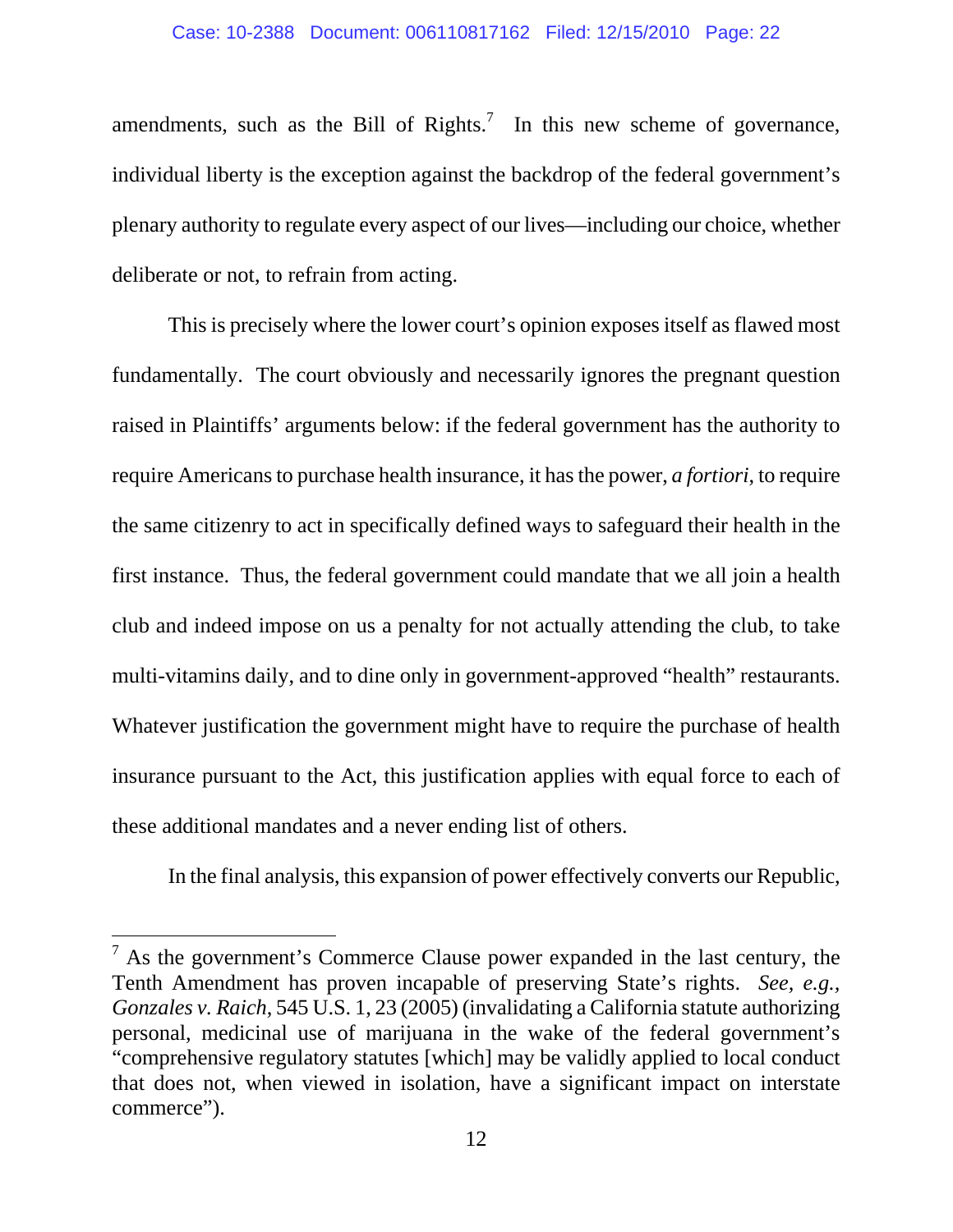amendments, such as the Bill of Rights.[7] In this new scheme of governance, individual liberty is the exception against the backdrop of the federal government's plenary authority to regulate every aspect of our lives—including our choice, whether deliberate or not, to refrain from acting.

This is precisely where the lower court's opinion exposes itself as flawed most fundamentally. The court obviously and necessarily ignores the pregnant question raised in Plaintiffs' arguments below: if the federal government has the authority to require Americans to purchase health insurance, it has the power, *a fortiori*, to require the same citizenry to act in specifically defined ways to safeguard their health in the first instance. Thus, the federal government could mandate that we all join a health club and indeed impose on us a penalty for not actually attending the club, to take multi-vitamins daily, and to dine only in government-approved "health" restaurants. Whatever justification the government might have to require the purchase of health insurance pursuant to the Act, this justification applies with equal force to each of these additional mandates and a never ending list of others.

In the final analysis, this expansion of power effectively converts our Republic,

---

[7] As the government's Commerce Clause power expanded in the last century, the Tenth Amendment has proven incapable of preserving State's rights. *See, e.g.*, *Gonzales v. Raich*, 545 U.S. 1, 23 (2005) (invalidating a California statute authorizing personal, medicinal use of marijuana in the wake of the federal government's "comprehensive regulatory statutes [which] may be validly applied to local conduct that does not, when viewed in isolation, have a significant impact on interstate commerce").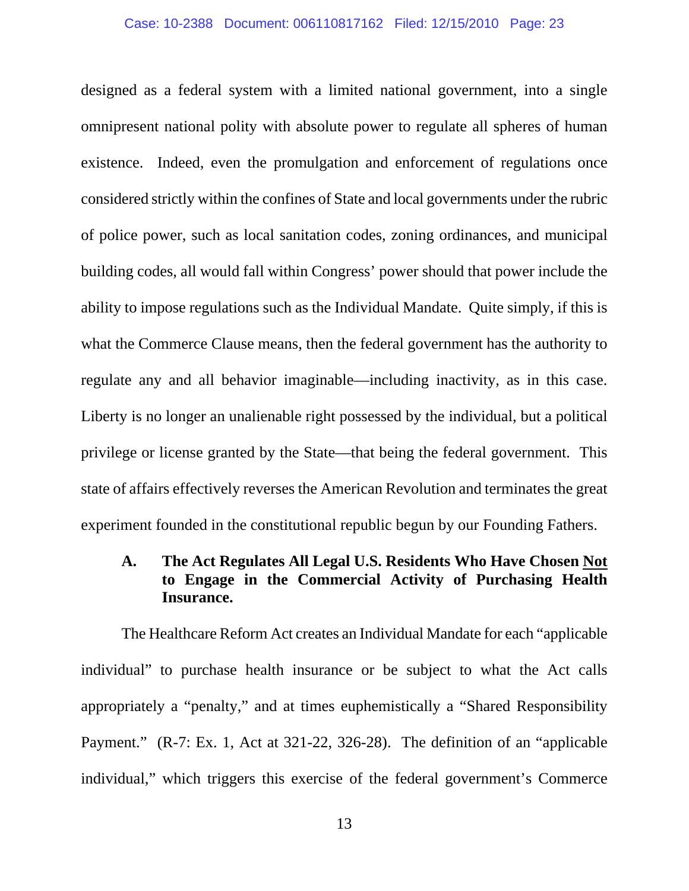designed as a federal system with a limited national government, into a single omnipresent national polity with absolute power to regulate all spheres of human existence. Indeed, even the promulgation and enforcement of regulations once considered strictly within the confines of State and local governments under the rubric of police power, such as local sanitation codes, zoning ordinances, and municipal building codes, all would fall within Congress' power should that power include the ability to impose regulations such as the Individual Mandate. Quite simply, if this is what the Commerce Clause means, then the federal government has the authority to regulate any and all behavior imaginable—including inactivity, as in this case. Liberty is no longer an unalienable right possessed by the individual, but a political privilege or license granted by the State—that being the federal government. This state of affairs effectively reverses the American Revolution and terminates the great experiment founded in the constitutional republic begun by our Founding Fathers.

### A. The Act Regulates All Legal U.S. Residents Who Have Chosen <u>Not</u> to Engage in the Commercial Activity of Purchasing Health Insurance.

The Healthcare Reform Act creates an Individual Mandate for each "applicable individual" to purchase health insurance or be subject to what the Act calls appropriately a "penalty," and at times euphemistically a "Shared Responsibility Payment." (R-7: Ex. 1, Act at 321-22, 326-28). The definition of an "applicable individual," which triggers this exercise of the federal government's Commerce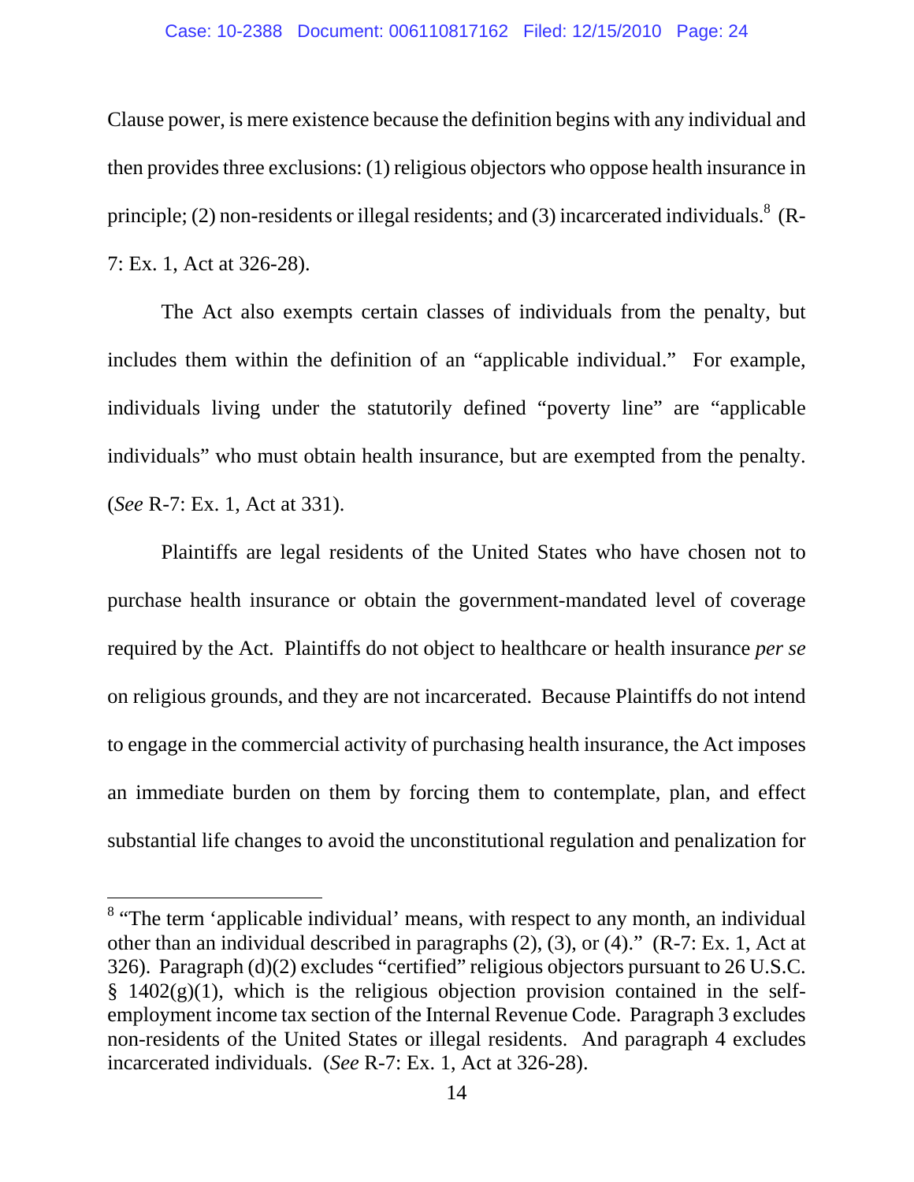Clause power, is mere existence because the definition begins with any individual and then provides three exclusions: (1) religious objectors who oppose health insurance in principle; (2) non-residents or illegal residents; and (3) incarcerated individuals.[8] (R-7: Ex. 1, Act at 326-28).

The Act also exempts certain classes of individuals from the penalty, but includes them within the definition of an "applicable individual." For example, individuals living under the statutorily defined "poverty line" are "applicable individuals" who must obtain health insurance, but are exempted from the penalty. (*See* R-7: Ex. 1, Act at 331).

Plaintiffs are legal residents of the United States who have chosen not to purchase health insurance or obtain the government-mandated level of coverage required by the Act. Plaintiffs do not object to healthcare or health insurance *per se* on religious grounds, and they are not incarcerated. Because Plaintiffs do not intend to engage in the commercial activity of purchasing health insurance, the Act imposes an immediate burden on them by forcing them to contemplate, plan, and effect substantial life changes to avoid the unconstitutional regulation and penalization for

---

[8] "The term 'applicable individual' means, with respect to any month, an individual other than an individual described in paragraphs (2), (3), or (4)." (R-7: Ex. 1, Act at 326). Paragraph (d)(2) excludes "certified" religious objectors pursuant to 26 U.S.C. § 1402(g)(1), which is the religious objection provision contained in the self-employment income tax section of the Internal Revenue Code. Paragraph 3 excludes non-residents of the United States or illegal residents. And paragraph 4 excludes incarcerated individuals. (*See* R-7: Ex. 1, Act at 326-28).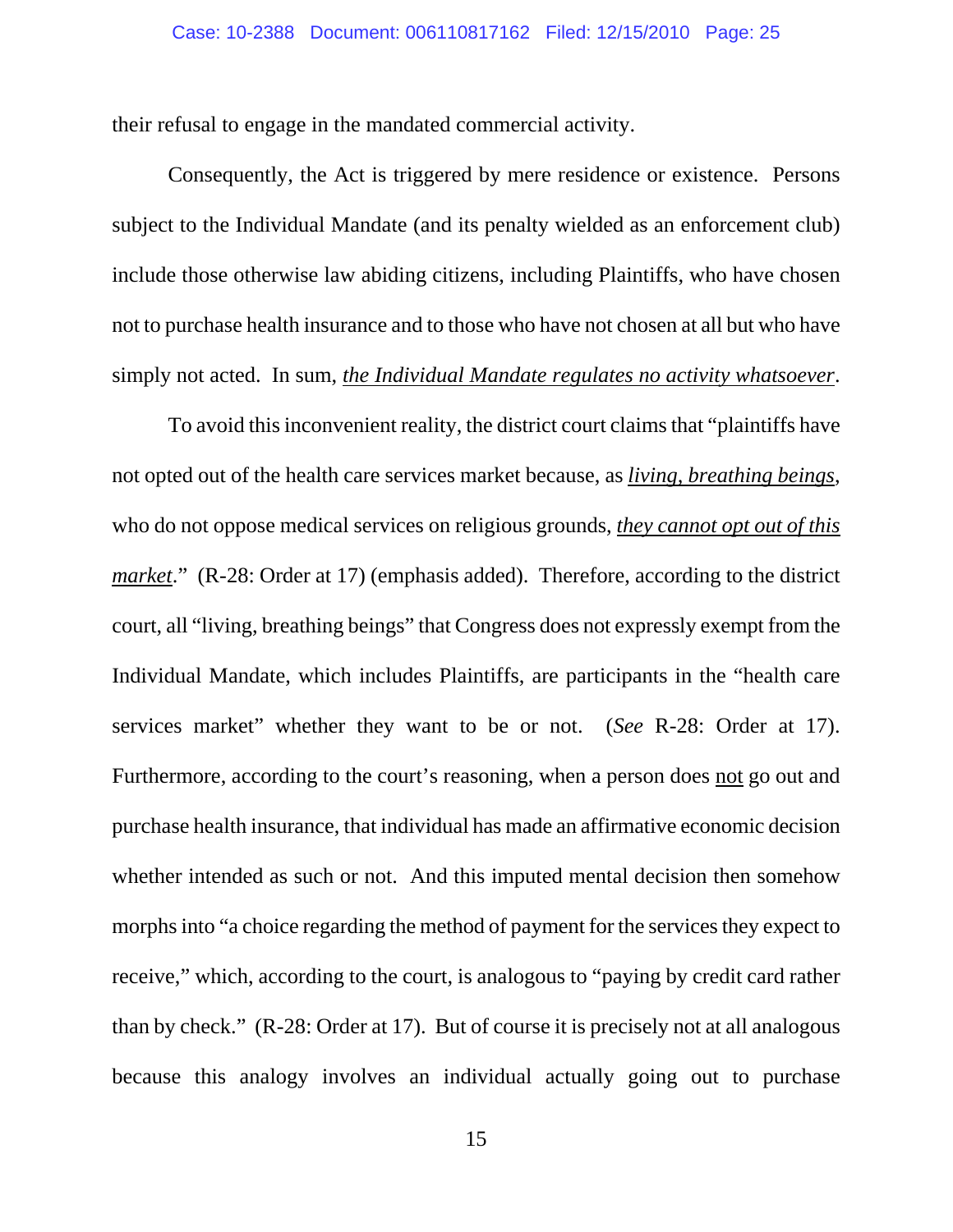their refusal to engage in the mandated commercial activity.

Consequently, the Act is triggered by mere residence or existence. Persons subject to the Individual Mandate (and its penalty wielded as an enforcement club) include those otherwise law abiding citizens, including Plaintiffs, who have chosen not to purchase health insurance and to those who have not chosen at all but who have simply not acted. In sum, <u>*the Individual Mandate regulates no activity whatsoever*</u>.

To avoid this inconvenient reality, the district court claims that "plaintiffs have not opted out of the health care services market because, as <u>*living, breathing beings*</u>, who do not oppose medical services on religious grounds, <u>*they cannot opt out of this market*</u>." (R-28: Order at 17) (emphasis added). Therefore, according to the district court, all "living, breathing beings" that Congress does not expressly exempt from the Individual Mandate, which includes Plaintiffs, are participants in the "health care services market" whether they want to be or not. (*See* R-28: Order at 17). Furthermore, according to the court's reasoning, when a person does <u>not</u> go out and purchase health insurance, that individual has made an affirmative economic decision whether intended as such or not. And this imputed mental decision then somehow morphs into "a choice regarding the method of payment for the services they expect to receive," which, according to the court, is analogous to "paying by credit card rather than by check." (R-28: Order at 17). But of course it is precisely not at all analogous because this analogy involves an individual actually going out to purchase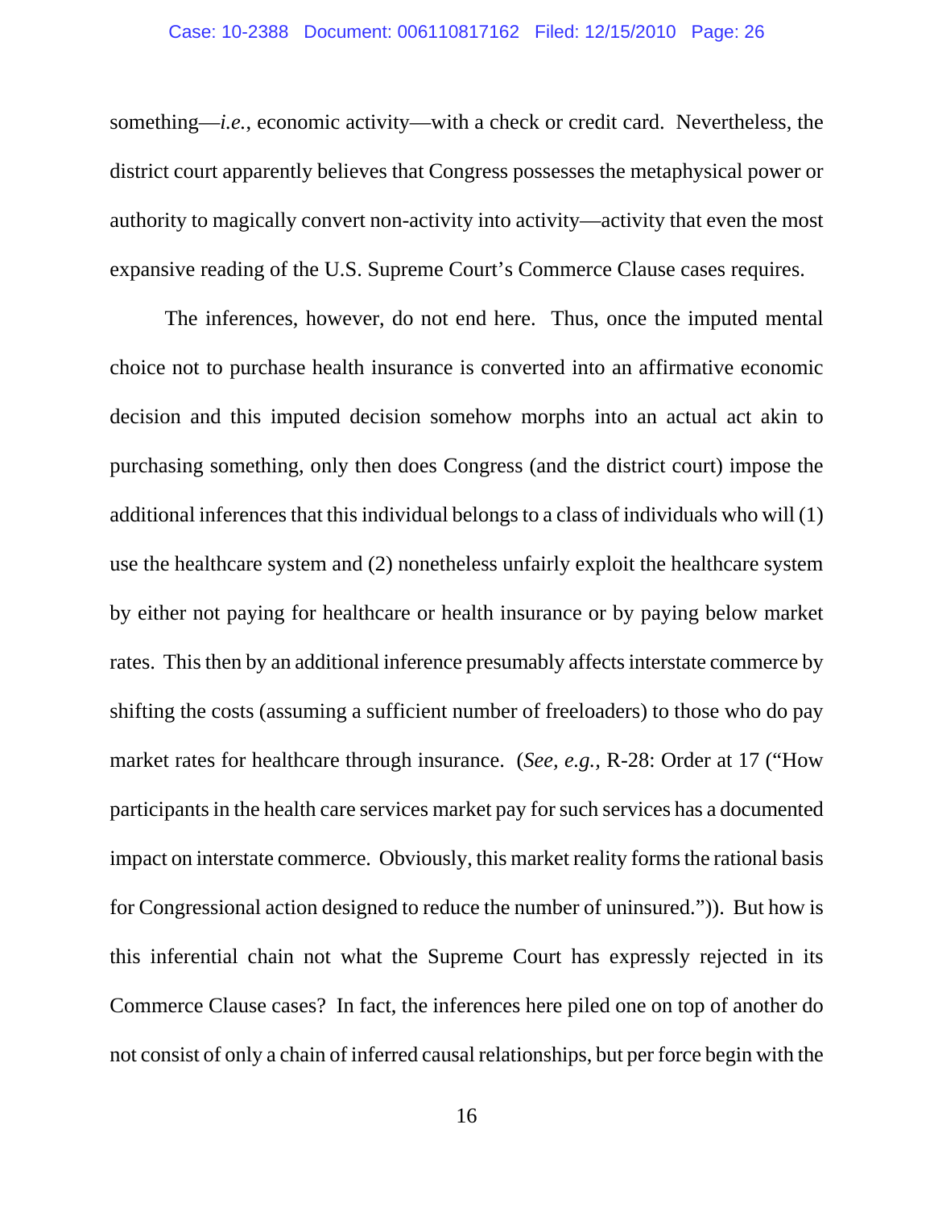something—*i.e.*, economic activity—with a check or credit card. Nevertheless, the district court apparently believes that Congress possesses the metaphysical power or authority to magically convert non-activity into activity—activity that even the most expansive reading of the U.S. Supreme Court's Commerce Clause cases requires.

The inferences, however, do not end here. Thus, once the imputed mental choice not to purchase health insurance is converted into an affirmative economic decision and this imputed decision somehow morphs into an actual act akin to purchasing something, only then does Congress (and the district court) impose the additional inferences that this individual belongs to a class of individuals who will (1) use the healthcare system and (2) nonetheless unfairly exploit the healthcare system by either not paying for healthcare or health insurance or by paying below market rates. This then by an additional inference presumably affects interstate commerce by shifting the costs (assuming a sufficient number of freeloaders) to those who do pay market rates for healthcare through insurance. (*See, e.g.*, R-28: Order at 17 ("How participants in the health care services market pay for such services has a documented impact on interstate commerce. Obviously, this market reality forms the rational basis for Congressional action designed to reduce the number of uninsured.")). But how is this inferential chain not what the Supreme Court has expressly rejected in its Commerce Clause cases? In fact, the inferences here piled one on top of another do not consist of only a chain of inferred causal relationships, but per force begin with the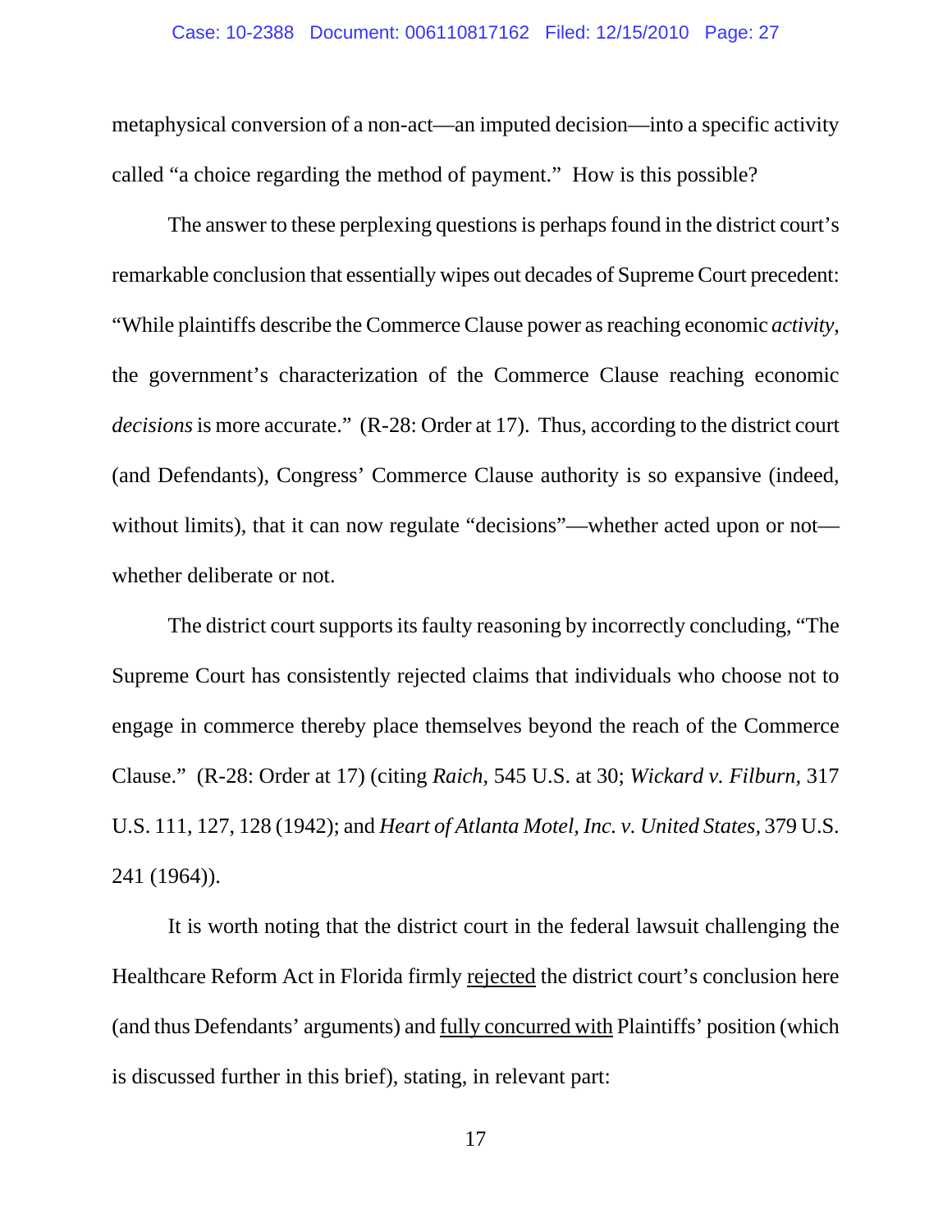metaphysical conversion of a non-act—an imputed decision—into a specific activity called "a choice regarding the method of payment." How is this possible?

The answer to these perplexing questions is perhaps found in the district court's remarkable conclusion that essentially wipes out decades of Supreme Court precedent: "While plaintiffs describe the Commerce Clause power as reaching economic *activity*, the government's characterization of the Commerce Clause reaching economic *decisions* is more accurate." (R-28: Order at 17). Thus, according to the district court (and Defendants), Congress' Commerce Clause authority is so expansive (indeed, without limits), that it can now regulate "decisions"—whether acted upon or not—whether deliberate or not.

The district court supports its faulty reasoning by incorrectly concluding, "The Supreme Court has consistently rejected claims that individuals who choose not to engage in commerce thereby place themselves beyond the reach of the Commerce Clause." (R-28: Order at 17) (citing *Raich*, 545 U.S. at 30; *Wickard v. Filburn*, 317 U.S. 111, 127, 128 (1942); and *Heart of Atlanta Motel, Inc. v. United States*, 379 U.S. 241 (1964)).

It is worth noting that the district court in the federal lawsuit challenging the Healthcare Reform Act in Florida firmly <u>rejected</u> the district court's conclusion here (and thus Defendants' arguments) and <u>fully concurred with</u> Plaintiffs' position (which is discussed further in this brief), stating, in relevant part: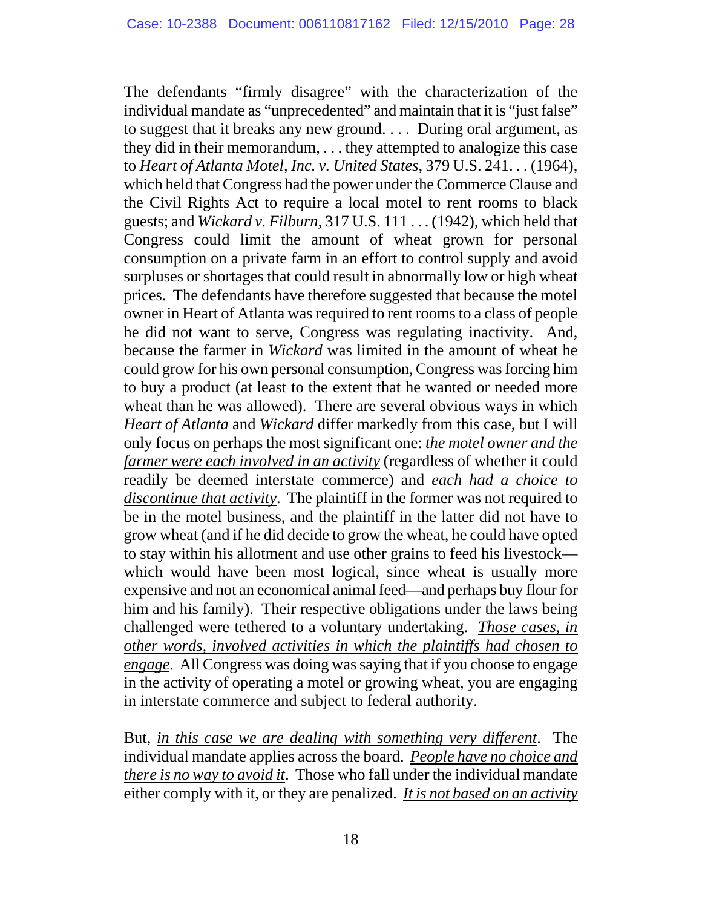The defendants "firmly disagree" with the characterization of the individual mandate as "unprecedented" and maintain that it is "just false" to suggest that it breaks any new ground. . . . During oral argument, as they did in their memorandum, . . . they attempted to analogize this case to *Heart of Atlanta Motel, Inc. v. United States,* 379 U.S. 241. . . (1964), which held that Congress had the power under the Commerce Clause and the Civil Rights Act to require a local motel to rent rooms to black guests; and *Wickard v. Filburn,* 317 U.S. 111 . . . (1942), which held that Congress could limit the amount of wheat grown for personal consumption on a private farm in an effort to control supply and avoid surpluses or shortages that could result in abnormally low or high wheat prices. The defendants have therefore suggested that because the motel owner in Heart of Atlanta was required to rent rooms to a class of people he did not want to serve, Congress was regulating inactivity. And, because the farmer in *Wickard* was limited in the amount of wheat he could grow for his own personal consumption, Congress was forcing him to buy a product (at least to the extent that he wanted or needed more wheat than he was allowed). There are several obvious ways in which *Heart of Atlanta* and *Wickard* differ markedly from this case, but I will only focus on perhaps the most significant one: *<u>the motel owner and the farmer were each involved in an activity</u>* (regardless of whether it could readily be deemed interstate commerce) and *<u>each had a choice to discontinue that activity</u>*. The plaintiff in the former was not required to be in the motel business, and the plaintiff in the latter did not have to grow wheat (and if he did decide to grow the wheat, he could have opted to stay within his allotment and use other grains to feed his livestock—which would have been most logical, since wheat is usually more expensive and not an economical animal feed—and perhaps buy flour for him and his family). Their respective obligations under the laws being challenged were tethered to a voluntary undertaking. *<u>Those cases, in other words, involved activities in which the plaintiffs had chosen to engage</u>*. All Congress was doing was saying that if you choose to engage in the activity of operating a motel or growing wheat, you are engaging in interstate commerce and subject to federal authority.

But, *<u>in this case we are dealing with something very different</u>*. The individual mandate applies across the board. *<u>People have no choice and there is no way to avoid it</u>*. Those who fall under the individual mandate either comply with it, or they are penalized. *<u>It is not based on an activity</u>*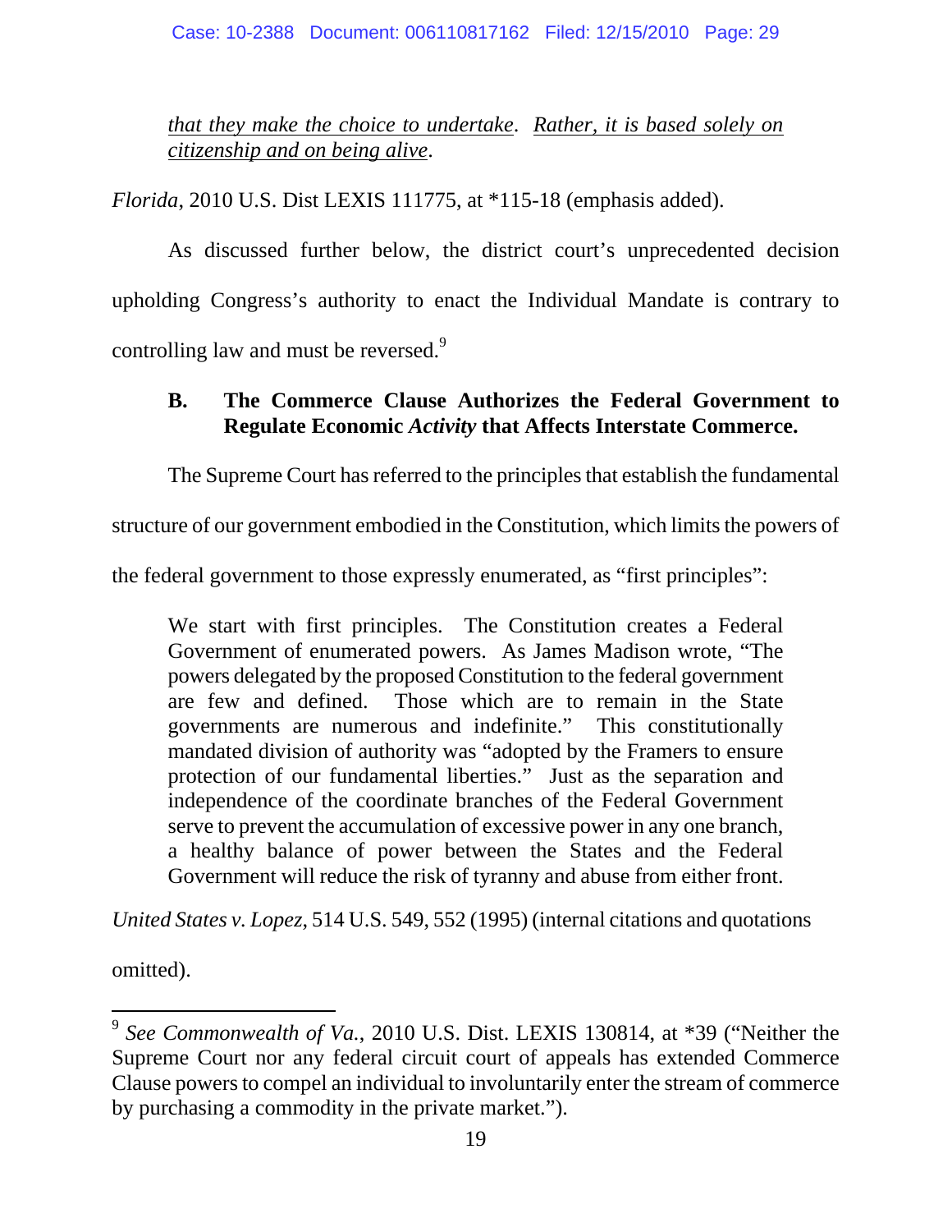> <u>*that they make the choice to undertake*</u>. <u>*Rather, it is based solely on citizenship and on being alive*</u>.

*Florida*, 2010 U.S. Dist LEXIS 111775, at *115-18 (emphasis added).

As discussed further below, the district court's unprecedented decision upholding Congress's authority to enact the Individual Mandate is contrary to controlling law and must be reversed.[9]

### B. The Commerce Clause Authorizes the Federal Government to Regulate Economic *Activity* that Affects Interstate Commerce.

The Supreme Court has referred to the principles that establish the fundamental structure of our government embodied in the Constitution, which limits the powers of the federal government to those expressly enumerated, as "first principles":

> We start with first principles. The Constitution creates a Federal Government of enumerated powers. As James Madison wrote, "The powers delegated by the proposed Constitution to the federal government are few and defined. Those which are to remain in the State governments are numerous and indefinite." This constitutionally mandated division of authority was "adopted by the Framers to ensure protection of our fundamental liberties." Just as the separation and independence of the coordinate branches of the Federal Government serve to prevent the accumulation of excessive power in any one branch, a healthy balance of power between the States and the Federal Government will reduce the risk of tyranny and abuse from either front.

*United States v. Lopez*, 514 U.S. 549, 552 (1995) (internal citations and quotations omitted).

---

[9] *See Commonwealth of Va.*, 2010 U.S. Dist. LEXIS 130814, at *39 ("Neither the Supreme Court nor any federal circuit court of appeals has extended Commerce Clause powers to compel an individual to involuntarily enter the stream of commerce by purchasing a commodity in the private market.").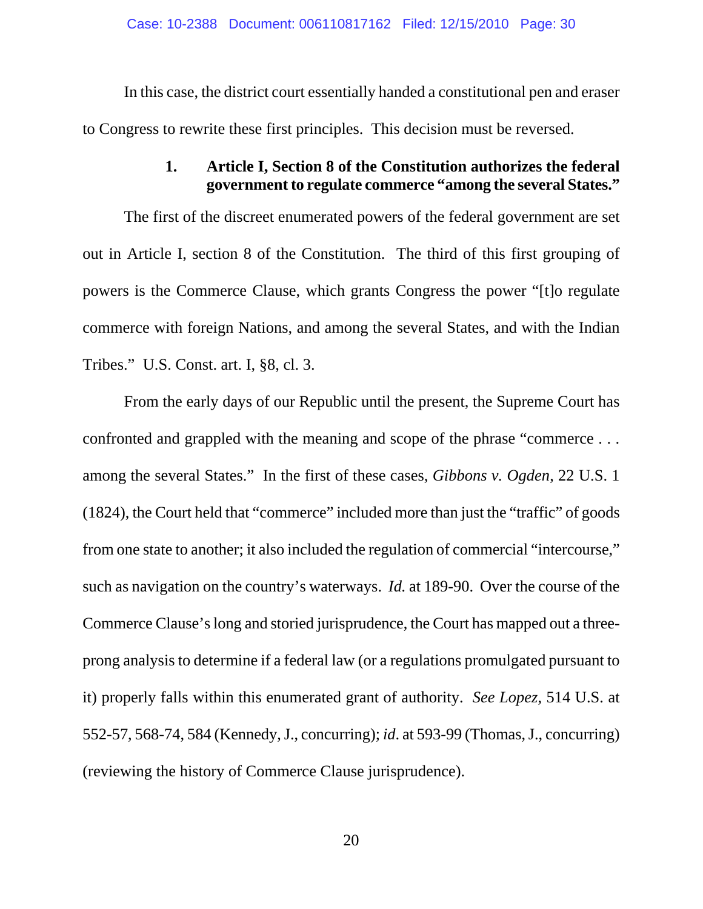In this case, the district court essentially handed a constitutional pen and eraser to Congress to rewrite these first principles. This decision must be reversed.

### 1. Article I, Section 8 of the Constitution authorizes the federal government to regulate commerce "among the several States."

The first of the discreet enumerated powers of the federal government are set out in Article I, section 8 of the Constitution. The third of this first grouping of powers is the Commerce Clause, which grants Congress the power "[t]o regulate commerce with foreign Nations, and among the several States, and with the Indian Tribes." U.S. Const. art. I, §8, cl. 3.

From the early days of our Republic until the present, the Supreme Court has confronted and grappled with the meaning and scope of the phrase "commerce . . . among the several States." In the first of these cases, *Gibbons v. Ogden*, 22 U.S. 1 (1824), the Court held that "commerce" included more than just the "traffic" of goods from one state to another; it also included the regulation of commercial "intercourse," such as navigation on the country's waterways. *Id.* at 189-90. Over the course of the Commerce Clause's long and storied jurisprudence, the Court has mapped out a three-prong analysis to determine if a federal law (or a regulations promulgated pursuant to it) properly falls within this enumerated grant of authority. *See Lopez*, 514 U.S. at 552-57, 568-74, 584 (Kennedy, J., concurring); *id*. at 593-99 (Thomas, J., concurring) (reviewing the history of Commerce Clause jurisprudence).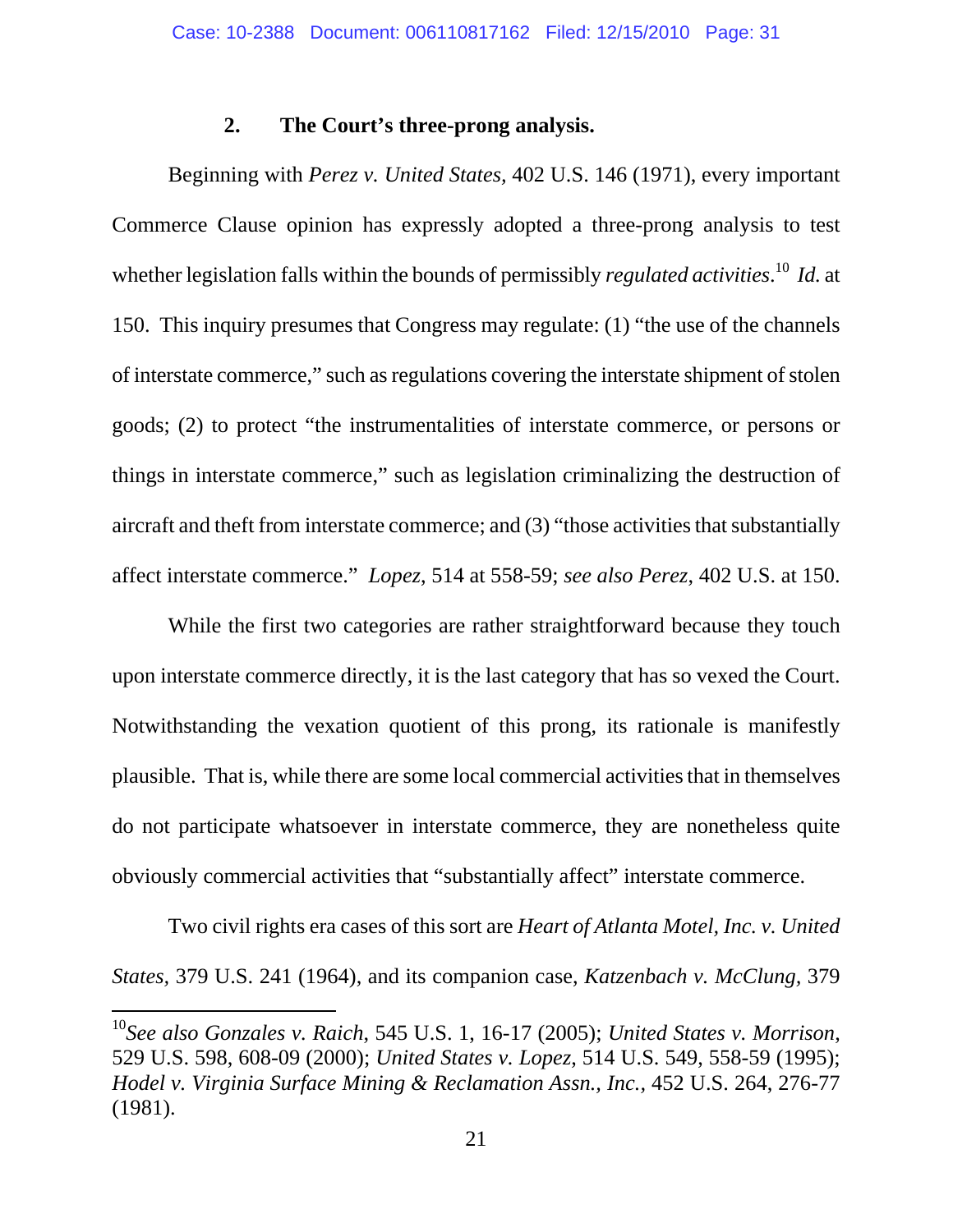### 2. The Court's three-prong analysis.

Beginning with *Perez v. United States*, 402 U.S. 146 (1971), every important Commerce Clause opinion has expressly adopted a three-prong analysis to test whether legislation falls within the bounds of permissibly *regulated activities*.[10] *Id.* at 150. This inquiry presumes that Congress may regulate: (1) "the use of the channels of interstate commerce," such as regulations covering the interstate shipment of stolen goods; (2) to protect "the instrumentalities of interstate commerce, or persons or things in interstate commerce," such as legislation criminalizing the destruction of aircraft and theft from interstate commerce; and (3) "those activities that substantially affect interstate commerce." *Lopez*, 514 at 558-59; *see also Perez*, 402 U.S. at 150.

While the first two categories are rather straightforward because they touch upon interstate commerce directly, it is the last category that has so vexed the Court. Notwithstanding the vexation quotient of this prong, its rationale is manifestly plausible. That is, while there are some local commercial activities that in themselves do not participate whatsoever in interstate commerce, they are nonetheless quite obviously commercial activities that "substantially affect" interstate commerce.

Two civil rights era cases of this sort are *Heart of Atlanta Motel, Inc. v. United States*, 379 U.S. 241 (1964), and its companion case, *Katzenbach v. McClung*, 379

---

[10] *See also Gonzales v. Raich*, 545 U.S. 1, 16-17 (2005); *United States v. Morrison*, 529 U.S. 598, 608-09 (2000); *United States v. Lopez*, 514 U.S. 549, 558-59 (1995); *Hodel v. Virginia Surface Mining & Reclamation Assn., Inc.*, 452 U.S. 264, 276-77 (1981).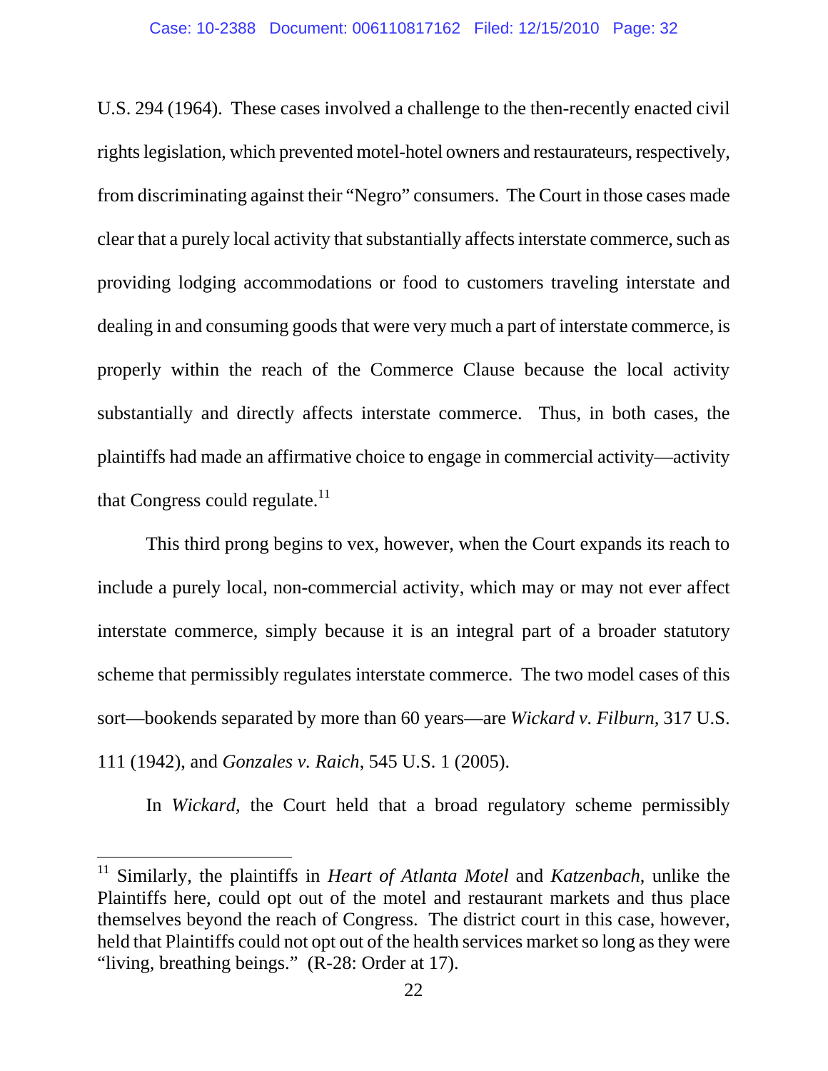U.S. 294 (1964). These cases involved a challenge to the then-recently enacted civil rights legislation, which prevented motel-hotel owners and restaurateurs, respectively, from discriminating against their "Negro" consumers. The Court in those cases made clear that a purely local activity that substantially affects interstate commerce, such as providing lodging accommodations or food to customers traveling interstate and dealing in and consuming goods that were very much a part of interstate commerce, is properly within the reach of the Commerce Clause because the local activity substantially and directly affects interstate commerce. Thus, in both cases, the plaintiffs had made an affirmative choice to engage in commercial activity—activity that Congress could regulate.[11]

This third prong begins to vex, however, when the Court expands its reach to include a purely local, non-commercial activity, which may or may not ever affect interstate commerce, simply because it is an integral part of a broader statutory scheme that permissibly regulates interstate commerce. The two model cases of this sort—bookends separated by more than 60 years—are *Wickard v. Filburn,* 317 U.S. 111 (1942), and *Gonzales v. Raich*, 545 U.S. 1 (2005).

In *Wickard*, the Court held that a broad regulatory scheme permissibly

---

[11] Similarly, the plaintiffs in *Heart of Atlanta Motel* and *Katzenbach*, unlike the Plaintiffs here, could opt out of the motel and restaurant markets and thus place themselves beyond the reach of Congress. The district court in this case, however, held that Plaintiffs could not opt out of the health services market so long as they were "living, breathing beings." (R-28: Order at 17).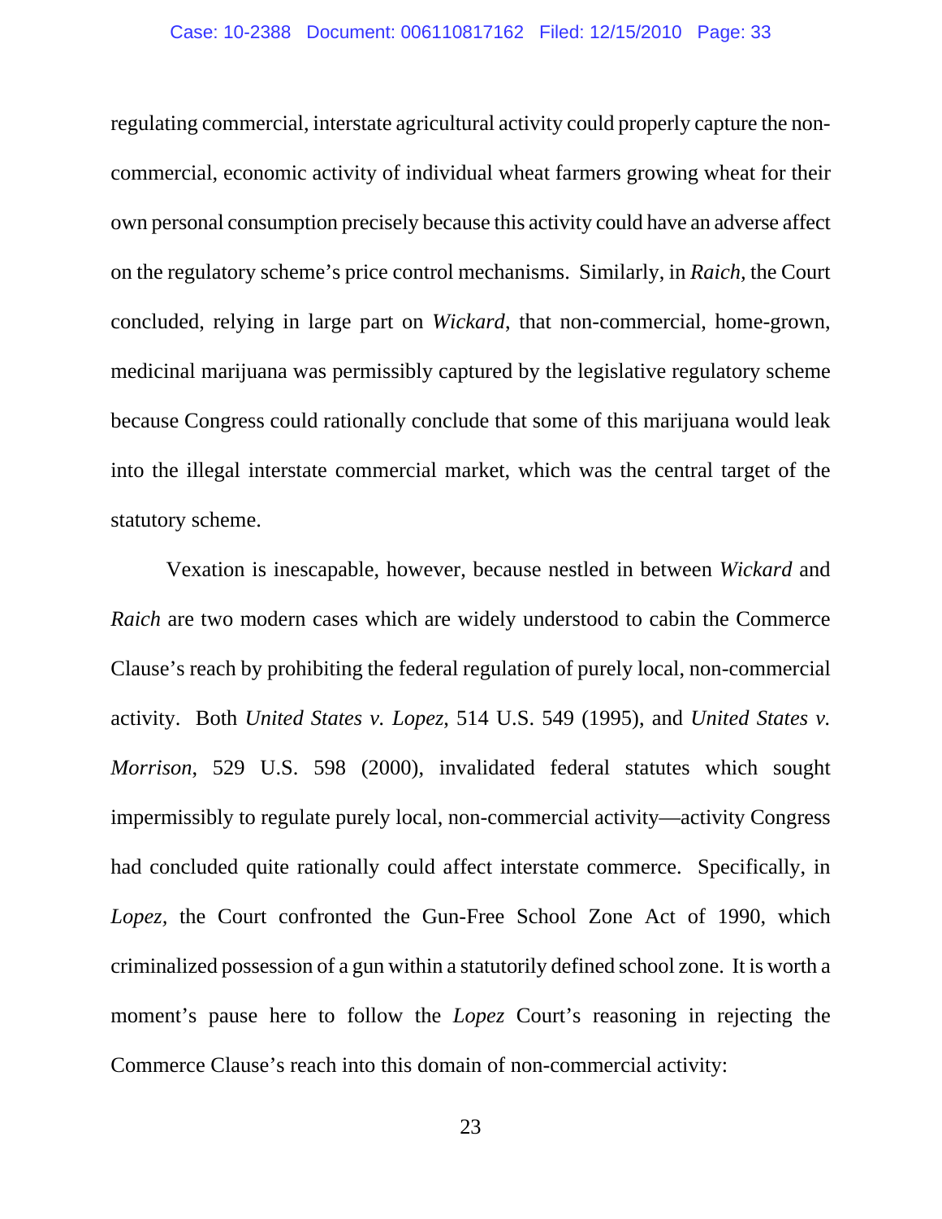regulating commercial, interstate agricultural activity could properly capture the non-commercial, economic activity of individual wheat farmers growing wheat for their own personal consumption precisely because this activity could have an adverse affect on the regulatory scheme's price control mechanisms. Similarly, in *Raich,* the Court concluded, relying in large part on *Wickard*, that non-commercial, home-grown, medicinal marijuana was permissibly captured by the legislative regulatory scheme because Congress could rationally conclude that some of this marijuana would leak into the illegal interstate commercial market, which was the central target of the statutory scheme.

Vexation is inescapable, however, because nestled in between *Wickard* and *Raich* are two modern cases which are widely understood to cabin the Commerce Clause's reach by prohibiting the federal regulation of purely local, non-commercial activity. Both *United States v. Lopez*, 514 U.S. 549 (1995), and *United States v. Morrison*, 529 U.S. 598 (2000), invalidated federal statutes which sought impermissibly to regulate purely local, non-commercial activity—activity Congress had concluded quite rationally could affect interstate commerce. Specifically, in *Lopez,* the Court confronted the Gun-Free School Zone Act of 1990, which criminalized possession of a gun within a statutorily defined school zone. It is worth a moment's pause here to follow the *Lopez* Court's reasoning in rejecting the Commerce Clause's reach into this domain of non-commercial activity: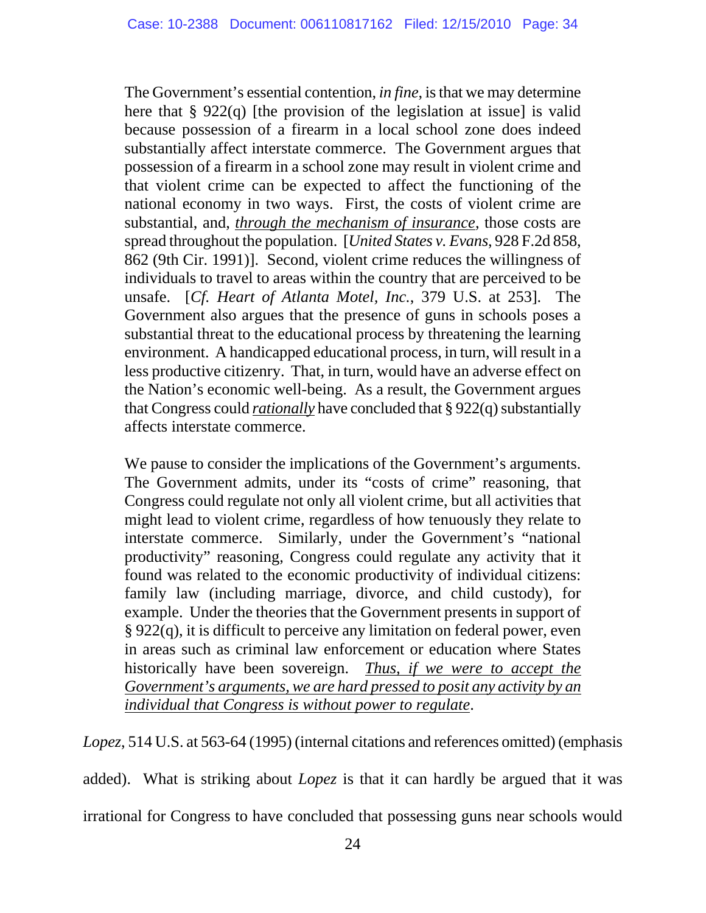> The Government's essential contention, *in fine*, is that we may determine here that § 922(q) [the provision of the legislation at issue] is valid because possession of a firearm in a local school zone does indeed substantially affect interstate commerce. The Government argues that possession of a firearm in a school zone may result in violent crime and that violent crime can be expected to affect the functioning of the national economy in two ways. First, the costs of violent crime are substantial, and, *<u>through the mechanism of insurance</u>*, those costs are spread throughout the population. [*United States v. Evans*, 928 F.2d 858, 862 (9th Cir. 1991)]. Second, violent crime reduces the willingness of individuals to travel to areas within the country that are perceived to be unsafe. [*Cf. Heart of Atlanta Motel, Inc.*, 379 U.S. at 253]. The Government also argues that the presence of guns in schools poses a substantial threat to the educational process by threatening the learning environment. A handicapped educational process, in turn, will result in a less productive citizenry. That, in turn, would have an adverse effect on the Nation's economic well-being. As a result, the Government argues that Congress could *<u>rationally</u>* have concluded that § 922(q) substantially affects interstate commerce.
>
> We pause to consider the implications of the Government's arguments. The Government admits, under its "costs of crime" reasoning, that Congress could regulate not only all violent crime, but all activities that might lead to violent crime, regardless of how tenuously they relate to interstate commerce. Similarly, under the Government's "national productivity" reasoning, Congress could regulate any activity that it found was related to the economic productivity of individual citizens: family law (including marriage, divorce, and child custody), for example. Under the theories that the Government presents in support of § 922(q), it is difficult to perceive any limitation on federal power, even in areas such as criminal law enforcement or education where States historically have been sovereign. *<u>Thus, if we were to accept the Government's arguments, we are hard pressed to posit any activity by an individual that Congress is without power to regulate</u>*.

*Lopez*, 514 U.S. at 563-64 (1995) (internal citations and references omitted) (emphasis added). What is striking about *Lopez* is that it can hardly be argued that it was irrational for Congress to have concluded that possessing guns near schools would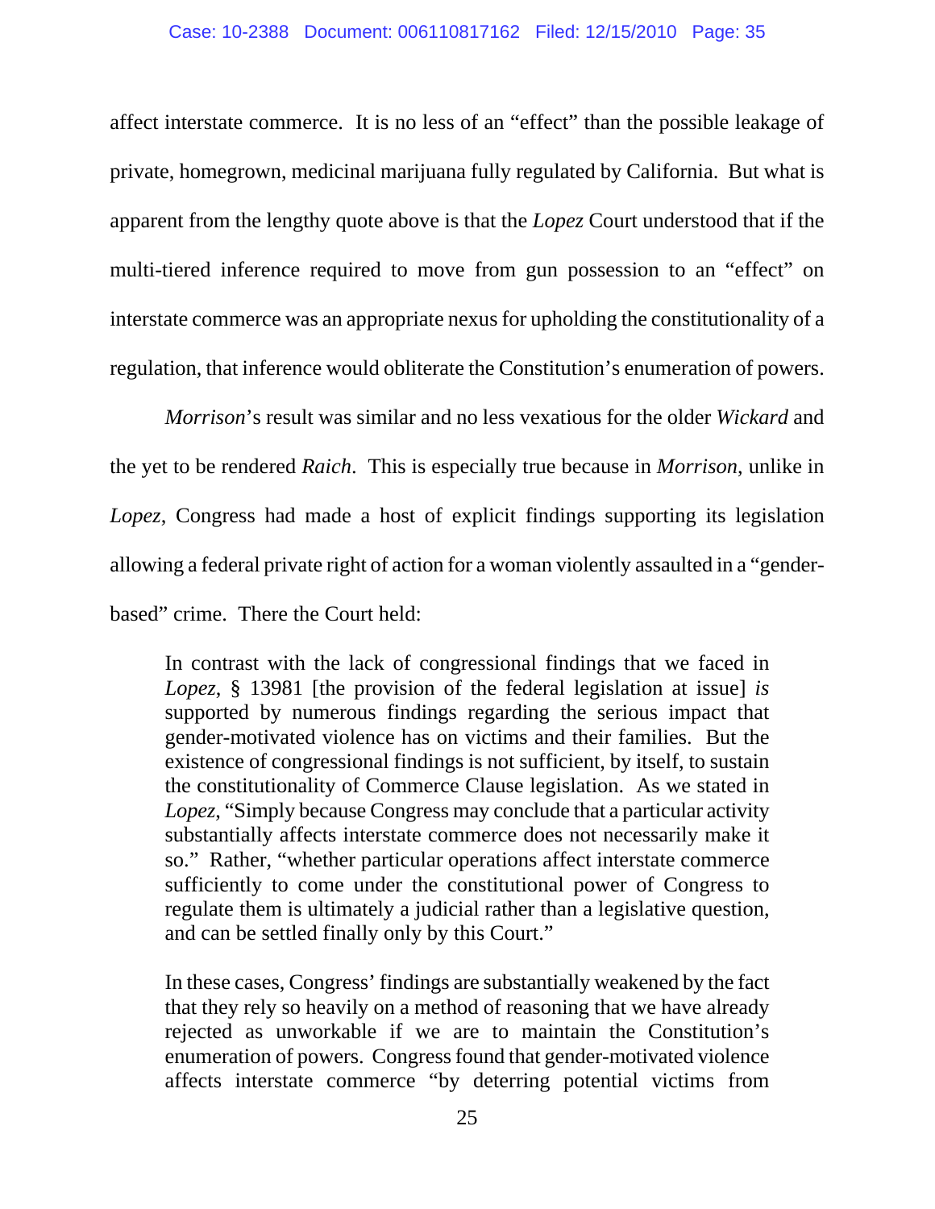affect interstate commerce. It is no less of an "effect" than the possible leakage of private, homegrown, medicinal marijuana fully regulated by California. But what is apparent from the lengthy quote above is that the *Lopez* Court understood that if the multi-tiered inference required to move from gun possession to an "effect" on interstate commerce was an appropriate nexus for upholding the constitutionality of a regulation, that inference would obliterate the Constitution's enumeration of powers.

*Morrison*'s result was similar and no less vexatious for the older *Wickard* and the yet to be rendered *Raich*. This is especially true because in *Morrison*, unlike in *Lopez*, Congress had made a host of explicit findings supporting its legislation allowing a federal private right of action for a woman violently assaulted in a "gender-based" crime. There the Court held:

> In contrast with the lack of congressional findings that we faced in *Lopez*, § 13981 [the provision of the federal legislation at issue] *is* supported by numerous findings regarding the serious impact that gender-motivated violence has on victims and their families. But the existence of congressional findings is not sufficient, by itself, to sustain the constitutionality of Commerce Clause legislation. As we stated in *Lopez*, "Simply because Congress may conclude that a particular activity substantially affects interstate commerce does not necessarily make it so." Rather, "whether particular operations affect interstate commerce sufficiently to come under the constitutional power of Congress to regulate them is ultimately a judicial rather than a legislative question, and can be settled finally only by this Court."
>
> In these cases, Congress' findings are substantially weakened by the fact that they rely so heavily on a method of reasoning that we have already rejected as unworkable if we are to maintain the Constitution's enumeration of powers. Congress found that gender-motivated violence affects interstate commerce "by deterring potential victims from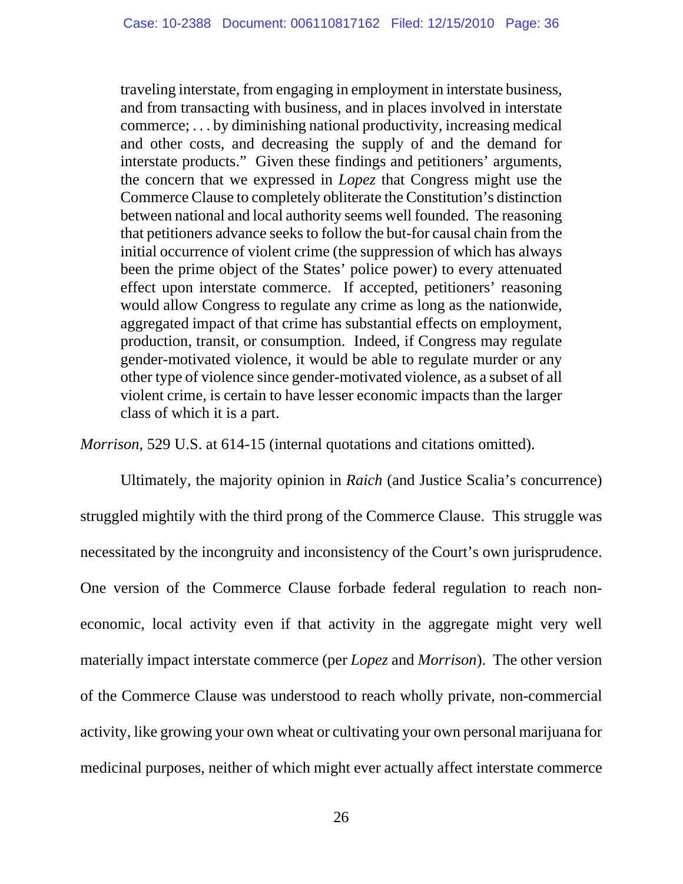> traveling interstate, from engaging in employment in interstate business, and from transacting with business, and in places involved in interstate commerce; . . . by diminishing national productivity, increasing medical and other costs, and decreasing the supply of and the demand for interstate products." Given these findings and petitioners' arguments, the concern that we expressed in *Lopez* that Congress might use the Commerce Clause to completely obliterate the Constitution's distinction between national and local authority seems well founded. The reasoning that petitioners advance seeks to follow the but-for causal chain from the initial occurrence of violent crime (the suppression of which has always been the prime object of the States' police power) to every attenuated effect upon interstate commerce. If accepted, petitioners' reasoning would allow Congress to regulate any crime as long as the nationwide, aggregated impact of that crime has substantial effects on employment, production, transit, or consumption. Indeed, if Congress may regulate gender-motivated violence, it would be able to regulate murder or any other type of violence since gender-motivated violence, as a subset of all violent crime, is certain to have lesser economic impacts than the larger class of which it is a part.

*Morrison*, 529 U.S. at 614-15 (internal quotations and citations omitted).

Ultimately, the majority opinion in *Raich* (and Justice Scalia's concurrence) struggled mightily with the third prong of the Commerce Clause. This struggle was necessitated by the incongruity and inconsistency of the Court's own jurisprudence. One version of the Commerce Clause forbade federal regulation to reach non-economic, local activity even if that activity in the aggregate might very well materially impact interstate commerce (per *Lopez* and *Morrison*). The other version of the Commerce Clause was understood to reach wholly private, non-commercial activity, like growing your own wheat or cultivating your own personal marijuana for medicinal purposes, neither of which might ever actually affect interstate commerce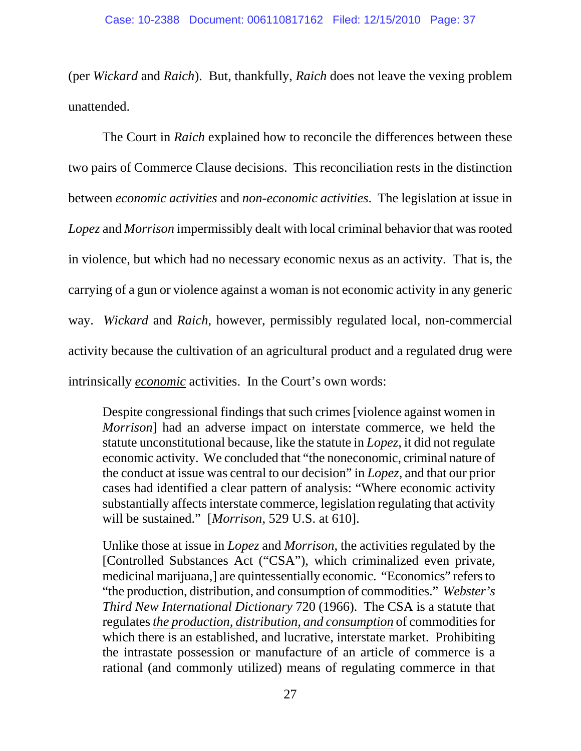(per *Wickard* and *Raich*). But, thankfully, *Raich* does not leave the vexing problem unattended.

The Court in *Raich* explained how to reconcile the differences between these two pairs of Commerce Clause decisions. This reconciliation rests in the distinction between *economic activities* and *non-economic activities*. The legislation at issue in *Lopez* and *Morrison* impermissibly dealt with local criminal behavior that was rooted in violence, but which had no necessary economic nexus as an activity. That is, the carrying of a gun or violence against a woman is not economic activity in any generic way. *Wickard* and *Raich*, however, permissibly regulated local, non-commercial activity because the cultivation of an agricultural product and a regulated drug were intrinsically ***economic*** activities. In the Court's own words:

> Despite congressional findings that such crimes [violence against women in *Morrison*] had an adverse impact on interstate commerce, we held the statute unconstitutional because, like the statute in *Lopez*, it did not regulate economic activity. We concluded that "the noneconomic, criminal nature of the conduct at issue was central to our decision" in *Lopez*, and that our prior cases had identified a clear pattern of analysis: "Where economic activity substantially affects interstate commerce, legislation regulating that activity will be sustained." [*Morrison*, 529 U.S. at 610].
>
> Unlike those at issue in *Lopez* and *Morrison*, the activities regulated by the [Controlled Substances Act ("CSA"), which criminalized even private, medicinal marijuana,] are quintessentially economic. "Economics" refers to "the production, distribution, and consumption of commodities." *Webster's Third New International Dictionary* 720 (1966). The CSA is a statute that regulates ***the production, distribution, and consumption*** of commodities for which there is an established, and lucrative, interstate market. Prohibiting the intrastate possession or manufacture of an article of commerce is a rational (and commonly utilized) means of regulating commerce in that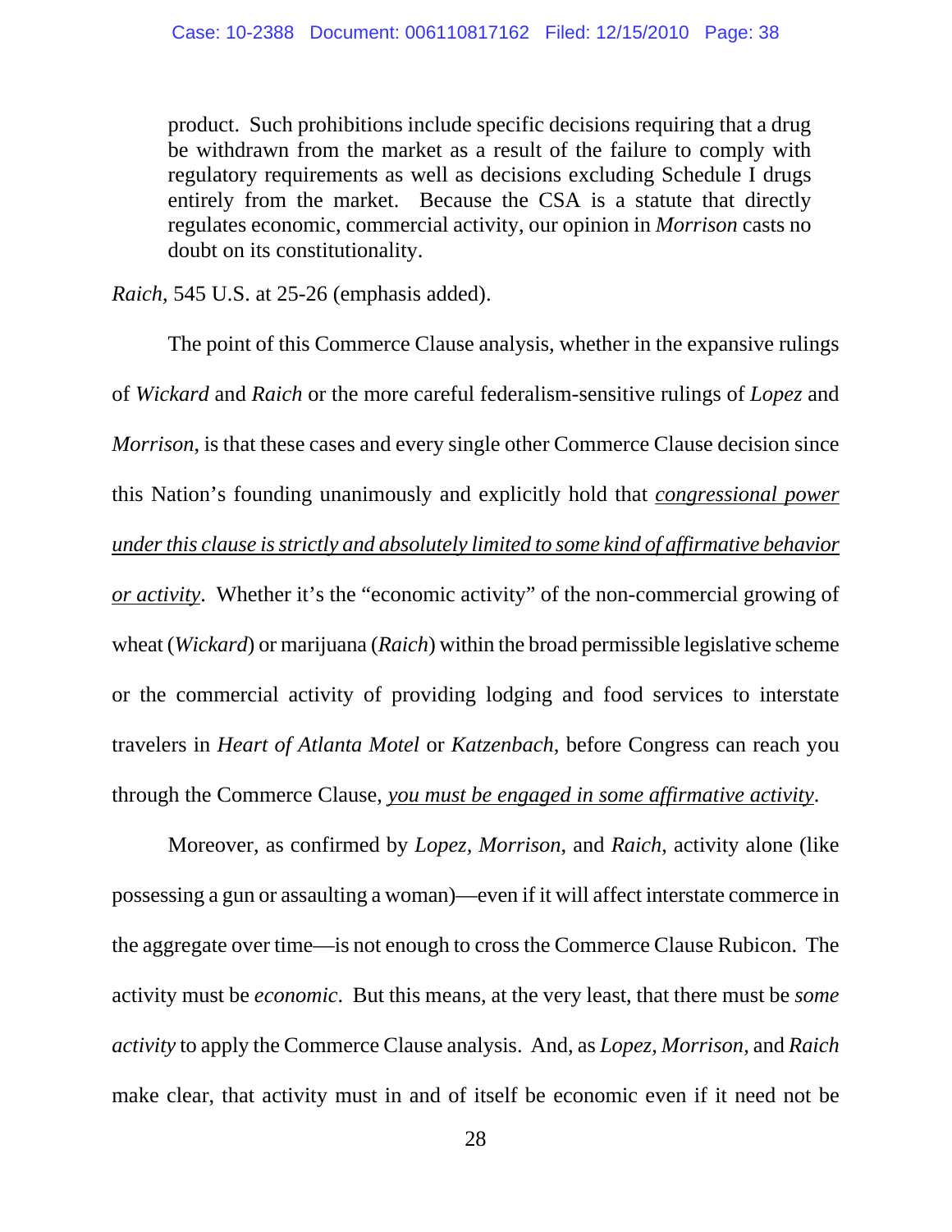> product. Such prohibitions include specific decisions requiring that a drug be withdrawn from the market as a result of the failure to comply with regulatory requirements as well as decisions excluding Schedule I drugs entirely from the market. Because the CSA is a statute that directly regulates economic, commercial activity, our opinion in *Morrison* casts no doubt on its constitutionality.

*Raich*, 545 U.S. at 25-26 (emphasis added).

The point of this Commerce Clause analysis, whether in the expansive rulings of *Wickard* and *Raich* or the more careful federalism-sensitive rulings of *Lopez* and *Morrison*, is that these cases and every single other Commerce Clause decision since this Nation's founding unanimously and explicitly hold that <u>*congressional power under this clause is strictly and absolutely limited to some kind of affirmative behavior or activity*</u>. Whether it's the "economic activity" of the non-commercial growing of wheat (*Wickard*) or marijuana (*Raich*) within the broad permissible legislative scheme or the commercial activity of providing lodging and food services to interstate travelers in *Heart of Atlanta Motel* or *Katzenbach*, before Congress can reach you through the Commerce Clause, <u>*you must be engaged in some affirmative activity*</u>.

Moreover, as confirmed by *Lopez*, *Morrison*, and *Raich*, activity alone (like possessing a gun or assaulting a woman)—even if it will affect interstate commerce in the aggregate over time—is not enough to cross the Commerce Clause Rubicon. The activity must be *economic*. But this means, at the very least, that there must be *some activity* to apply the Commerce Clause analysis. And, as *Lopez*, *Morrison*, and *Raich* make clear, that activity must in and of itself be economic even if it need not be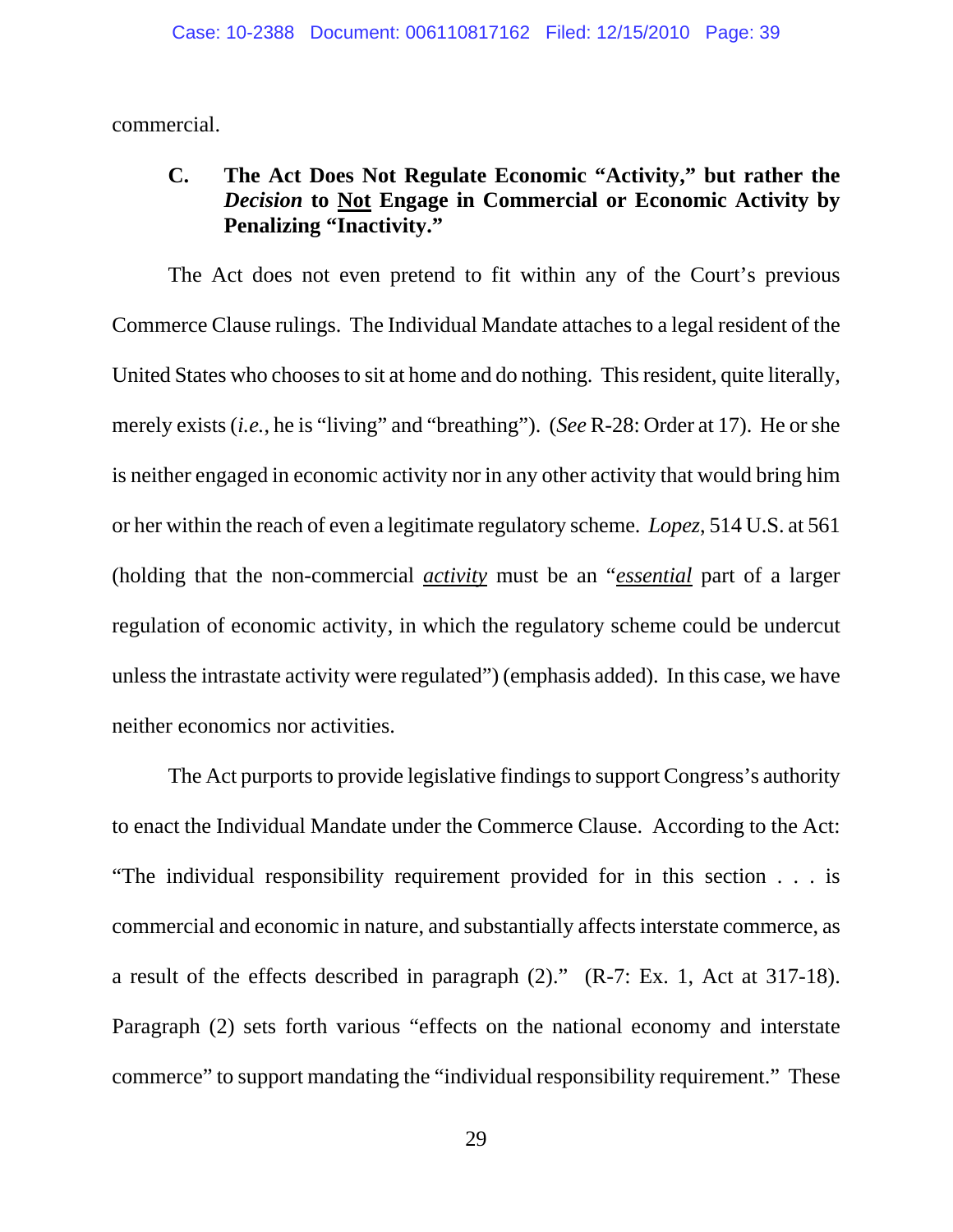commercial.

### C. The Act Does Not Regulate Economic "Activity," but rather the *Decision* to <u>Not</u> Engage in Commercial or Economic Activity by Penalizing "Inactivity."

The Act does not even pretend to fit within any of the Court's previous Commerce Clause rulings. The Individual Mandate attaches to a legal resident of the United States who chooses to sit at home and do nothing. This resident, quite literally, merely exists (*i.e.*, he is "living" and "breathing"). (*See* R-28: Order at 17). He or she is neither engaged in economic activity nor in any other activity that would bring him or her within the reach of even a legitimate regulatory scheme. *Lopez*, 514 U.S. at 561 (holding that the non-commercial <u>*activity*</u> must be an "<u>*essential*</u> part of a larger regulation of economic activity, in which the regulatory scheme could be undercut unless the intrastate activity were regulated") (emphasis added). In this case, we have neither economics nor activities.

The Act purports to provide legislative findings to support Congress's authority to enact the Individual Mandate under the Commerce Clause. According to the Act: "The individual responsibility requirement provided for in this section . . . is commercial and economic in nature, and substantially affects interstate commerce, as a result of the effects described in paragraph (2)." (R-7: Ex. 1, Act at 317-18). Paragraph (2) sets forth various "effects on the national economy and interstate commerce" to support mandating the "individual responsibility requirement." These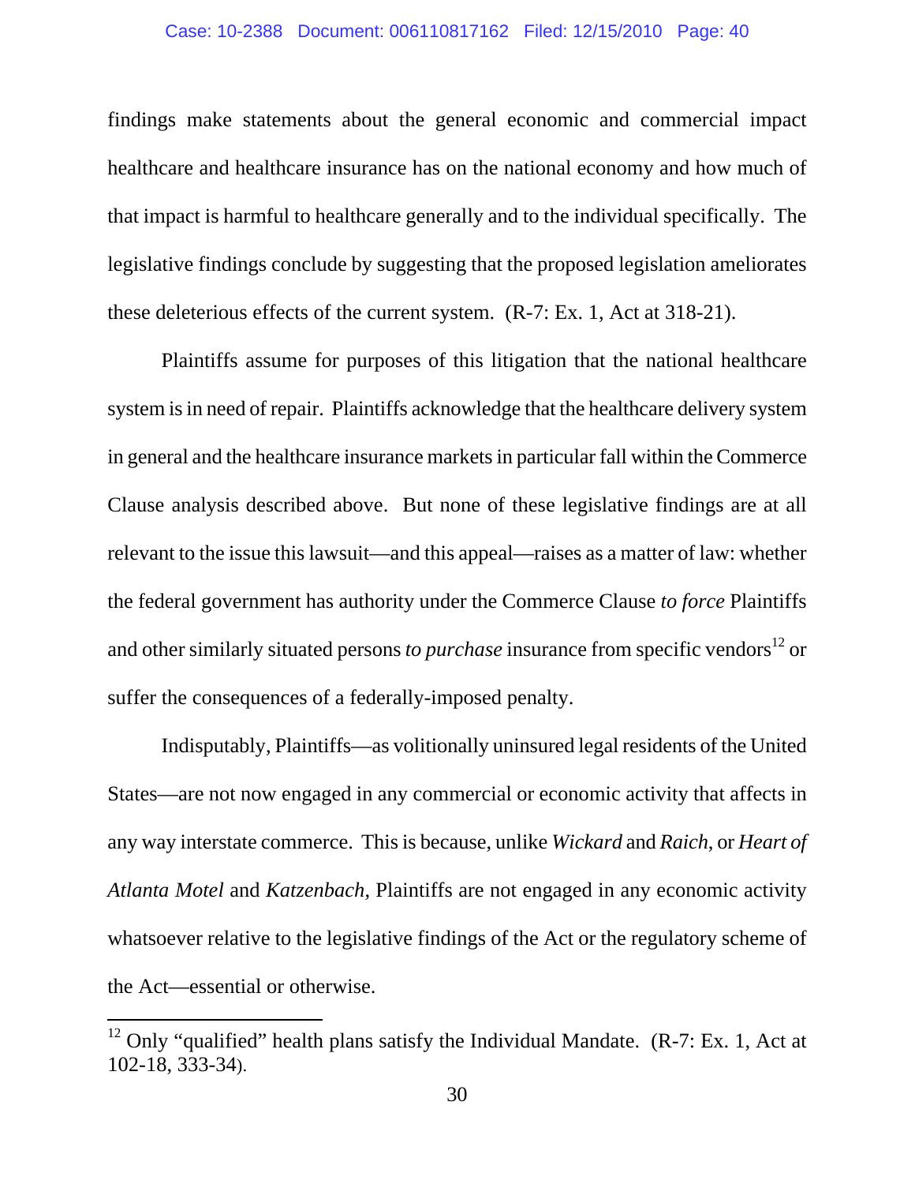findings make statements about the general economic and commercial impact healthcare and healthcare insurance has on the national economy and how much of that impact is harmful to healthcare generally and to the individual specifically. The legislative findings conclude by suggesting that the proposed legislation ameliorates these deleterious effects of the current system. (R-7: Ex. 1, Act at 318-21).

Plaintiffs assume for purposes of this litigation that the national healthcare system is in need of repair. Plaintiffs acknowledge that the healthcare delivery system in general and the healthcare insurance markets in particular fall within the Commerce Clause analysis described above. But none of these legislative findings are at all relevant to the issue this lawsuit—and this appeal—raises as a matter of law: whether the federal government has authority under the Commerce Clause *to force* Plaintiffs and other similarly situated persons *to purchase* insurance from specific vendors[12] or suffer the consequences of a federally-imposed penalty.

Indisputably, Plaintiffs—as volitionally uninsured legal residents of the United States—are not now engaged in any commercial or economic activity that affects in any way interstate commerce. This is because, unlike *Wickard* and *Raich*, or *Heart of Atlanta Motel* and *Katzenbach*, Plaintiffs are not engaged in any economic activity whatsoever relative to the legislative findings of the Act or the regulatory scheme of the Act—essential or otherwise.

---

[12] Only "qualified" health plans satisfy the Individual Mandate. (R-7: Ex. 1, Act at 102-18, 333-34).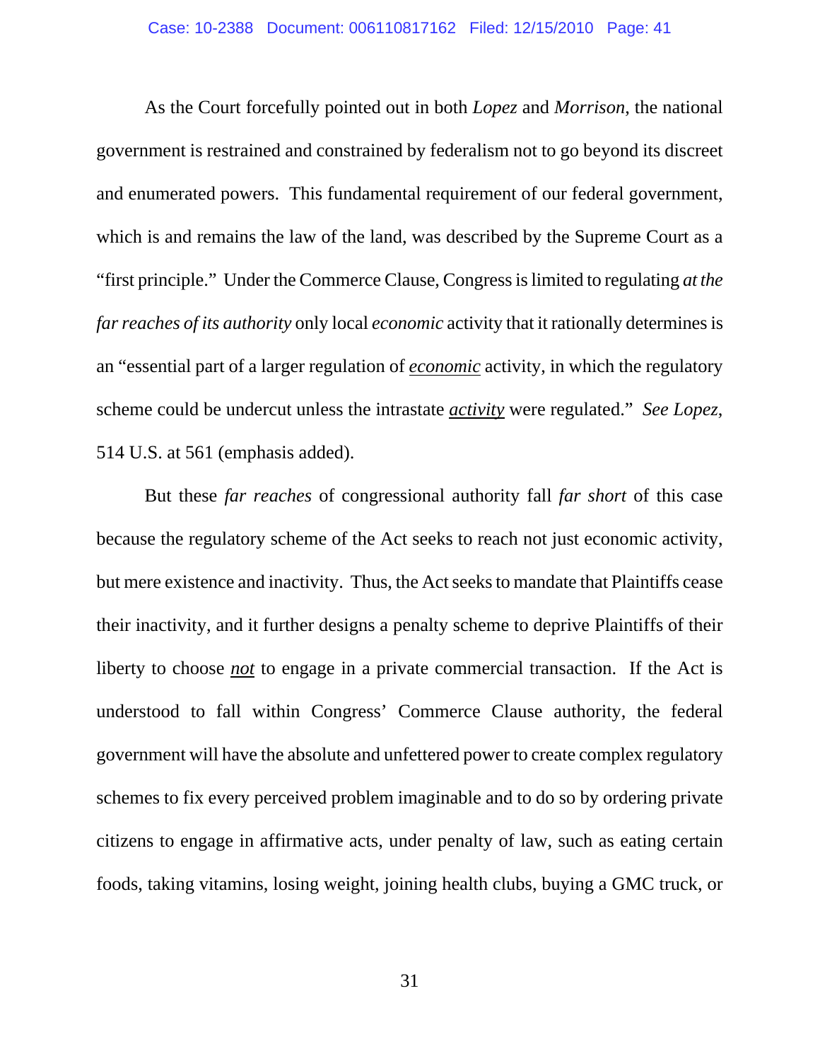As the Court forcefully pointed out in both *Lopez* and *Morrison*, the national government is restrained and constrained by federalism not to go beyond its discreet and enumerated powers. This fundamental requirement of our federal government, which is and remains the law of the land, was described by the Supreme Court as a "first principle." Under the Commerce Clause, Congress is limited to regulating *at the far reaches of its authority* only local *economic* activity that it rationally determines is an "essential part of a larger regulation of <u>*economic*</u> activity, in which the regulatory scheme could be undercut unless the intrastate <u>*activity*</u> were regulated." *See Lopez*, 514 U.S. at 561 (emphasis added).

But these *far reaches* of congressional authority fall *far short* of this case because the regulatory scheme of the Act seeks to reach not just economic activity, but mere existence and inactivity. Thus, the Act seeks to mandate that Plaintiffs cease their inactivity, and it further designs a penalty scheme to deprive Plaintiffs of their liberty to choose <u>*not*</u> to engage in a private commercial transaction. If the Act is understood to fall within Congress' Commerce Clause authority, the federal government will have the absolute and unfettered power to create complex regulatory schemes to fix every perceived problem imaginable and to do so by ordering private citizens to engage in affirmative acts, under penalty of law, such as eating certain foods, taking vitamins, losing weight, joining health clubs, buying a GMC truck, or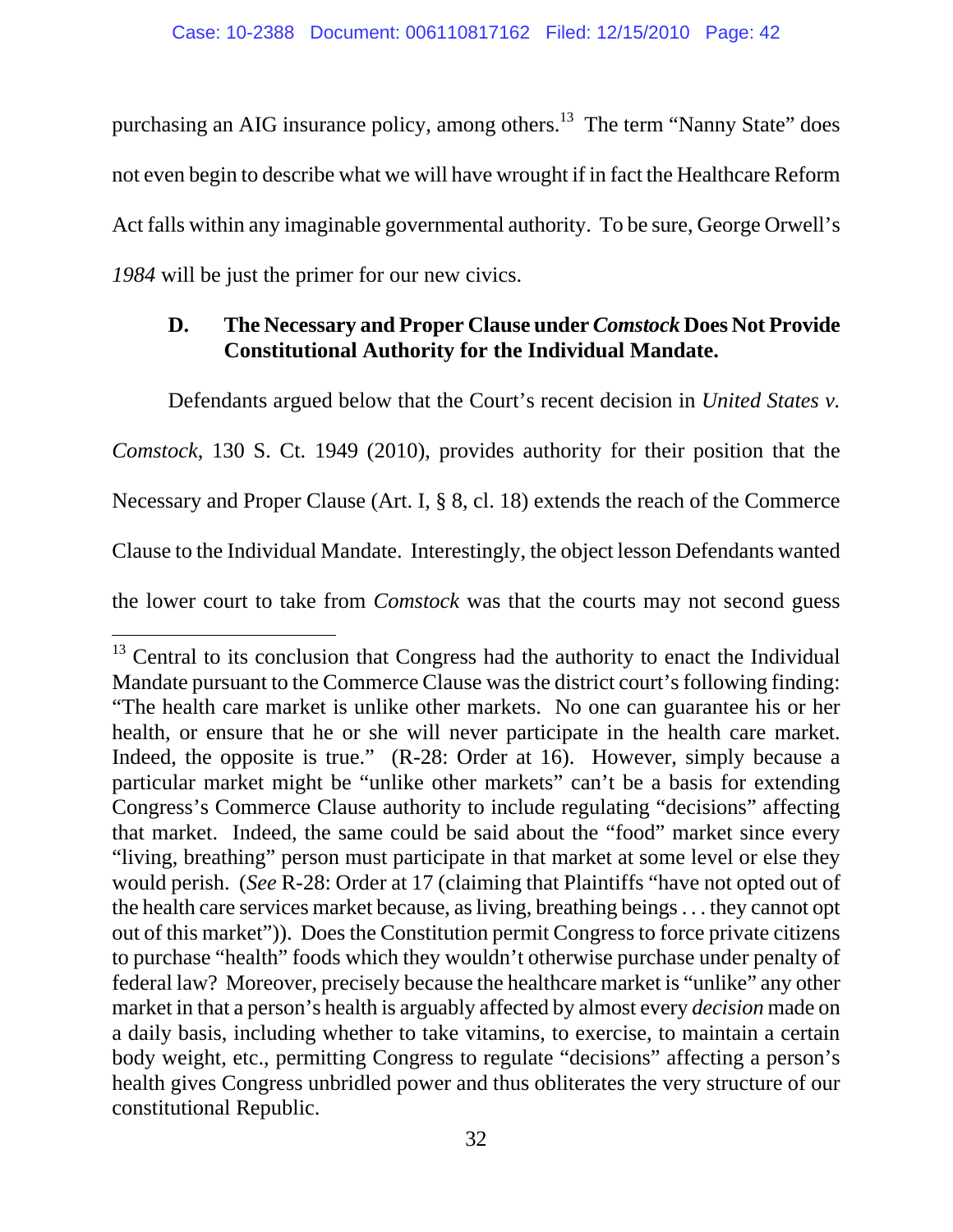purchasing an AIG insurance policy, among others.[13] The term "Nanny State" does not even begin to describe what we will have wrought if in fact the Healthcare Reform Act falls within any imaginable governmental authority. To be sure, George Orwell's *1984* will be just the primer for our new civics.

### D. The Necessary and Proper Clause under *Comstock* Does Not Provide Constitutional Authority for the Individual Mandate.

Defendants argued below that the Court's recent decision in *United States v. Comstock*, 130 S. Ct. 1949 (2010), provides authority for their position that the Necessary and Proper Clause (Art. I, § 8, cl. 18) extends the reach of the Commerce Clause to the Individual Mandate. Interestingly, the object lesson Defendants wanted the lower court to take from *Comstock* was that the courts may not second guess

---

[13] Central to its conclusion that Congress had the authority to enact the Individual Mandate pursuant to the Commerce Clause was the district court's following finding: "The health care market is unlike other markets. No one can guarantee his or her health, or ensure that he or she will never participate in the health care market. Indeed, the opposite is true." (R-28: Order at 16). However, simply because a particular market might be "unlike other markets" can't be a basis for extending Congress's Commerce Clause authority to include regulating "decisions" affecting that market. Indeed, the same could be said about the "food" market since every "living, breathing" person must participate in that market at some level or else they would perish. (*See* R-28: Order at 17 (claiming that Plaintiffs "have not opted out of the health care services market because, as living, breathing beings . . . they cannot opt out of this market")). Does the Constitution permit Congress to force private citizens to purchase "health" foods which they wouldn't otherwise purchase under penalty of federal law? Moreover, precisely because the healthcare market is "unlike" any other market in that a person's health is arguably affected by almost every *decision* made on a daily basis, including whether to take vitamins, to exercise, to maintain a certain body weight, etc., permitting Congress to regulate "decisions" affecting a person's health gives Congress unbridled power and thus obliterates the very structure of our constitutional Republic.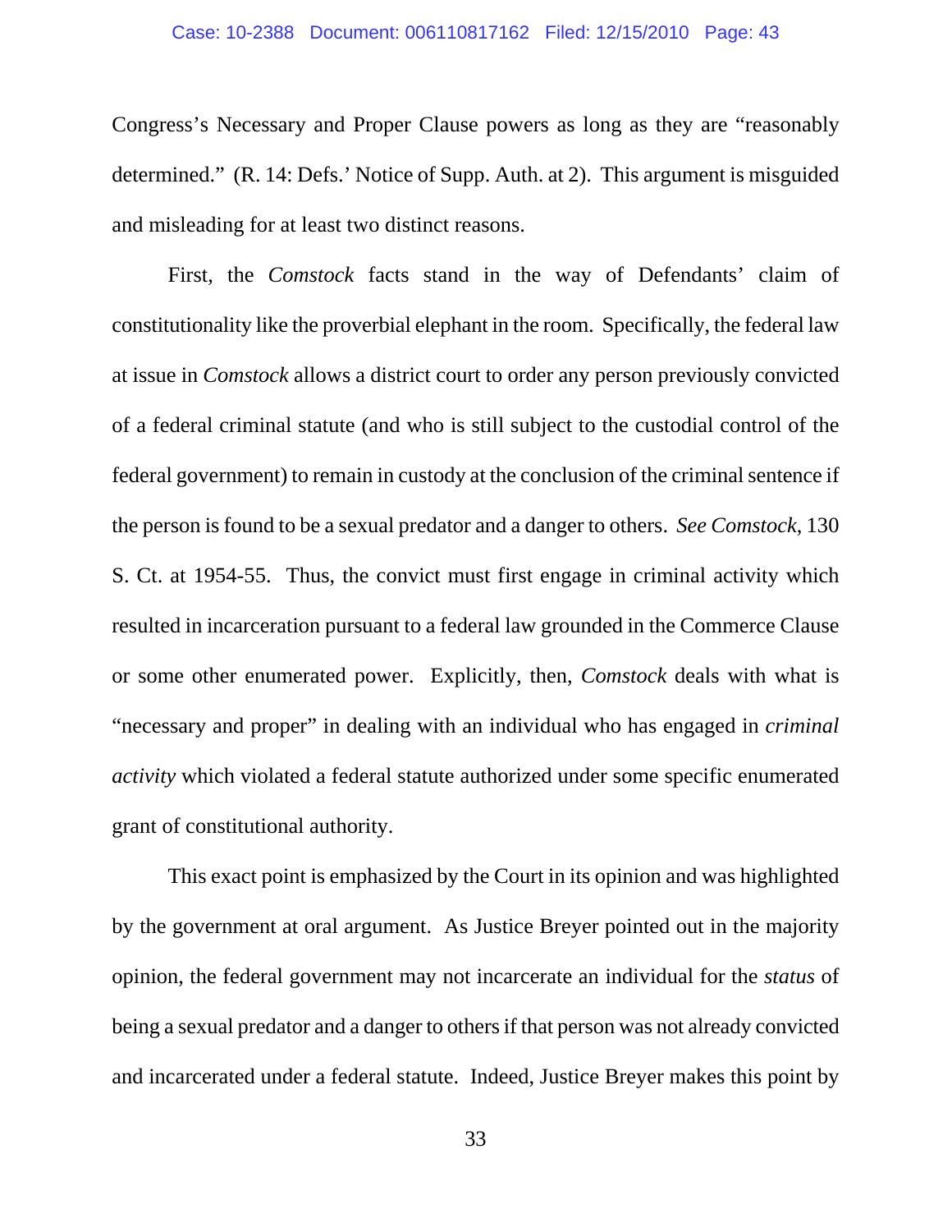Congress's Necessary and Proper Clause powers as long as they are "reasonably determined." (R. 14: Defs.' Notice of Supp. Auth. at 2). This argument is misguided and misleading for at least two distinct reasons.

First, the *Comstock* facts stand in the way of Defendants' claim of constitutionality like the proverbial elephant in the room. Specifically, the federal law at issue in *Comstock* allows a district court to order any person previously convicted of a federal criminal statute (and who is still subject to the custodial control of the federal government) to remain in custody at the conclusion of the criminal sentence if the person is found to be a sexual predator and a danger to others. *See Comstock*, 130 S. Ct. at 1954-55. Thus, the convict must first engage in criminal activity which resulted in incarceration pursuant to a federal law grounded in the Commerce Clause or some other enumerated power. Explicitly, then, *Comstock* deals with what is "necessary and proper" in dealing with an individual who has engaged in *criminal activity* which violated a federal statute authorized under some specific enumerated grant of constitutional authority.

This exact point is emphasized by the Court in its opinion and was highlighted by the government at oral argument. As Justice Breyer pointed out in the majority opinion, the federal government may not incarcerate an individual for the *status* of being a sexual predator and a danger to others if that person was not already convicted and incarcerated under a federal statute. Indeed, Justice Breyer makes this point by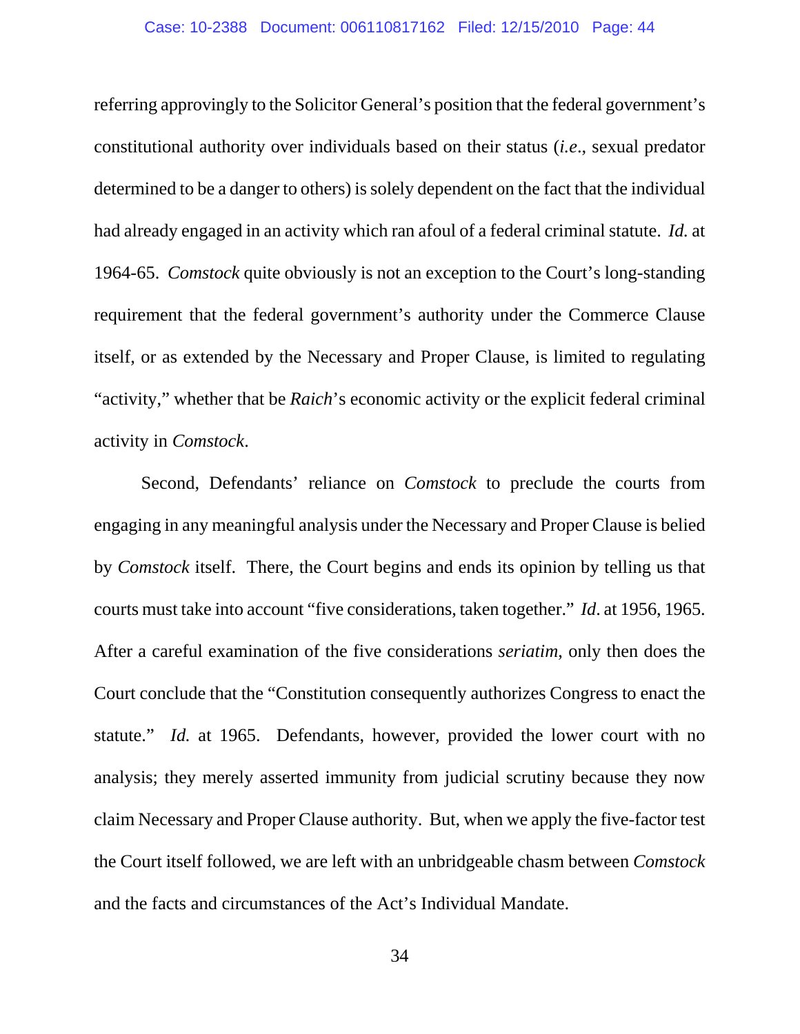referring approvingly to the Solicitor General's position that the federal government's constitutional authority over individuals based on their status (*i.e*., sexual predator determined to be a danger to others) is solely dependent on the fact that the individual had already engaged in an activity which ran afoul of a federal criminal statute. *Id.* at 1964-65. *Comstock* quite obviously is not an exception to the Court's long-standing requirement that the federal government's authority under the Commerce Clause itself, or as extended by the Necessary and Proper Clause, is limited to regulating "activity," whether that be *Raich*'s economic activity or the explicit federal criminal activity in *Comstock*.

Second, Defendants' reliance on *Comstock* to preclude the courts from engaging in any meaningful analysis under the Necessary and Proper Clause is belied by *Comstock* itself. There, the Court begins and ends its opinion by telling us that courts must take into account "five considerations, taken together." *Id*. at 1956, 1965. After a careful examination of the five considerations *seriatim*, only then does the Court conclude that the "Constitution consequently authorizes Congress to enact the statute." *Id.* at 1965. Defendants, however, provided the lower court with no analysis; they merely asserted immunity from judicial scrutiny because they now claim Necessary and Proper Clause authority. But, when we apply the five-factor test the Court itself followed, we are left with an unbridgeable chasm between *Comstock* and the facts and circumstances of the Act's Individual Mandate.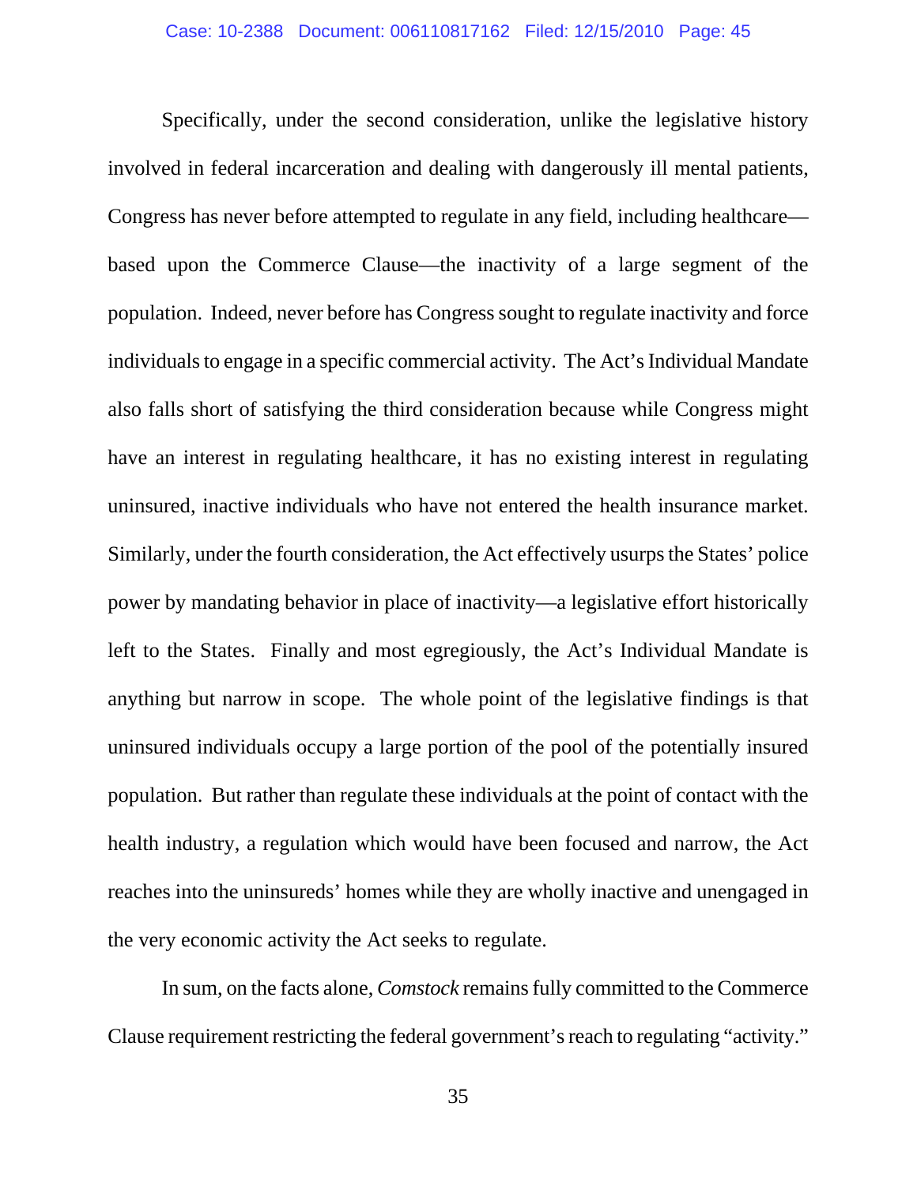Specifically, under the second consideration, unlike the legislative history involved in federal incarceration and dealing with dangerously ill mental patients, Congress has never before attempted to regulate in any field, including healthcare—based upon the Commerce Clause—the inactivity of a large segment of the population. Indeed, never before has Congress sought to regulate inactivity and force individuals to engage in a specific commercial activity. The Act's Individual Mandate also falls short of satisfying the third consideration because while Congress might have an interest in regulating healthcare, it has no existing interest in regulating uninsured, inactive individuals who have not entered the health insurance market. Similarly, under the fourth consideration, the Act effectively usurps the States' police power by mandating behavior in place of inactivity—a legislative effort historically left to the States. Finally and most egregiously, the Act's Individual Mandate is anything but narrow in scope. The whole point of the legislative findings is that uninsured individuals occupy a large portion of the pool of the potentially insured population. But rather than regulate these individuals at the point of contact with the health industry, a regulation which would have been focused and narrow, the Act reaches into the uninsureds' homes while they are wholly inactive and unengaged in the very economic activity the Act seeks to regulate.

In sum, on the facts alone, *Comstock* remains fully committed to the Commerce Clause requirement restricting the federal government's reach to regulating "activity."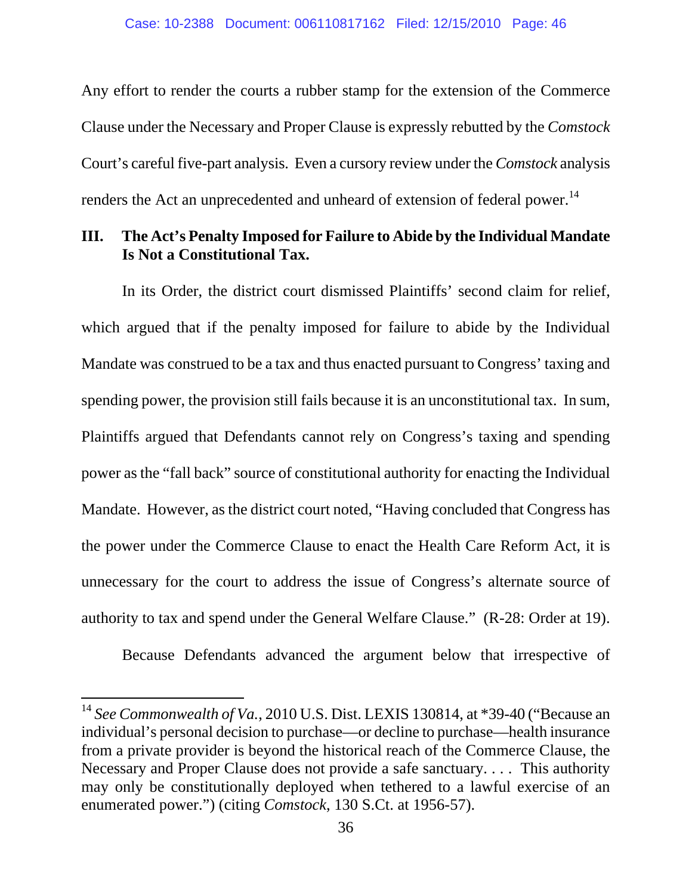Any effort to render the courts a rubber stamp for the extension of the Commerce Clause under the Necessary and Proper Clause is expressly rebutted by the *Comstock* Court's careful five-part analysis. Even a cursory review under the *Comstock* analysis renders the Act an unprecedented and unheard of extension of federal power.[14]

## III. The Act's Penalty Imposed for Failure to Abide by the Individual Mandate Is Not a Constitutional Tax.

In its Order, the district court dismissed Plaintiffs' second claim for relief, which argued that if the penalty imposed for failure to abide by the Individual Mandate was construed to be a tax and thus enacted pursuant to Congress' taxing and spending power, the provision still fails because it is an unconstitutional tax. In sum, Plaintiffs argued that Defendants cannot rely on Congress's taxing and spending power as the "fall back" source of constitutional authority for enacting the Individual Mandate. However, as the district court noted, "Having concluded that Congress has the power under the Commerce Clause to enact the Health Care Reform Act, it is unnecessary for the court to address the issue of Congress's alternate source of authority to tax and spend under the General Welfare Clause." (R-28: Order at 19).

Because Defendants advanced the argument below that irrespective of

---

[14] *See Commonwealth of Va.*, 2010 U.S. Dist. LEXIS 130814, at *39-40 ("Because an individual's personal decision to purchase—or decline to purchase—health insurance from a private provider is beyond the historical reach of the Commerce Clause, the Necessary and Proper Clause does not provide a safe sanctuary. . . . This authority may only be constitutionally deployed when tethered to a lawful exercise of an enumerated power.") (citing *Comstock*, 130 S.Ct. at 1956-57).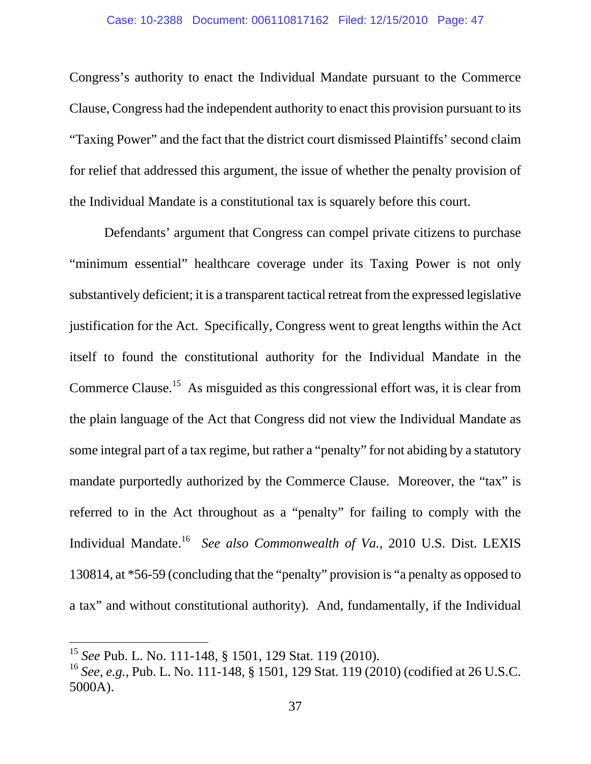Congress's authority to enact the Individual Mandate pursuant to the Commerce Clause, Congress had the independent authority to enact this provision pursuant to its "Taxing Power" and the fact that the district court dismissed Plaintiffs' second claim for relief that addressed this argument, the issue of whether the penalty provision of the Individual Mandate is a constitutional tax is squarely before this court.

Defendants' argument that Congress can compel private citizens to purchase "minimum essential" healthcare coverage under its Taxing Power is not only substantively deficient; it is a transparent tactical retreat from the expressed legislative justification for the Act. Specifically, Congress went to great lengths within the Act itself to found the constitutional authority for the Individual Mandate in the Commerce Clause.[15] As misguided as this congressional effort was, it is clear from the plain language of the Act that Congress did not view the Individual Mandate as some integral part of a tax regime, but rather a "penalty" for not abiding by a statutory mandate purportedly authorized by the Commerce Clause. Moreover, the "tax" is referred to in the Act throughout as a "penalty" for failing to comply with the Individual Mandate.[16] *See also Commonwealth of Va.*, 2010 U.S. Dist. LEXIS 130814, at *56-59 (concluding that the "penalty" provision is "a penalty as opposed to a tax" and without constitutional authority). And, fundamentally, if the Individual

---

[15] *See* Pub. L. No. 111-148, § 1501, 129 Stat. 119 (2010).

[16] *See, e.g.*, Pub. L. No. 111-148, § 1501, 129 Stat. 119 (2010) (codified at 26 U.S.C. 5000A).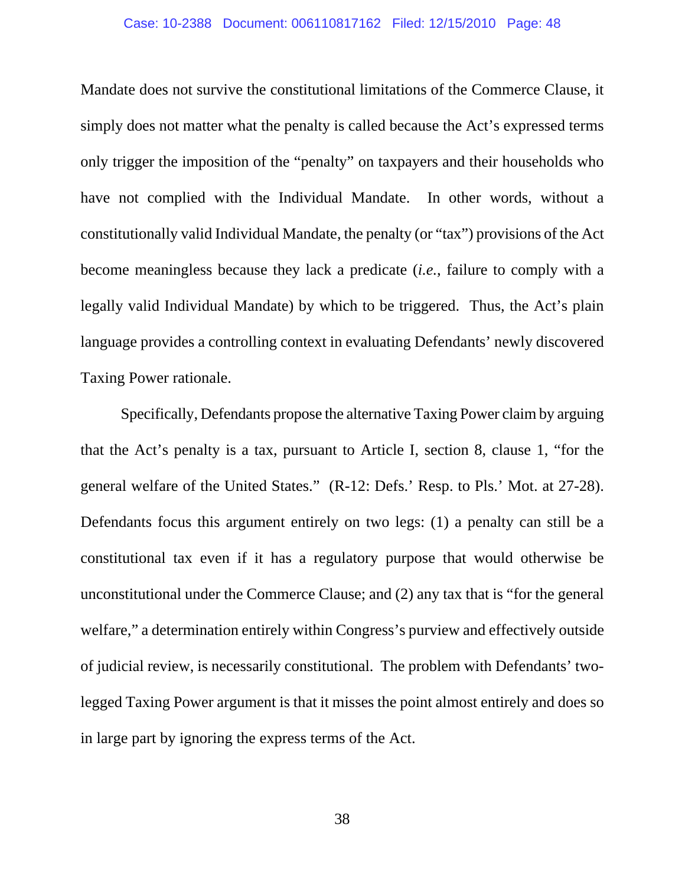Mandate does not survive the constitutional limitations of the Commerce Clause, it simply does not matter what the penalty is called because the Act's expressed terms only trigger the imposition of the "penalty" on taxpayers and their households who have not complied with the Individual Mandate. In other words, without a constitutionally valid Individual Mandate, the penalty (or "tax") provisions of the Act become meaningless because they lack a predicate (*i.e.*, failure to comply with a legally valid Individual Mandate) by which to be triggered. Thus, the Act's plain language provides a controlling context in evaluating Defendants' newly discovered Taxing Power rationale.

Specifically, Defendants propose the alternative Taxing Power claim by arguing that the Act's penalty is a tax, pursuant to Article I, section 8, clause 1, "for the general welfare of the United States." (R-12: Defs.' Resp. to Pls.' Mot. at 27-28). Defendants focus this argument entirely on two legs: (1) a penalty can still be a constitutional tax even if it has a regulatory purpose that would otherwise be unconstitutional under the Commerce Clause; and (2) any tax that is "for the general welfare," a determination entirely within Congress's purview and effectively outside of judicial review, is necessarily constitutional. The problem with Defendants' two-legged Taxing Power argument is that it misses the point almost entirely and does so in large part by ignoring the express terms of the Act.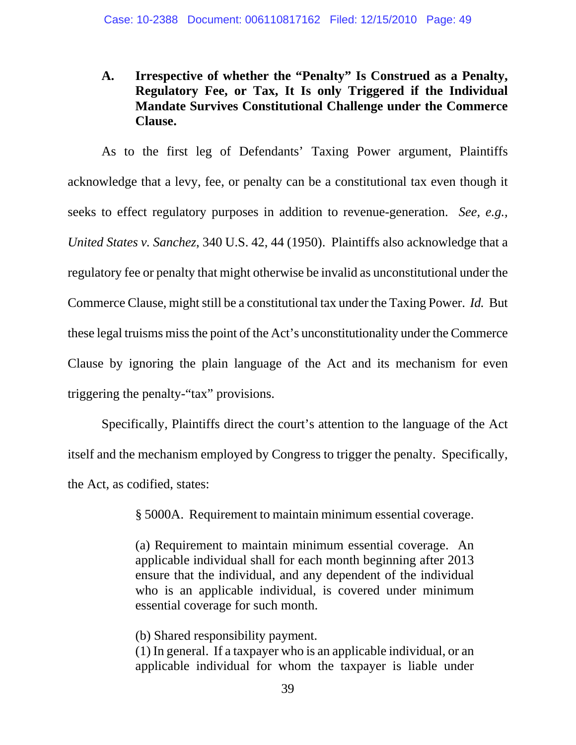### A. Irrespective of whether the "Penalty" Is Construed as a Penalty, Regulatory Fee, or Tax, It Is only Triggered if the Individual Mandate Survives Constitutional Challenge under the Commerce Clause.

As to the first leg of Defendants' Taxing Power argument, Plaintiffs acknowledge that a levy, fee, or penalty can be a constitutional tax even though it seeks to effect regulatory purposes in addition to revenue-generation. *See, e.g.*, *United States v. Sanchez*, 340 U.S. 42, 44 (1950). Plaintiffs also acknowledge that a regulatory fee or penalty that might otherwise be invalid as unconstitutional under the Commerce Clause, might still be a constitutional tax under the Taxing Power. *Id.* But these legal truisms miss the point of the Act's unconstitutionality under the Commerce Clause by ignoring the plain language of the Act and its mechanism for even triggering the penalty-"tax" provisions.

Specifically, Plaintiffs direct the court's attention to the language of the Act itself and the mechanism employed by Congress to trigger the penalty. Specifically, the Act, as codified, states:

> § 5000A. Requirement to maintain minimum essential coverage.
>
> (a) Requirement to maintain minimum essential coverage. An applicable individual shall for each month beginning after 2013 ensure that the individual, and any dependent of the individual who is an applicable individual, is covered under minimum essential coverage for such month.
>
> (b) Shared responsibility payment.
> (1) In general. If a taxpayer who is an applicable individual, or an applicable individual for whom the taxpayer is liable under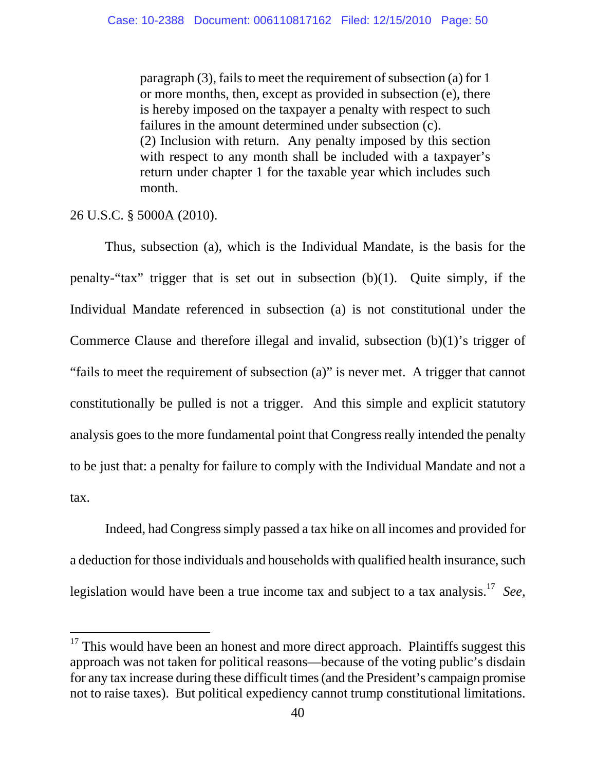> paragraph (3), fails to meet the requirement of subsection (a) for 1 or more months, then, except as provided in subsection (e), there is hereby imposed on the taxpayer a penalty with respect to such failures in the amount determined under subsection (c).
> (2) Inclusion with return. Any penalty imposed by this section with respect to any month shall be included with a taxpayer's return under chapter 1 for the taxable year which includes such month.

26 U.S.C. § 5000A (2010).

Thus, subsection (a), which is the Individual Mandate, is the basis for the penalty-"tax" trigger that is set out in subsection (b)(1). Quite simply, if the Individual Mandate referenced in subsection (a) is not constitutional under the Commerce Clause and therefore illegal and invalid, subsection (b)(1)'s trigger of "fails to meet the requirement of subsection (a)" is never met. A trigger that cannot constitutionally be pulled is not a trigger. And this simple and explicit statutory analysis goes to the more fundamental point that Congress really intended the penalty to be just that: a penalty for failure to comply with the Individual Mandate and not a tax.

Indeed, had Congress simply passed a tax hike on all incomes and provided for a deduction for those individuals and households with qualified health insurance, such legislation would have been a true income tax and subject to a tax analysis.[17] *See,*

---

[17] This would have been an honest and more direct approach. Plaintiffs suggest this approach was not taken for political reasons—because of the voting public's disdain for any tax increase during these difficult times (and the President's campaign promise not to raise taxes). But political expediency cannot trump constitutional limitations.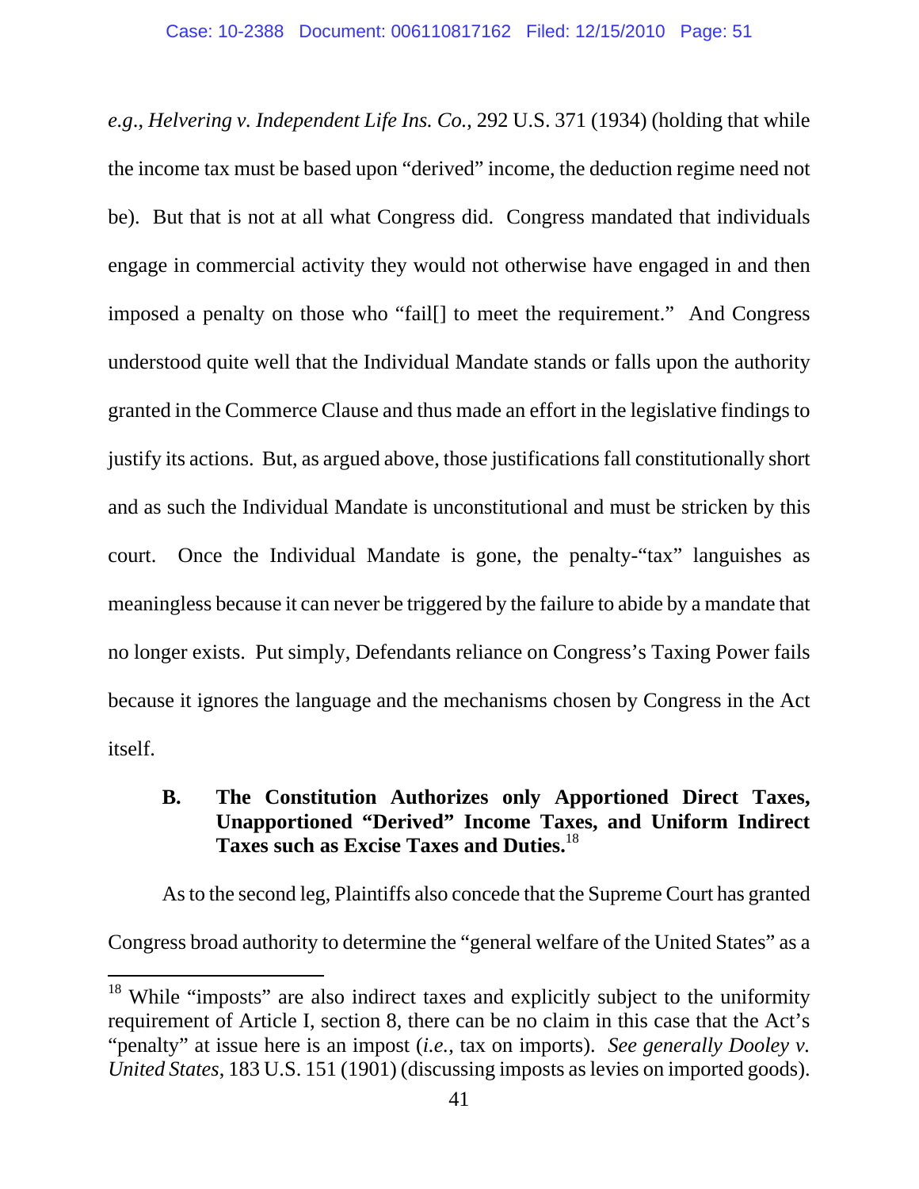*e.g.*, *Helvering v. Independent Life Ins. Co.*, 292 U.S. 371 (1934) (holding that while the income tax must be based upon "derived" income, the deduction regime need not be). But that is not at all what Congress did. Congress mandated that individuals engage in commercial activity they would not otherwise have engaged in and then imposed a penalty on those who "fail[] to meet the requirement." And Congress understood quite well that the Individual Mandate stands or falls upon the authority granted in the Commerce Clause and thus made an effort in the legislative findings to justify its actions. But, as argued above, those justifications fall constitutionally short and as such the Individual Mandate is unconstitutional and must be stricken by this court. Once the Individual Mandate is gone, the penalty-"tax" languishes as meaningless because it can never be triggered by the failure to abide by a mandate that no longer exists. Put simply, Defendants reliance on Congress's Taxing Power fails because it ignores the language and the mechanisms chosen by Congress in the Act itself.

### B. The Constitution Authorizes only Apportioned Direct Taxes, Unapportioned "Derived" Income Taxes, and Uniform Indirect Taxes such as Excise Taxes and Duties.[18]

As to the second leg, Plaintiffs also concede that the Supreme Court has granted Congress broad authority to determine the "general welfare of the United States" as a

[18] While "imposts" are also indirect taxes and explicitly subject to the uniformity requirement of Article I, section 8, there can be no claim in this case that the Act's "penalty" at issue here is an impost (*i.e.*, tax on imports). *See generally Dooley v. United States*, 183 U.S. 151 (1901) (discussing imposts as levies on imported goods).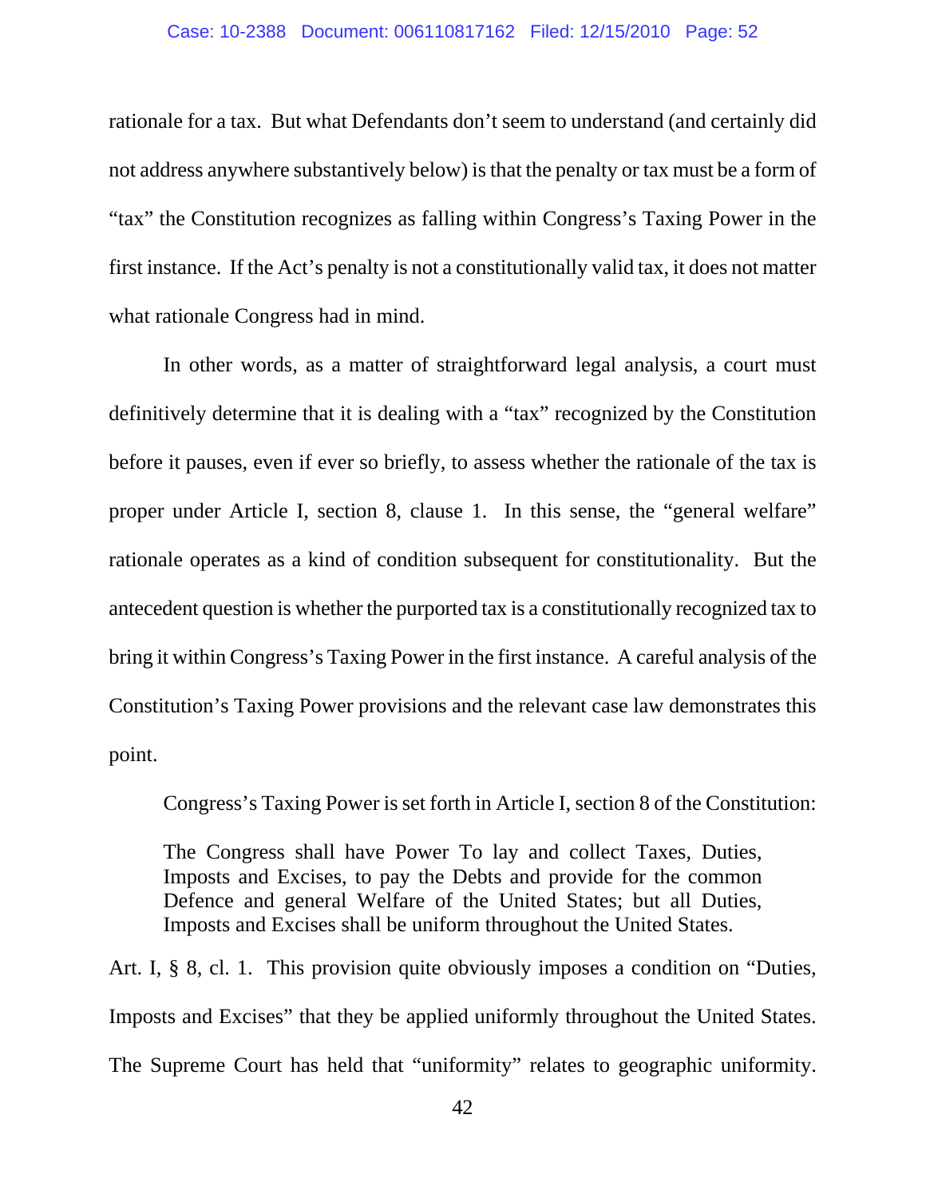rationale for a tax. But what Defendants don't seem to understand (and certainly did not address anywhere substantively below) is that the penalty or tax must be a form of "tax" the Constitution recognizes as falling within Congress's Taxing Power in the first instance. If the Act's penalty is not a constitutionally valid tax, it does not matter what rationale Congress had in mind.

In other words, as a matter of straightforward legal analysis, a court must definitively determine that it is dealing with a "tax" recognized by the Constitution before it pauses, even if ever so briefly, to assess whether the rationale of the tax is proper under Article I, section 8, clause 1. In this sense, the "general welfare" rationale operates as a kind of condition subsequent for constitutionality. But the antecedent question is whether the purported tax is a constitutionally recognized tax to bring it within Congress's Taxing Power in the first instance. A careful analysis of the Constitution's Taxing Power provisions and the relevant case law demonstrates this point.

Congress's Taxing Power is set forth in Article I, section 8 of the Constitution:

> The Congress shall have Power To lay and collect Taxes, Duties, Imposts and Excises, to pay the Debts and provide for the common Defence and general Welfare of the United States; but all Duties, Imposts and Excises shall be uniform throughout the United States.

Art. I, § 8, cl. 1. This provision quite obviously imposes a condition on "Duties, Imposts and Excises" that they be applied uniformly throughout the United States. The Supreme Court has held that "uniformity" relates to geographic uniformity.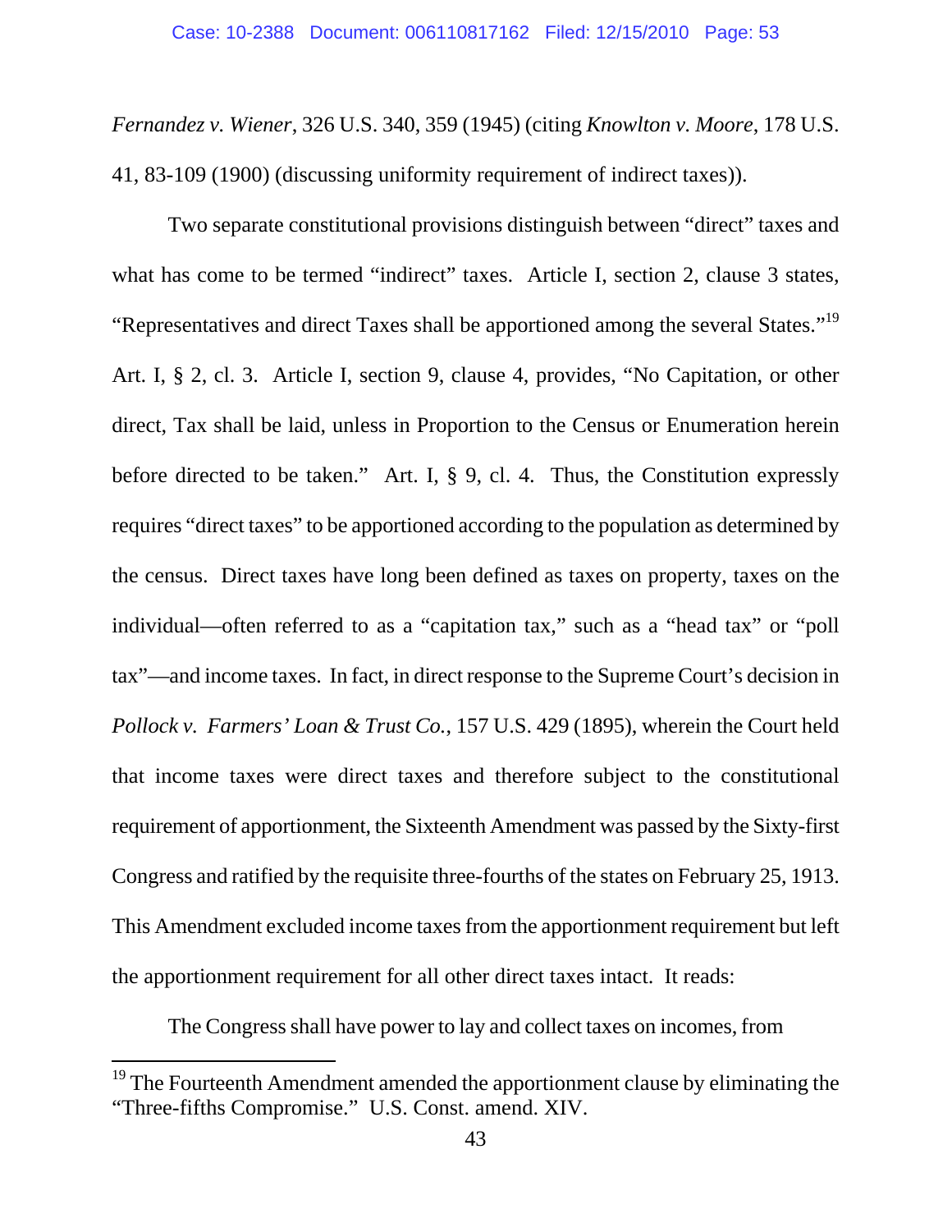*Fernandez v. Wiener*, 326 U.S. 340, 359 (1945) (citing *Knowlton v. Moore*, 178 U.S. 41, 83-109 (1900) (discussing uniformity requirement of indirect taxes)).

Two separate constitutional provisions distinguish between "direct" taxes and what has come to be termed "indirect" taxes. Article I, section 2, clause 3 states, "Representatives and direct Taxes shall be apportioned among the several States."[19] Art. I, § 2, cl. 3. Article I, section 9, clause 4, provides, "No Capitation, or other direct, Tax shall be laid, unless in Proportion to the Census or Enumeration herein before directed to be taken." Art. I, § 9, cl. 4. Thus, the Constitution expressly requires "direct taxes" to be apportioned according to the population as determined by the census. Direct taxes have long been defined as taxes on property, taxes on the individual—often referred to as a "capitation tax," such as a "head tax" or "poll tax"—and income taxes. In fact, in direct response to the Supreme Court's decision in *Pollock v. Farmers' Loan & Trust Co.*, 157 U.S. 429 (1895), wherein the Court held that income taxes were direct taxes and therefore subject to the constitutional requirement of apportionment, the Sixteenth Amendment was passed by the Sixty-first Congress and ratified by the requisite three-fourths of the states on February 25, 1913. This Amendment excluded income taxes from the apportionment requirement but left the apportionment requirement for all other direct taxes intact. It reads:

> The Congress shall have power to lay and collect taxes on incomes, from

---

[19] The Fourteenth Amendment amended the apportionment clause by eliminating the "Three-fifths Compromise." U.S. Const. amend. XIV.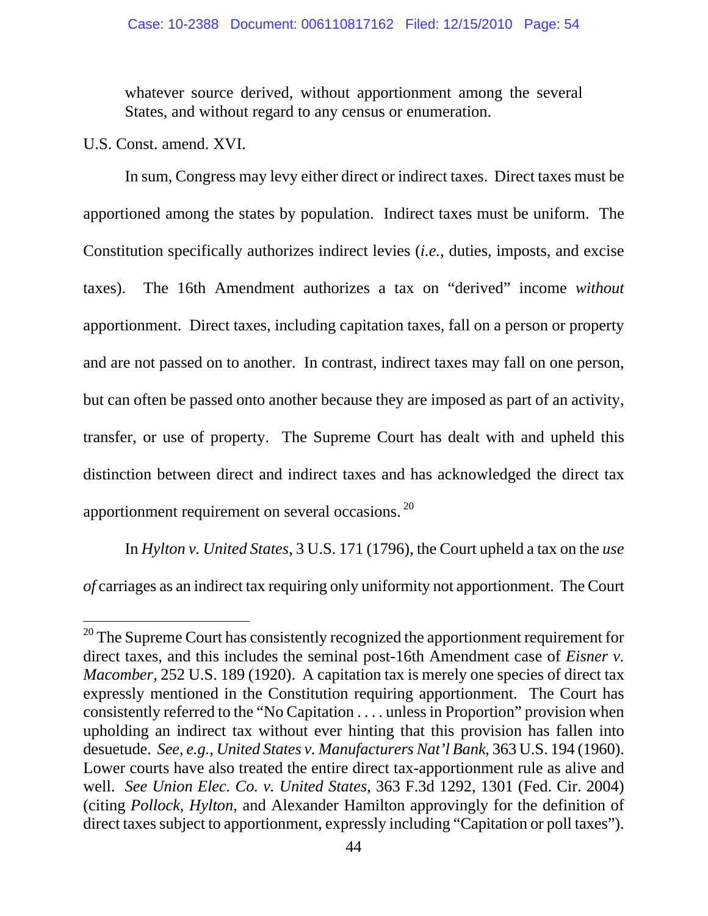> whatever source derived, without apportionment among the several States, and without regard to any census or enumeration.

U.S. Const. amend. XVI.

In sum, Congress may levy either direct or indirect taxes. Direct taxes must be apportioned among the states by population. Indirect taxes must be uniform. The Constitution specifically authorizes indirect levies (*i.e.*, duties, imposts, and excise taxes). The 16th Amendment authorizes a tax on "derived" income *without* apportionment. Direct taxes, including capitation taxes, fall on a person or property and are not passed on to another. In contrast, indirect taxes may fall on one person, but can often be passed onto another because they are imposed as part of an activity, transfer, or use of property. The Supreme Court has dealt with and upheld this distinction between direct and indirect taxes and has acknowledged the direct tax apportionment requirement on several occasions. [20]

In *Hylton v. United States*, 3 U.S. 171 (1796), the Court upheld a tax on the *use of* carriages as an indirect tax requiring only uniformity not apportionment. The Court

---

[20] The Supreme Court has consistently recognized the apportionment requirement for direct taxes, and this includes the seminal post-16th Amendment case of *Eisner v. Macomber*, 252 U.S. 189 (1920). A capitation tax is merely one species of direct tax expressly mentioned in the Constitution requiring apportionment. The Court has consistently referred to the "No Capitation . . . . unless in Proportion" provision when upholding an indirect tax without ever hinting that this provision has fallen into desuetude. *See, e.g., United States v. Manufacturers Nat'l Bank*, 363 U.S. 194 (1960). Lower courts have also treated the entire direct tax-apportionment rule as alive and well. *See Union Elec. Co. v. United States*, 363 F.3d 1292, 1301 (Fed. Cir. 2004) (citing *Pollock*, *Hylton*, and Alexander Hamilton approvingly for the definition of direct taxes subject to apportionment, expressly including "Capitation or poll taxes").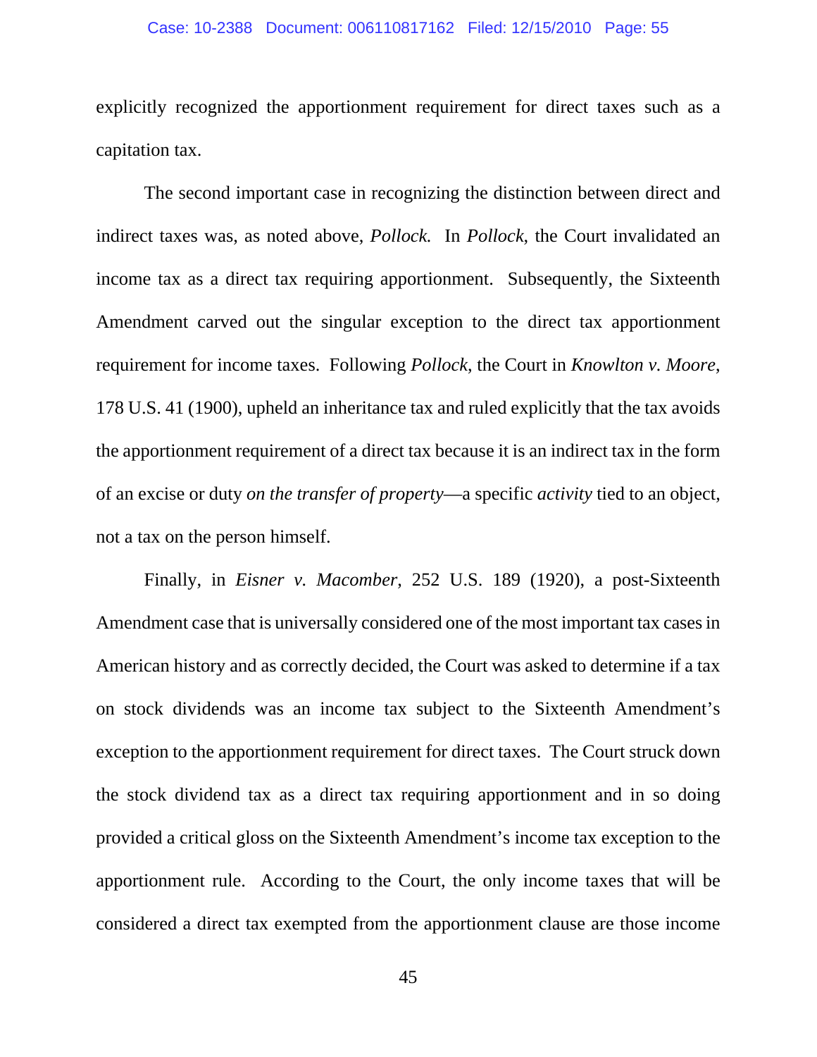explicitly recognized the apportionment requirement for direct taxes such as a capitation tax.

The second important case in recognizing the distinction between direct and indirect taxes was, as noted above, *Pollock.* In *Pollock*, the Court invalidated an income tax as a direct tax requiring apportionment. Subsequently, the Sixteenth Amendment carved out the singular exception to the direct tax apportionment requirement for income taxes. Following *Pollock*, the Court in *Knowlton v. Moore*, 178 U.S. 41 (1900), upheld an inheritance tax and ruled explicitly that the tax avoids the apportionment requirement of a direct tax because it is an indirect tax in the form of an excise or duty *on the transfer of property*—a specific *activity* tied to an object, not a tax on the person himself.

Finally, in *Eisner v. Macomber*, 252 U.S. 189 (1920), a post-Sixteenth Amendment case that is universally considered one of the most important tax cases in American history and as correctly decided, the Court was asked to determine if a tax on stock dividends was an income tax subject to the Sixteenth Amendment's exception to the apportionment requirement for direct taxes. The Court struck down the stock dividend tax as a direct tax requiring apportionment and in so doing provided a critical gloss on the Sixteenth Amendment's income tax exception to the apportionment rule. According to the Court, the only income taxes that will be considered a direct tax exempted from the apportionment clause are those income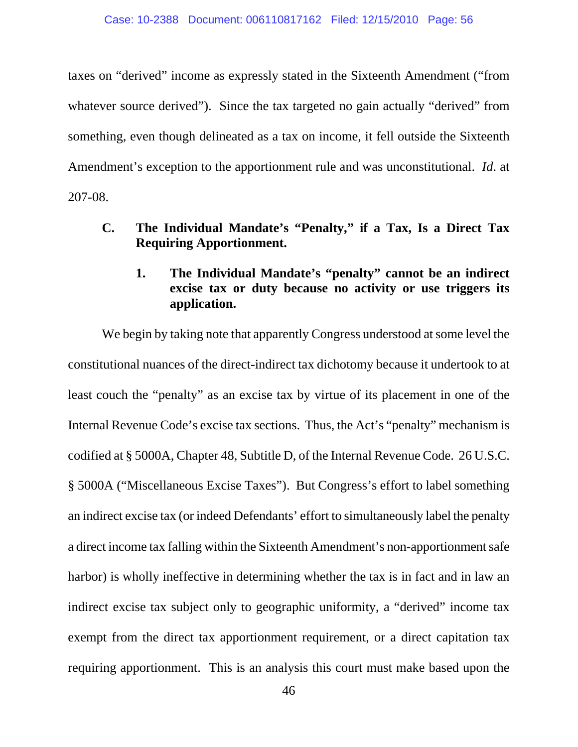taxes on "derived" income as expressly stated in the Sixteenth Amendment ("from whatever source derived"). Since the tax targeted no gain actually "derived" from something, even though delineated as a tax on income, it fell outside the Sixteenth Amendment's exception to the apportionment rule and was unconstitutional. *Id*. at 207-08.

### C. The Individual Mandate's "Penalty," if a Tax, Is a Direct Tax Requiring Apportionment.

#### 1. The Individual Mandate's "penalty" cannot be an indirect excise tax or duty because no activity or use triggers its application.

We begin by taking note that apparently Congress understood at some level the constitutional nuances of the direct-indirect tax dichotomy because it undertook to at least couch the "penalty" as an excise tax by virtue of its placement in one of the Internal Revenue Code's excise tax sections. Thus, the Act's "penalty" mechanism is codified at § 5000A, Chapter 48, Subtitle D, of the Internal Revenue Code. 26 U.S.C. § 5000A ("Miscellaneous Excise Taxes"). But Congress's effort to label something an indirect excise tax (or indeed Defendants' effort to simultaneously label the penalty a direct income tax falling within the Sixteenth Amendment's non-apportionment safe harbor) is wholly ineffective in determining whether the tax is in fact and in law an indirect excise tax subject only to geographic uniformity, a "derived" income tax exempt from the direct tax apportionment requirement, or a direct capitation tax requiring apportionment. This is an analysis this court must make based upon the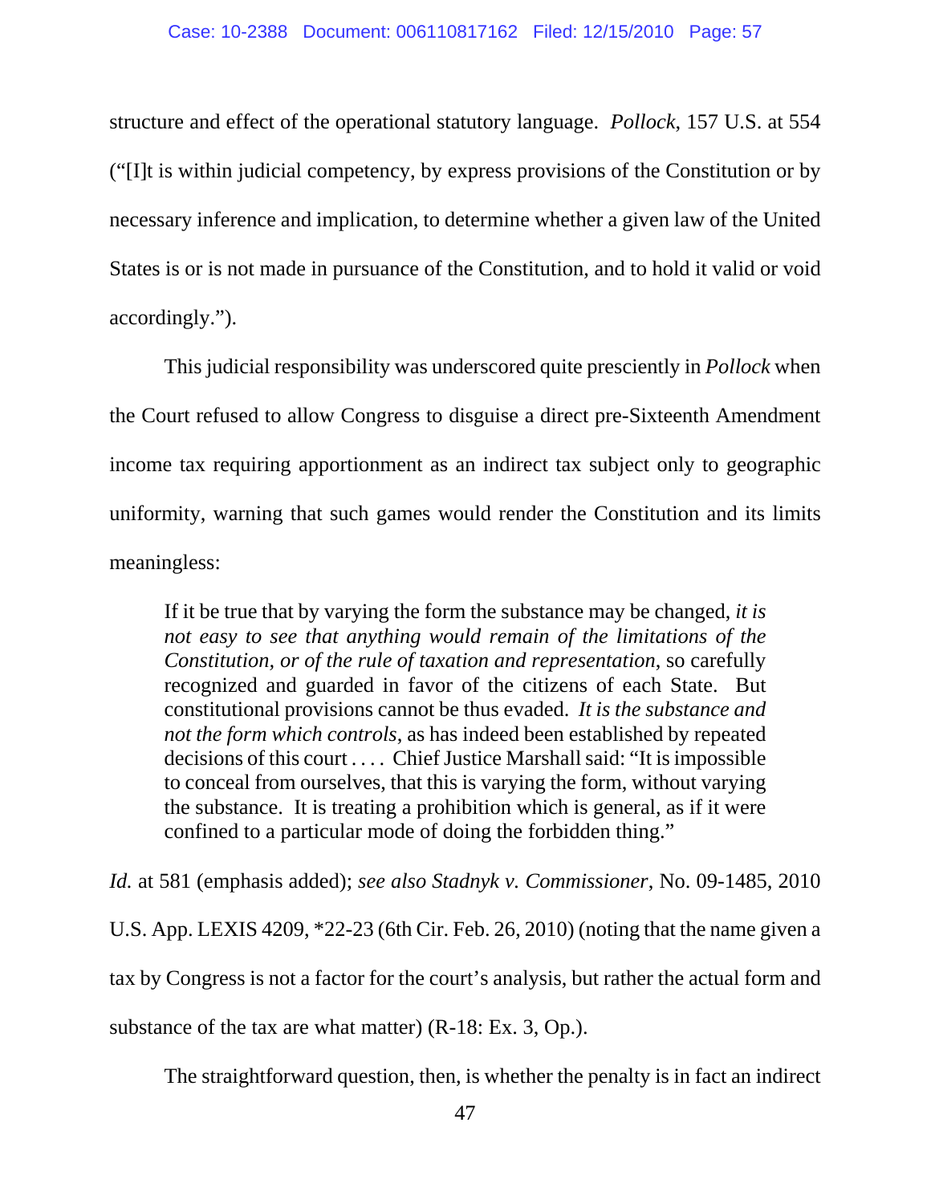structure and effect of the operational statutory language. *Pollock*, 157 U.S. at 554 ("[I]t is within judicial competency, by express provisions of the Constitution or by necessary inference and implication, to determine whether a given law of the United States is or is not made in pursuance of the Constitution, and to hold it valid or void accordingly.").

This judicial responsibility was underscored quite presciently in *Pollock* when the Court refused to allow Congress to disguise a direct pre-Sixteenth Amendment income tax requiring apportionment as an indirect tax subject only to geographic uniformity, warning that such games would render the Constitution and its limits meaningless:

> If it be true that by varying the form the substance may be changed, *it is not easy to see that anything would remain of the limitations of the Constitution, or of the rule of taxation and representation*, so carefully recognized and guarded in favor of the citizens of each State. But constitutional provisions cannot be thus evaded. *It is the substance and not the form which controls*, as has indeed been established by repeated decisions of this court . . . . Chief Justice Marshall said: "It is impossible to conceal from ourselves, that this is varying the form, without varying the substance. It is treating a prohibition which is general, as if it were confined to a particular mode of doing the forbidden thing."

*Id.* at 581 (emphasis added); *see also Stadnyk v. Commissioner*, No. 09-1485, 2010 U.S. App. LEXIS 4209, *22-23 (6th Cir. Feb. 26, 2010) (noting that the name given a tax by Congress is not a factor for the court's analysis, but rather the actual form and substance of the tax are what matter) (R-18: Ex. 3, Op.).

The straightforward question, then, is whether the penalty is in fact an indirect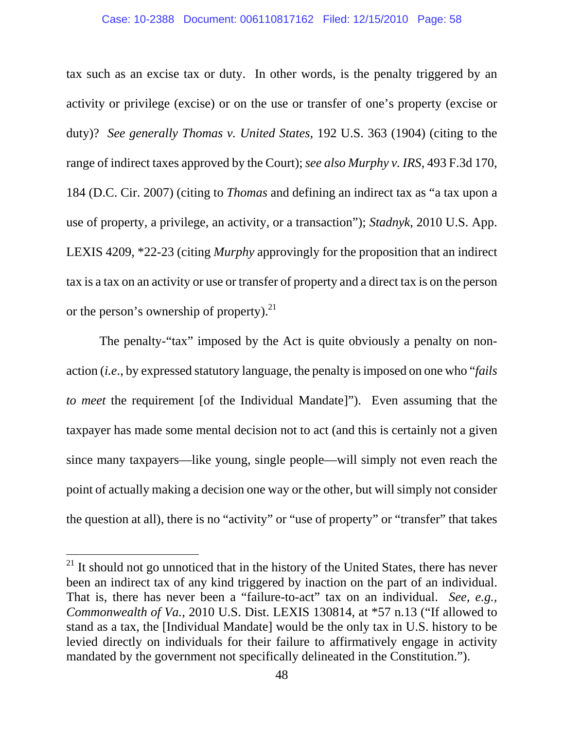tax such as an excise tax or duty. In other words, is the penalty triggered by an activity or privilege (excise) or on the use or transfer of one's property (excise or duty)? *See generally Thomas v. United States*, 192 U.S. 363 (1904) (citing to the range of indirect taxes approved by the Court); *see also Murphy v. IRS*, 493 F.3d 170, 184 (D.C. Cir. 2007) (citing to *Thomas* and defining an indirect tax as "a tax upon a use of property, a privilege, an activity, or a transaction"); *Stadnyk*, 2010 U.S. App. LEXIS 4209, *22-23 (citing *Murphy* approvingly for the proposition that an indirect tax is a tax on an activity or use or transfer of property and a direct tax is on the person or the person's ownership of property).[21]

The penalty-"tax" imposed by the Act is quite obviously a penalty on non-action (*i.e.*, by expressed statutory language, the penalty is imposed on one who "*fails to meet* the requirement [of the Individual Mandate]"). Even assuming that the taxpayer has made some mental decision not to act (and this is certainly not a given since many taxpayers—like young, single people—will simply not even reach the point of actually making a decision one way or the other, but will simply not consider the question at all), there is no "activity" or "use of property" or "transfer" that takes

---

[21] It should not go unnoticed that in the history of the United States, there has never been an indirect tax of any kind triggered by inaction on the part of an individual. That is, there has never been a "failure-to-act" tax on an individual. *See, e.g.*, *Commonwealth of Va.*, 2010 U.S. Dist. LEXIS 130814, at *57 n.13 ("If allowed to stand as a tax, the [Individual Mandate] would be the only tax in U.S. history to be levied directly on individuals for their failure to affirmatively engage in activity mandated by the government not specifically delineated in the Constitution.").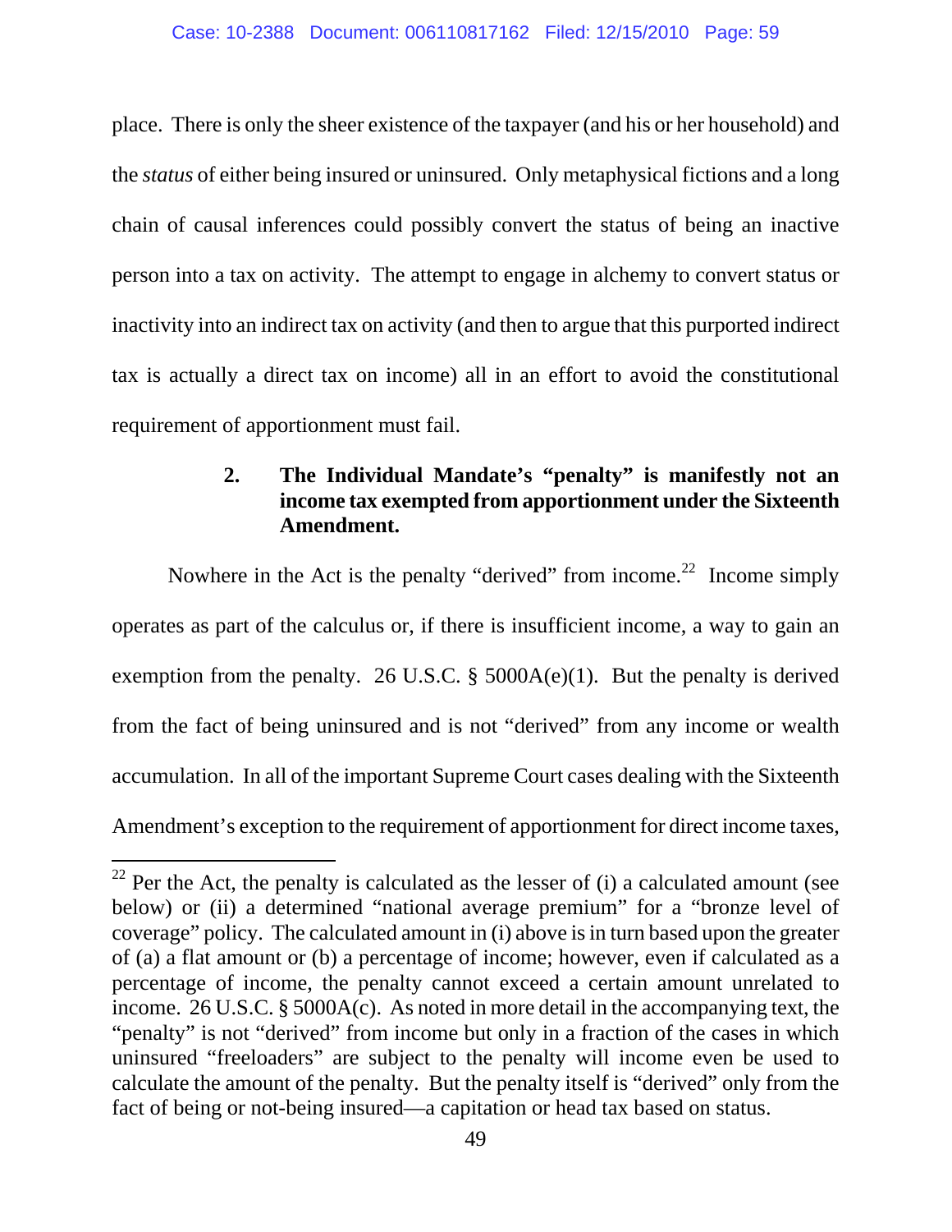place. There is only the sheer existence of the taxpayer (and his or her household) and the *status* of either being insured or uninsured. Only metaphysical fictions and a long chain of causal inferences could possibly convert the status of being an inactive person into a tax on activity. The attempt to engage in alchemy to convert status or inactivity into an indirect tax on activity (and then to argue that this purported indirect tax is actually a direct tax on income) all in an effort to avoid the constitutional requirement of apportionment must fail.

### 2. The Individual Mandate's "penalty" is manifestly not an income tax exempted from apportionment under the Sixteenth Amendment.

Nowhere in the Act is the penalty "derived" from income.[22] Income simply operates as part of the calculus or, if there is insufficient income, a way to gain an exemption from the penalty. 26 U.S.C. § 5000A(e)(1). But the penalty is derived from the fact of being uninsured and is not "derived" from any income or wealth accumulation. In all of the important Supreme Court cases dealing with the Sixteenth Amendment's exception to the requirement of apportionment for direct income taxes,

---

[22] Per the Act, the penalty is calculated as the lesser of (i) a calculated amount (see below) or (ii) a determined "national average premium" for a "bronze level of coverage" policy. The calculated amount in (i) above is in turn based upon the greater of (a) a flat amount or (b) a percentage of income; however, even if calculated as a percentage of income, the penalty cannot exceed a certain amount unrelated to income. 26 U.S.C. § 5000A(c). As noted in more detail in the accompanying text, the "penalty" is not "derived" from income but only in a fraction of the cases in which uninsured "freeloaders" are subject to the penalty will income even be used to calculate the amount of the penalty. But the penalty itself is "derived" only from the fact of being or not-being insured—a capitation or head tax based on status.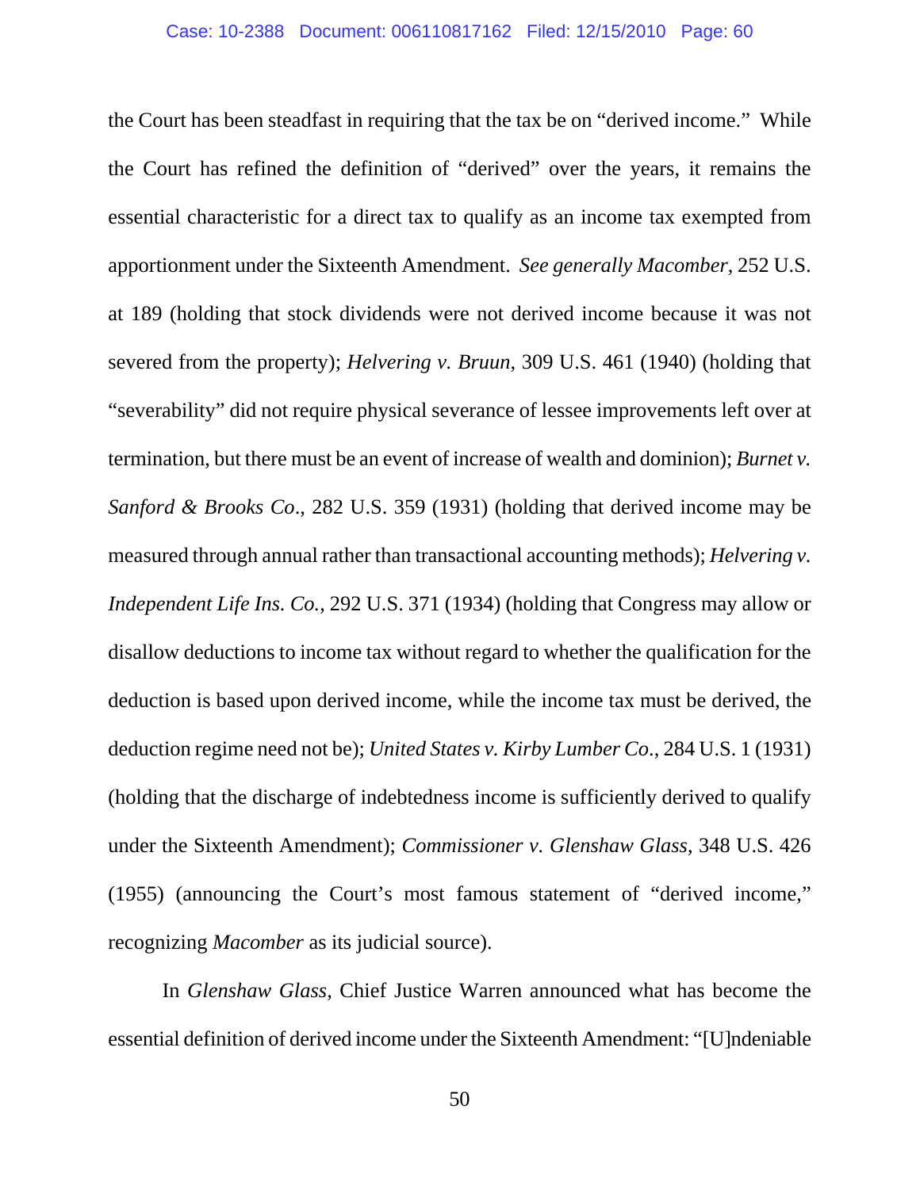the Court has been steadfast in requiring that the tax be on "derived income." While the Court has refined the definition of "derived" over the years, it remains the essential characteristic for a direct tax to qualify as an income tax exempted from apportionment under the Sixteenth Amendment. *See generally Macomber*, 252 U.S. at 189 (holding that stock dividends were not derived income because it was not severed from the property); *Helvering v. Bruun*, 309 U.S. 461 (1940) (holding that "severability" did not require physical severance of lessee improvements left over at termination, but there must be an event of increase of wealth and dominion); *Burnet v. Sanford & Brooks Co*., 282 U.S. 359 (1931) (holding that derived income may be measured through annual rather than transactional accounting methods); *Helvering v. Independent Life Ins. Co.*, 292 U.S. 371 (1934) (holding that Congress may allow or disallow deductions to income tax without regard to whether the qualification for the deduction is based upon derived income, while the income tax must be derived, the deduction regime need not be); *United States v. Kirby Lumber Co*., 284 U.S. 1 (1931) (holding that the discharge of indebtedness income is sufficiently derived to qualify under the Sixteenth Amendment); *Commissioner v. Glenshaw Glass*, 348 U.S. 426 (1955) (announcing the Court's most famous statement of "derived income," recognizing *Macomber* as its judicial source).

In *Glenshaw Glass*, Chief Justice Warren announced what has become the essential definition of derived income under the Sixteenth Amendment: "[U]ndeniable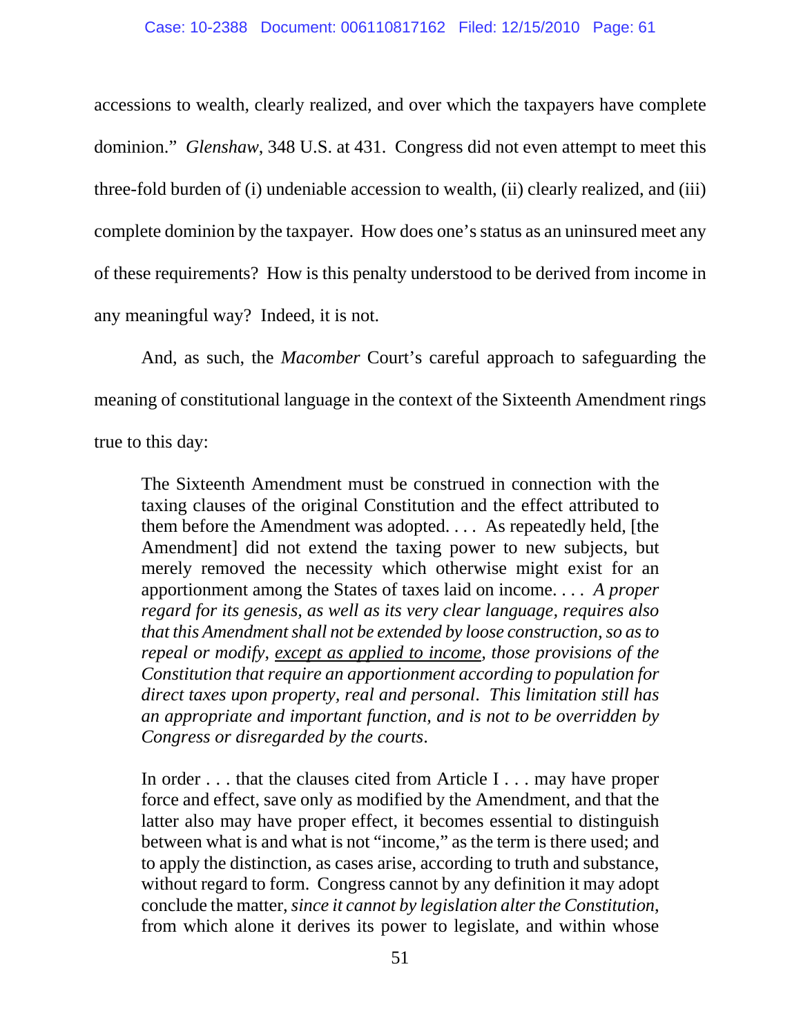accessions to wealth, clearly realized, and over which the taxpayers have complete dominion." *Glenshaw*, 348 U.S. at 431. Congress did not even attempt to meet this three-fold burden of (i) undeniable accession to wealth, (ii) clearly realized, and (iii) complete dominion by the taxpayer. How does one's status as an uninsured meet any of these requirements? How is this penalty understood to be derived from income in any meaningful way? Indeed, it is not.

And, as such, the *Macomber* Court's careful approach to safeguarding the meaning of constitutional language in the context of the Sixteenth Amendment rings true to this day:

> The Sixteenth Amendment must be construed in connection with the taxing clauses of the original Constitution and the effect attributed to them before the Amendment was adopted. . . . As repeatedly held, [the Amendment] did not extend the taxing power to new subjects, but merely removed the necessity which otherwise might exist for an apportionment among the States of taxes laid on income. . . . *A proper regard for its genesis, as well as its very clear language, requires also that this Amendment shall not be extended by loose construction, so as to repeal or modify, <u>except as applied to income</u>, those provisions of the Constitution that require an apportionment according to population for direct taxes upon property, real and personal. This limitation still has an appropriate and important function, and is not to be overridden by Congress or disregarded by the courts.*
>
> In order . . . that the clauses cited from Article I . . . may have proper force and effect, save only as modified by the Amendment, and that the latter also may have proper effect, it becomes essential to distinguish between what is and what is not "income," as the term is there used; and to apply the distinction, as cases arise, according to truth and substance, without regard to form. Congress cannot by any definition it may adopt conclude the matter, *since it cannot by legislation alter the Constitution*, from which alone it derives its power to legislate, and within whose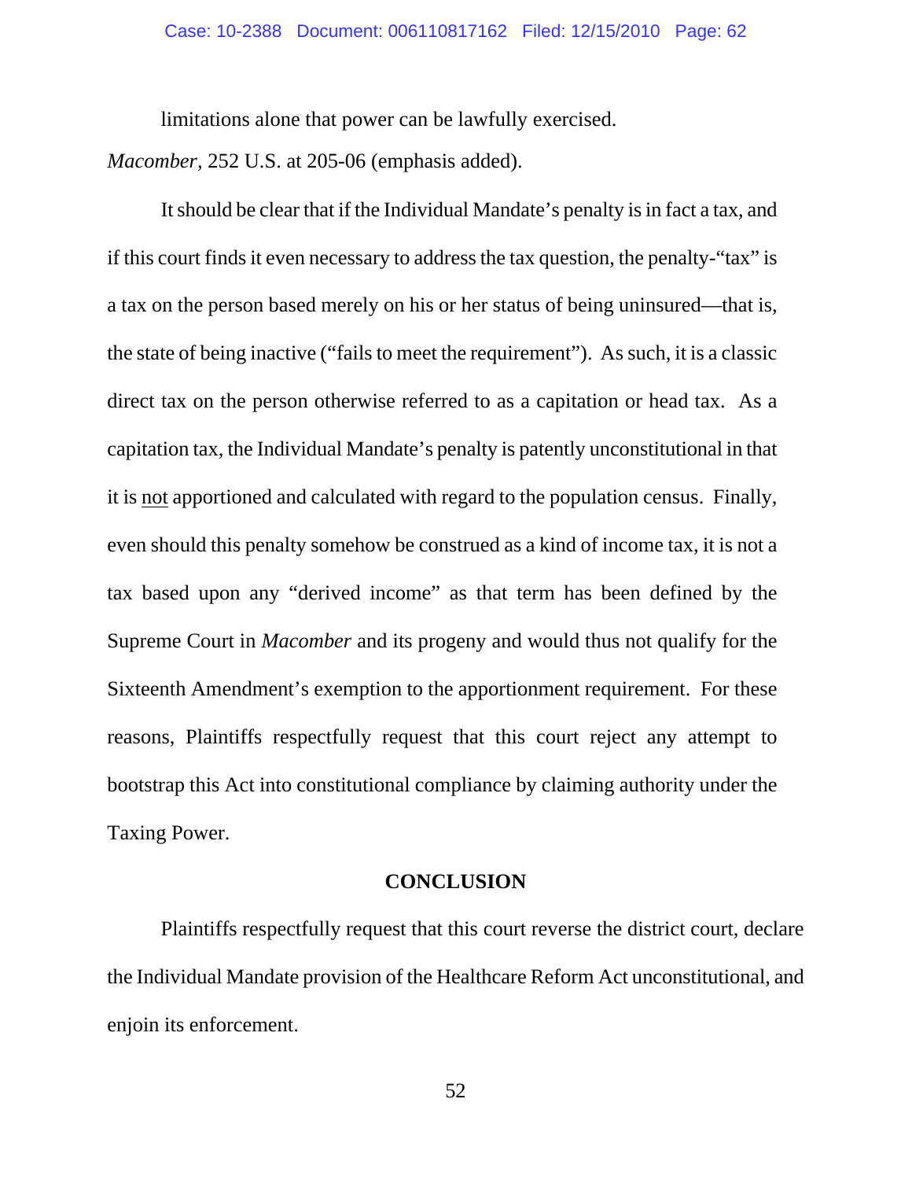limitations alone that power can be lawfully exercised.

*Macomber*, 252 U.S. at 205-06 (emphasis added).

It should be clear that if the Individual Mandate's penalty is in fact a tax, and if this court finds it even necessary to address the tax question, the penalty-"tax" is a tax on the person based merely on his or her status of being uninsured—that is, the state of being inactive ("fails to meet the requirement"). As such, it is a classic direct tax on the person otherwise referred to as a capitation or head tax. As a capitation tax, the Individual Mandate's penalty is patently unconstitutional in that it is <u>not</u> apportioned and calculated with regard to the population census. Finally, even should this penalty somehow be construed as a kind of income tax, it is not a tax based upon any "derived income" as that term has been defined by the Supreme Court in *Macomber* and its progeny and would thus not qualify for the Sixteenth Amendment's exemption to the apportionment requirement. For these reasons, Plaintiffs respectfully request that this court reject any attempt to bootstrap this Act into constitutional compliance by claiming authority under the Taxing Power.

## CONCLUSION

Plaintiffs respectfully request that this court reverse the district court, declare the Individual Mandate provision of the Healthcare Reform Act unconstitutional, and enjoin its enforcement.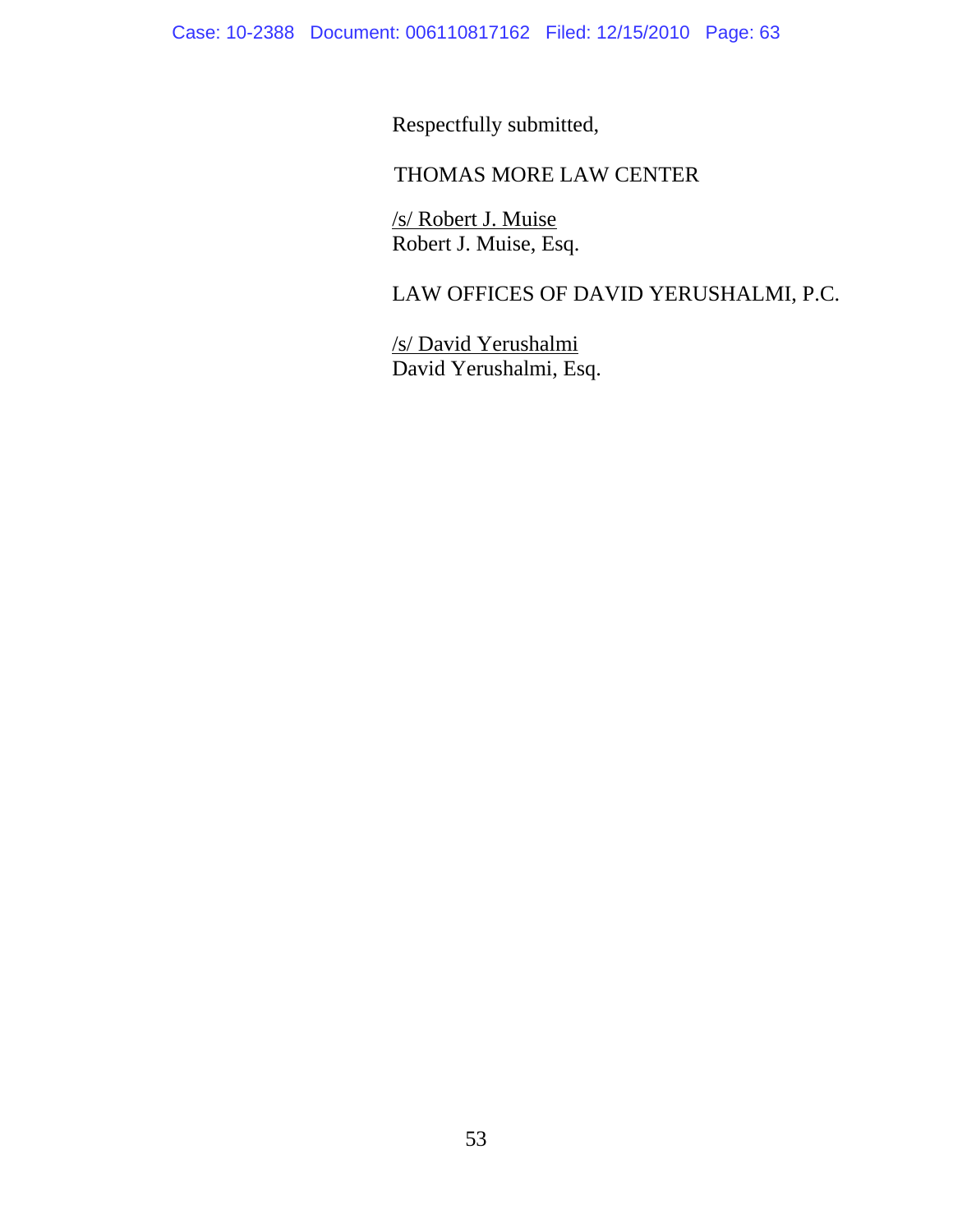Respectfully submitted,

THOMAS MORE LAW CENTER

/s/ Robert J. Muise
Robert J. Muise, Esq.

LAW OFFICES OF DAVID YERUSHALMI, P.C.

/s/ David Yerushalmi
David Yerushalmi, Esq.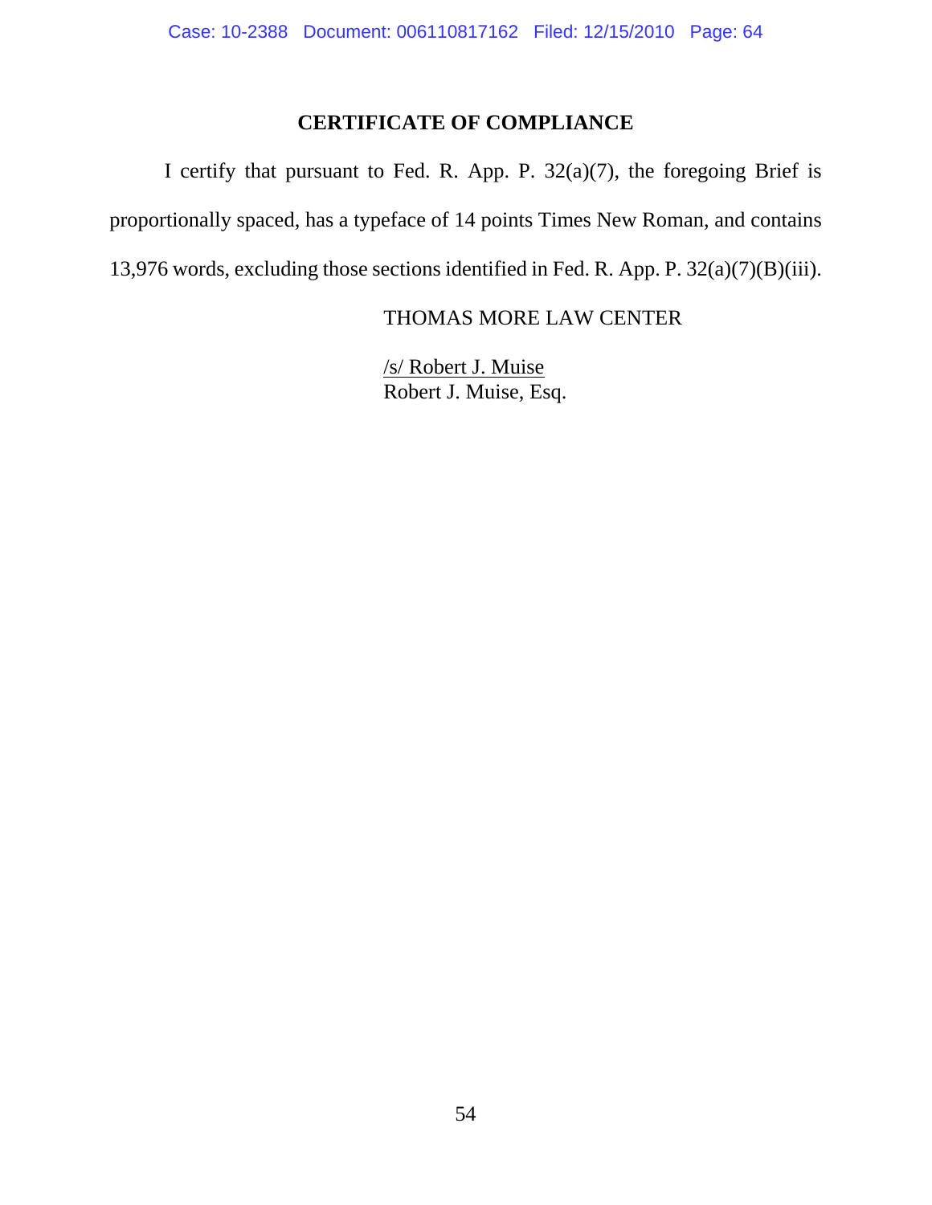## CERTIFICATE OF COMPLIANCE

I certify that pursuant to Fed. R. App. P. 32(a)(7), the foregoing Brief is proportionally spaced, has a typeface of 14 points Times New Roman, and contains 13,976 words, excluding those sections identified in Fed. R. App. P. 32(a)(7)(B)(iii).

THOMAS MORE LAW CENTER

/s/ Robert J. Muise
Robert J. Muise, Esq.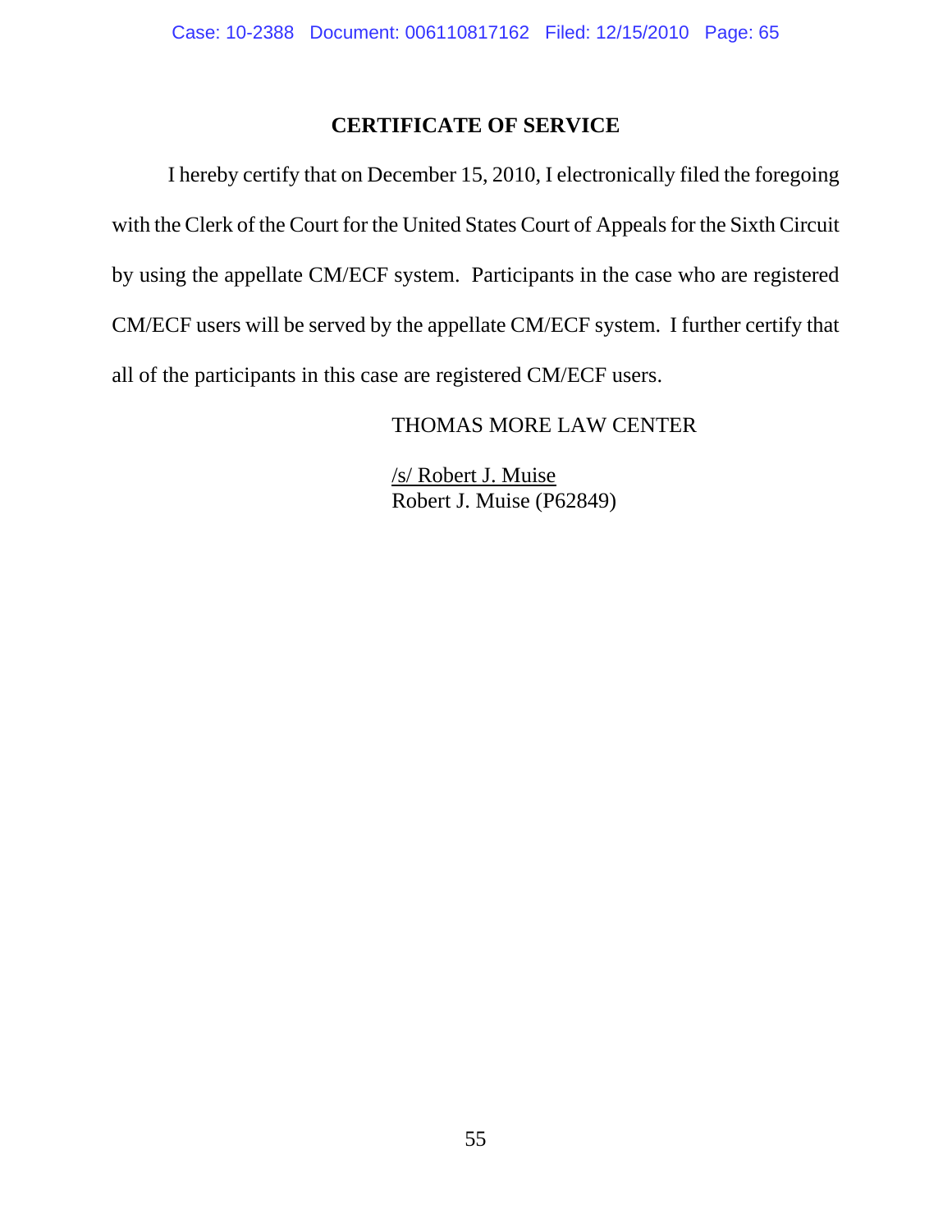## CERTIFICATE OF SERVICE

I hereby certify that on December 15, 2010, I electronically filed the foregoing with the Clerk of the Court for the United States Court of Appeals for the Sixth Circuit by using the appellate CM/ECF system. Participants in the case who are registered CM/ECF users will be served by the appellate CM/ECF system. I further certify that all of the participants in this case are registered CM/ECF users.

THOMAS MORE LAW CENTER

/s/ Robert J. Muise
Robert J. Muise (P62849)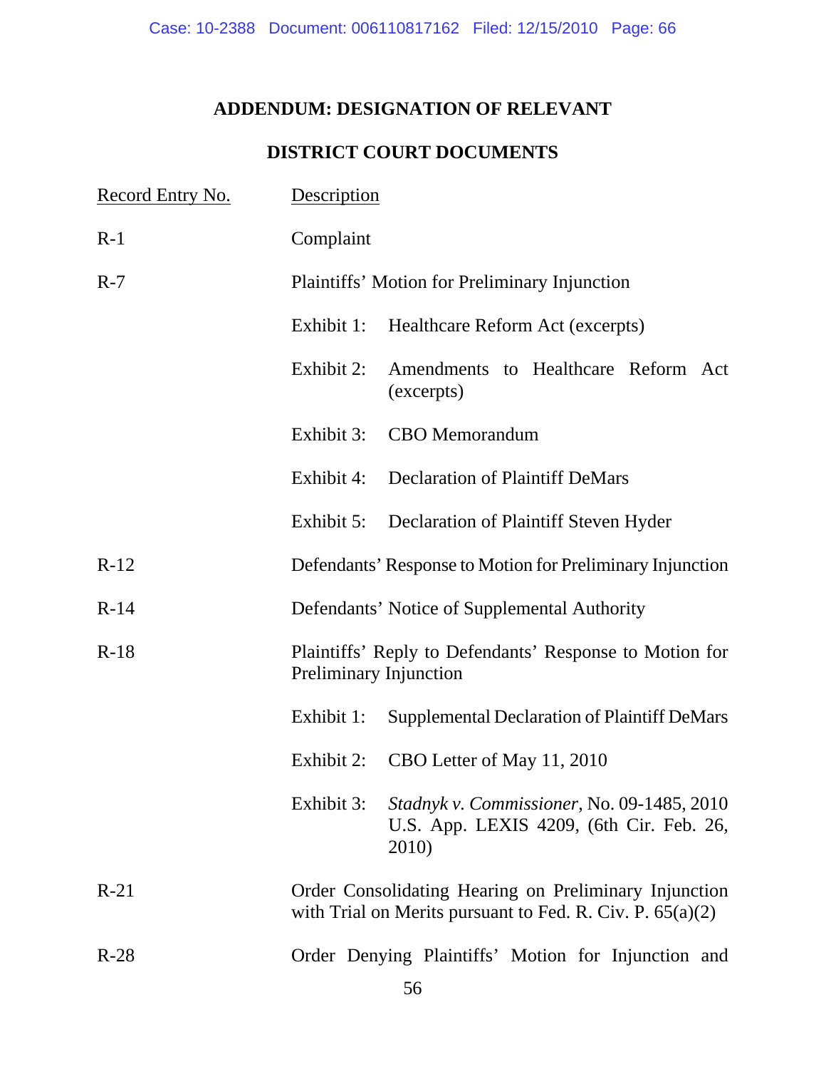## ADDENDUM: DESIGNATION OF RELEVANT DISTRICT COURT DOCUMENTS

| Record Entry No. | Description | |
|---|---|---|
| R-1 | Complaint | |
| R-7 | Plaintiffs' Motion for Preliminary Injunction | |
| | Exhibit 1: | Healthcare Reform Act (excerpts) |
| | Exhibit 2: | Amendments to Healthcare Reform Act (excerpts) |
| | Exhibit 3: | CBO Memorandum |
| | Exhibit 4: | Declaration of Plaintiff DeMars |
| | Exhibit 5: | Declaration of Plaintiff Steven Hyder |
| R-12 | Defendants' Response to Motion for Preliminary Injunction | |
| R-14 | Defendants' Notice of Supplemental Authority | |
| R-18 | Plaintiffs' Reply to Defendants' Response to Motion for Preliminary Injunction | |
| | Exhibit 1: | Supplemental Declaration of Plaintiff DeMars |
| | Exhibit 2: | CBO Letter of May 11, 2010 |
| | Exhibit 3: | *Stadnyk v. Commissioner*, No. 09-1485, 2010 U.S. App. LEXIS 4209, (6th Cir. Feb. 26, 2010) |
| R-21 | Order Consolidating Hearing on Preliminary Injunction with Trial on Merits pursuant to Fed. R. Civ. P. 65(a)(2) | |
| R-28 | Order Denying Plaintiffs' Motion for Injunction and | |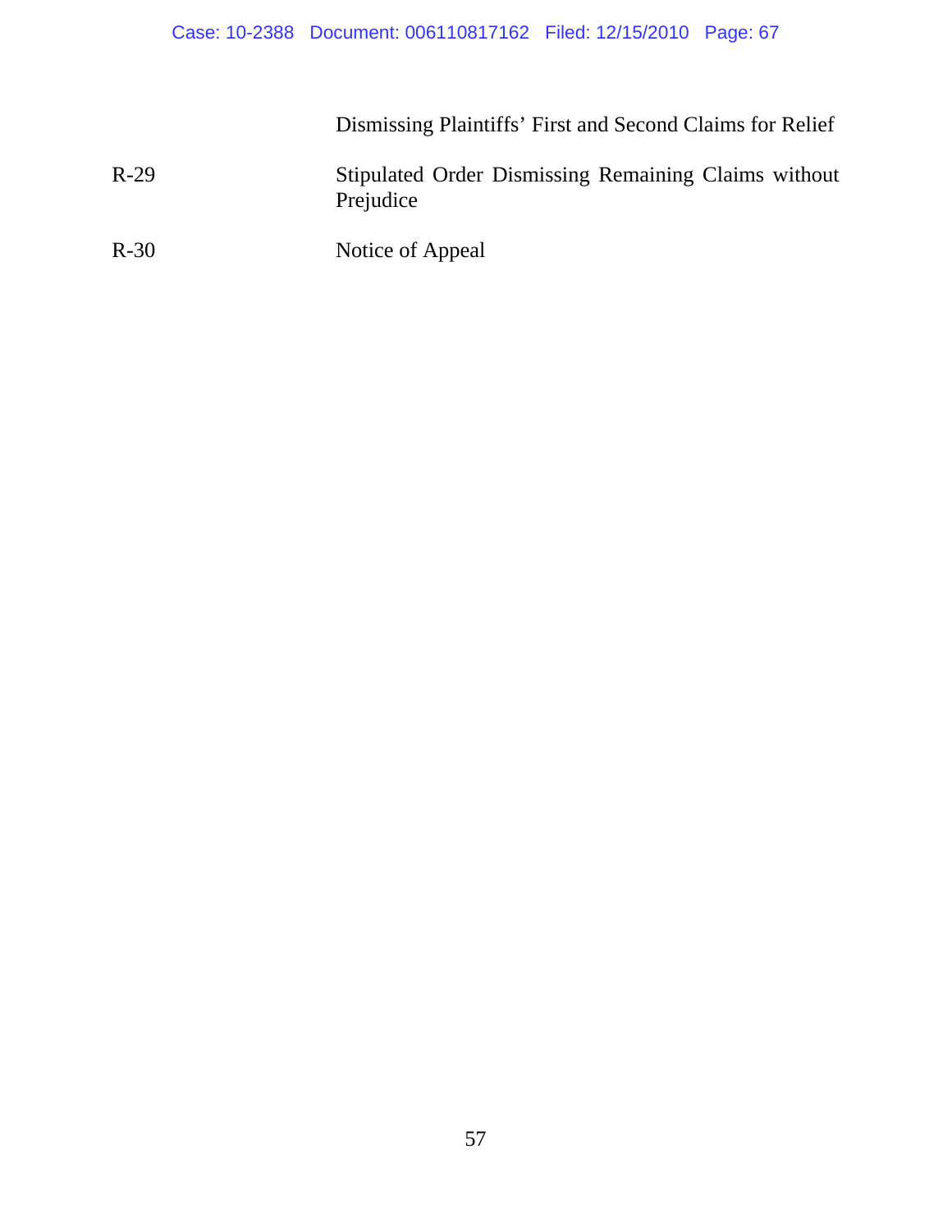| | |
|---|---|
| | Dismissing Plaintiffs' First and Second Claims for Relief |
| R-29 | Stipulated Order Dismissing Remaining Claims without Prejudice |
| R-30 | Notice of Appeal |